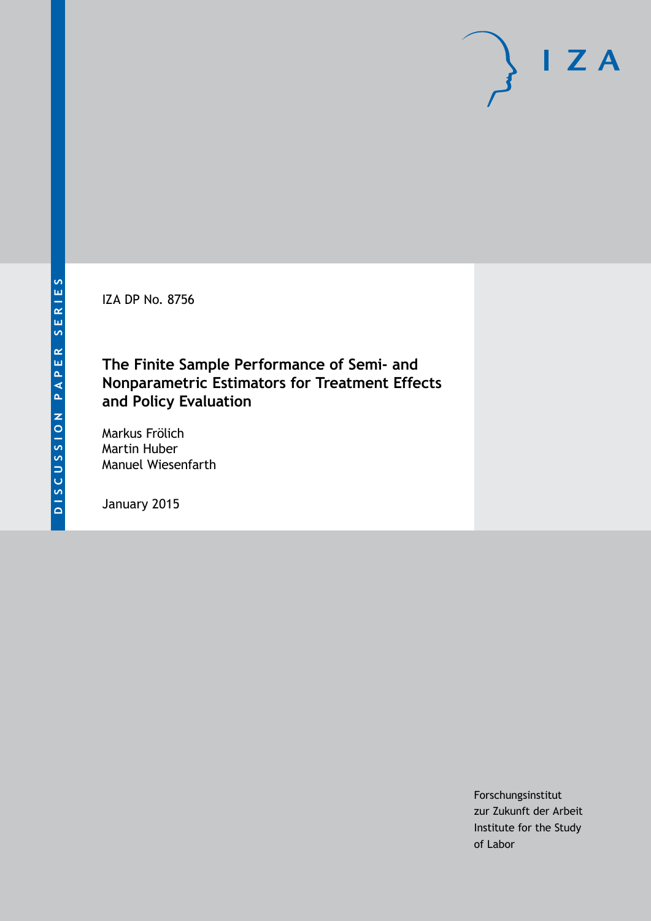DISCUSSION PAPER SERIES

IZA DP No. 8756

# The Finite Sample Performance of Semi- and Nonparametric Estimators for Treatment Effects and Policy Evaluation

Markus Frölich
Martin Huber
Manuel Wiesenfarth

January 2015

Forschungsinstitut
zur Zukunft der Arbeit
Institute for the Study
of Labor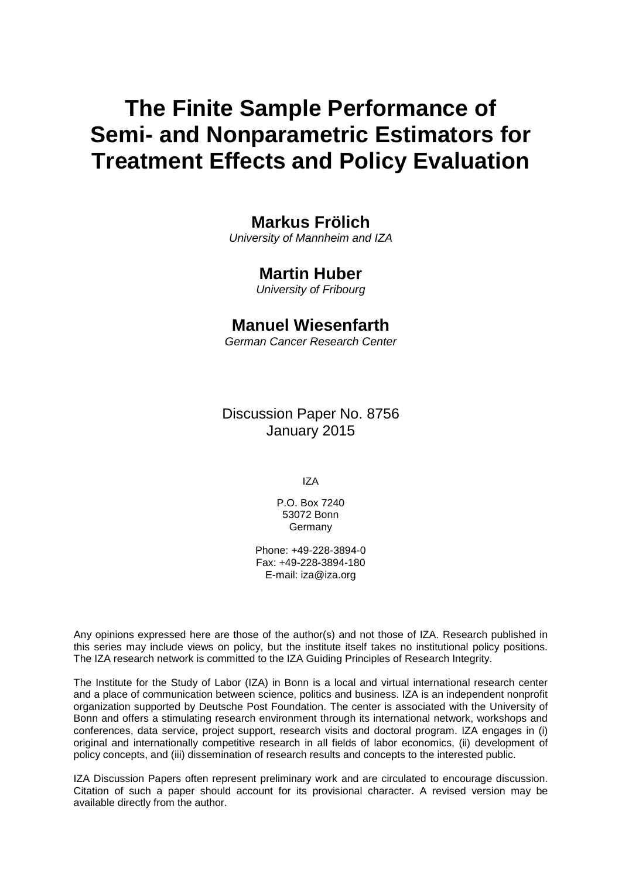# The Finite Sample Performance of Semi- and Nonparametric Estimators for Treatment Effects and Policy Evaluation

**Markus Frölich**
*University of Mannheim and IZA*

**Martin Huber**
*University of Fribourg*

**Manuel Wiesenfarth**
*German Cancer Research Center*

Discussion Paper No. 8756
January 2015

IZA

P.O. Box 7240
53072 Bonn
Germany

Phone: +49-228-3894-0
Fax: +49-228-3894-180
E-mail: iza@iza.org

Any opinions expressed here are those of the author(s) and not those of IZA. Research published in this series may include views on policy, but the institute itself takes no institutional policy positions. The IZA research network is committed to the IZA Guiding Principles of Research Integrity.

The Institute for the Study of Labor (IZA) in Bonn is a local and virtual international research center and a place of communication between science, politics and business. IZA is an independent nonprofit organization supported by Deutsche Post Foundation. The center is associated with the University of Bonn and offers a stimulating research environment through its international network, workshops and conferences, data service, project support, research visits and doctoral program. IZA engages in (i) original and internationally competitive research in all fields of labor economics, (ii) development of policy concepts, and (iii) dissemination of research results and concepts to the interested public.

IZA Discussion Papers often represent preliminary work and are circulated to encourage discussion. Citation of such a paper should account for its provisional character. A revised version may be available directly from the author.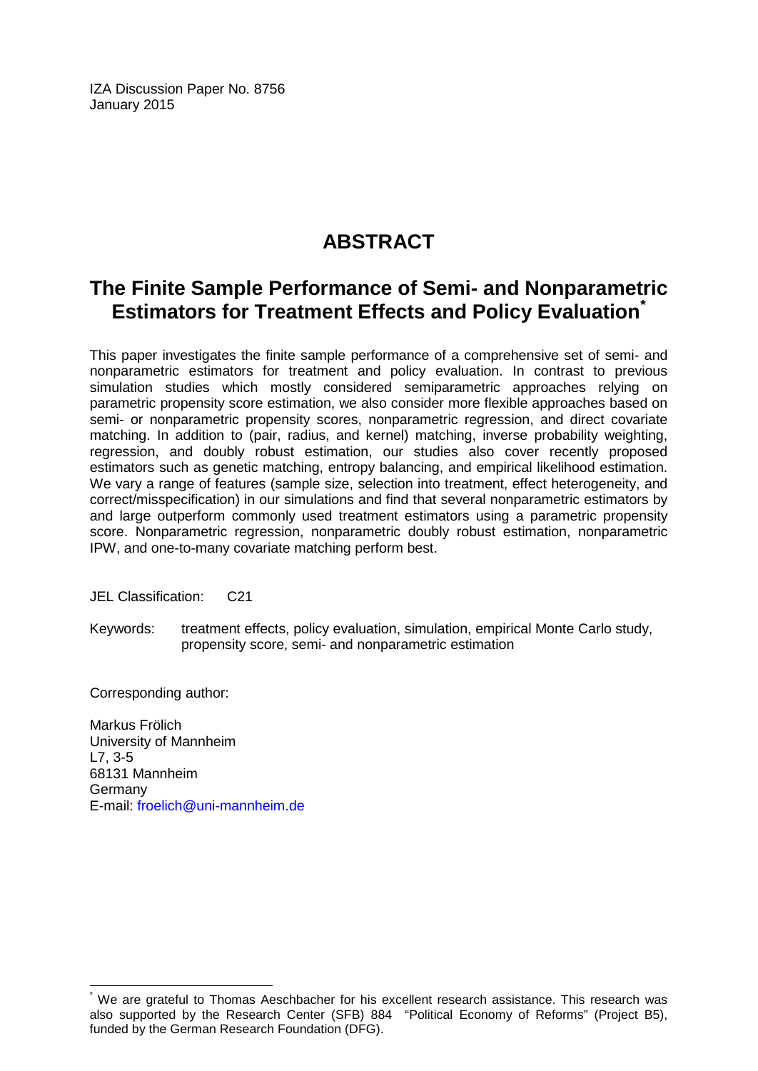IZA Discussion Paper No. 8756
January 2015

# ABSTRACT

## The Finite Sample Performance of Semi- and Nonparametric Estimators for Treatment Effects and Policy Evaluation[*]

This paper investigates the finite sample performance of a comprehensive set of semi- and nonparametric estimators for treatment and policy evaluation. In contrast to previous simulation studies which mostly considered semiparametric approaches relying on parametric propensity score estimation, we also consider more flexible approaches based on semi- or nonparametric propensity scores, nonparametric regression, and direct covariate matching. In addition to (pair, radius, and kernel) matching, inverse probability weighting, regression, and doubly robust estimation, our studies also cover recently proposed estimators such as genetic matching, entropy balancing, and empirical likelihood estimation. We vary a range of features (sample size, selection into treatment, effect heterogeneity, and correct/misspecification) in our simulations and find that several nonparametric estimators by and large outperform commonly used treatment estimators using a parametric propensity score. Nonparametric regression, nonparametric doubly robust estimation, nonparametric IPW, and one-to-many covariate matching perform best.

JEL Classification: C21

Keywords: treatment effects, policy evaluation, simulation, empirical Monte Carlo study, propensity score, semi- and nonparametric estimation

Corresponding author:

Markus Frölich
University of Mannheim
L7, 3-5
68131 Mannheim
Germany
E-mail: froelich@uni-mannheim.de

[*] We are grateful to Thomas Aeschbacher for his excellent research assistance. This research was also supported by the Research Center (SFB) 884 "Political Economy of Reforms" (Project B5), funded by the German Research Foundation (DFG).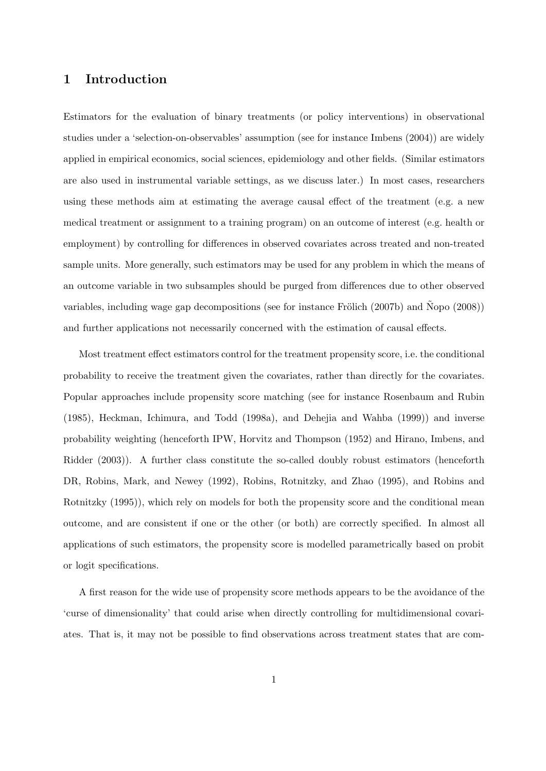# 1 Introduction

Estimators for the evaluation of binary treatments (or policy interventions) in observational studies under a 'selection-on-observables' assumption (see for instance Imbens (2004)) are widely applied in empirical economics, social sciences, epidemiology and other fields. (Similar estimators are also used in instrumental variable settings, as we discuss later.) In most cases, researchers using these methods aim at estimating the average causal effect of the treatment (e.g. a new medical treatment or assignment to a training program) on an outcome of interest (e.g. health or employment) by controlling for differences in observed covariates across treated and non-treated sample units. More generally, such estimators may be used for any problem in which the means of an outcome variable in two subsamples should be purged from differences due to other observed variables, including wage gap decompositions (see for instance Frölich (2007b) and Ñopo (2008)) and further applications not necessarily concerned with the estimation of causal effects.

Most treatment effect estimators control for the treatment propensity score, i.e. the conditional probability to receive the treatment given the covariates, rather than directly for the covariates. Popular approaches include propensity score matching (see for instance Rosenbaum and Rubin (1985), Heckman, Ichimura, and Todd (1998a), and Dehejia and Wahba (1999)) and inverse probability weighting (henceforth IPW, Horvitz and Thompson (1952) and Hirano, Imbens, and Ridder (2003)). A further class constitute the so-called doubly robust estimators (henceforth DR, Robins, Mark, and Newey (1992), Robins, Rotnitzky, and Zhao (1995), and Robins and Rotnitzky (1995)), which rely on models for both the propensity score and the conditional mean outcome, and are consistent if one or the other (or both) are correctly specified. In almost all applications of such estimators, the propensity score is modelled parametrically based on probit or logit specifications.

A first reason for the wide use of propensity score methods appears to be the avoidance of the 'curse of dimensionality' that could arise when directly controlling for multidimensional covariates. That is, it may not be possible to find observations across treatment states that are com-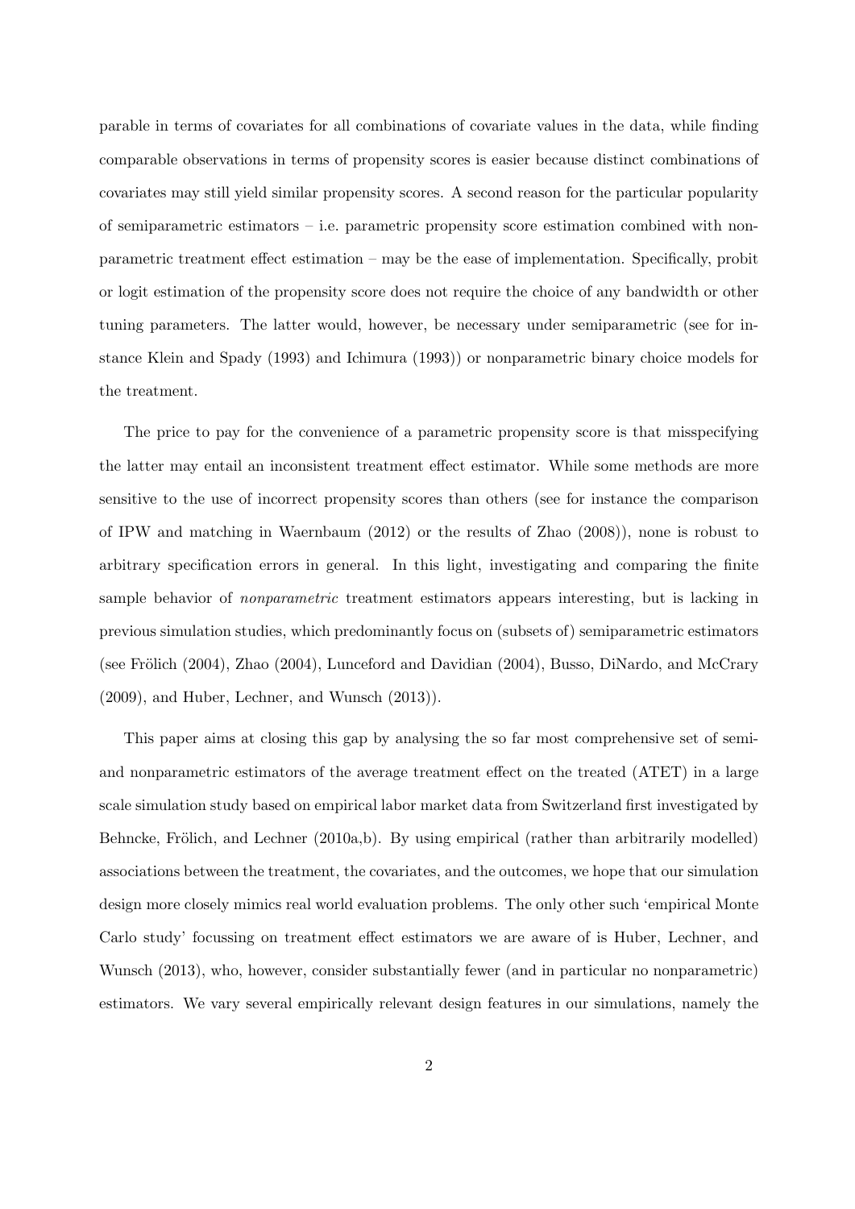parable in terms of covariates for all combinations of covariate values in the data, while finding comparable observations in terms of propensity scores is easier because distinct combinations of covariates may still yield similar propensity scores. A second reason for the particular popularity of semiparametric estimators – i.e. parametric propensity score estimation combined with nonparametric treatment effect estimation – may be the ease of implementation. Specifically, probit or logit estimation of the propensity score does not require the choice of any bandwidth or other tuning parameters. The latter would, however, be necessary under semiparametric (see for instance Klein and Spady (1993) and Ichimura (1993)) or nonparametric binary choice models for the treatment.

The price to pay for the convenience of a parametric propensity score is that misspecifying the latter may entail an inconsistent treatment effect estimator. While some methods are more sensitive to the use of incorrect propensity scores than others (see for instance the comparison of IPW and matching in Waernbaum (2012) or the results of Zhao (2008)), none is robust to arbitrary specification errors in general. In this light, investigating and comparing the finite sample behavior of *nonparametric* treatment estimators appears interesting, but is lacking in previous simulation studies, which predominantly focus on (subsets of) semiparametric estimators (see Frölich (2004), Zhao (2004), Lunceford and Davidian (2004), Busso, DiNardo, and McCrary (2009), and Huber, Lechner, and Wunsch (2013)).

This paper aims at closing this gap by analysing the so far most comprehensive set of semi- and nonparametric estimators of the average treatment effect on the treated (ATET) in a large scale simulation study based on empirical labor market data from Switzerland first investigated by Behncke, Frölich, and Lechner (2010a,b). By using empirical (rather than arbitrarily modelled) associations between the treatment, the covariates, and the outcomes, we hope that our simulation design more closely mimics real world evaluation problems. The only other such 'empirical Monte Carlo study' focussing on treatment effect estimators we are aware of is Huber, Lechner, and Wunsch (2013), who, however, consider substantially fewer (and in particular no nonparametric) estimators. We vary several empirically relevant design features in our simulations, namely the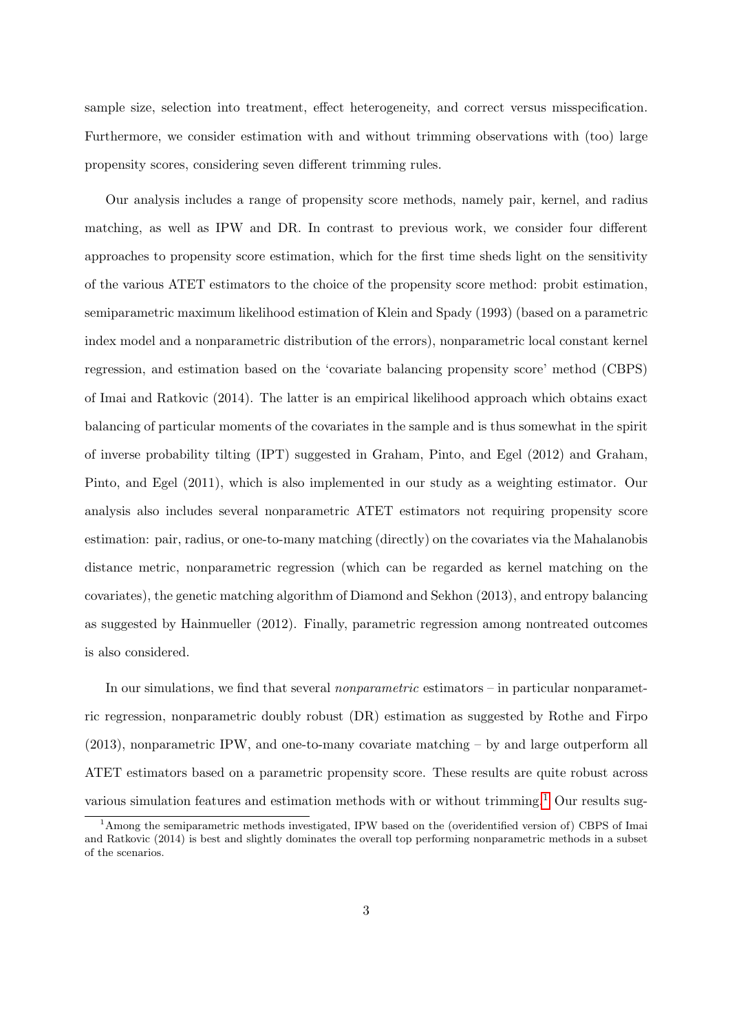sample size, selection into treatment, effect heterogeneity, and correct versus misspecification. Furthermore, we consider estimation with and without trimming observations with (too) large propensity scores, considering seven different trimming rules.

Our analysis includes a range of propensity score methods, namely pair, kernel, and radius matching, as well as IPW and DR. In contrast to previous work, we consider four different approaches to propensity score estimation, which for the first time sheds light on the sensitivity of the various ATET estimators to the choice of the propensity score method: probit estimation, semiparametric maximum likelihood estimation of Klein and Spady (1993) (based on a parametric index model and a nonparametric distribution of the errors), nonparametric local constant kernel regression, and estimation based on the 'covariate balancing propensity score' method (CBPS) of Imai and Ratkovic (2014). The latter is an empirical likelihood approach which obtains exact balancing of particular moments of the covariates in the sample and is thus somewhat in the spirit of inverse probability tilting (IPT) suggested in Graham, Pinto, and Egel (2012) and Graham, Pinto, and Egel (2011), which is also implemented in our study as a weighting estimator. Our analysis also includes several nonparametric ATET estimators not requiring propensity score estimation: pair, radius, or one-to-many matching (directly) on the covariates via the Mahalanobis distance metric, nonparametric regression (which can be regarded as kernel matching on the covariates), the genetic matching algorithm of Diamond and Sekhon (2013), and entropy balancing as suggested by Hainmueller (2012). Finally, parametric regression among nontreated outcomes is also considered.

In our simulations, we find that several *nonparametric* estimators – in particular nonparametric regression, nonparametric doubly robust (DR) estimation as suggested by Rothe and Firpo (2013), nonparametric IPW, and one-to-many covariate matching – by and large outperform all ATET estimators based on a parametric propensity score. These results are quite robust across various simulation features and estimation methods with or without trimming.[1] Our results sug-

[1] Among the semiparametric methods investigated, IPW based on the (overidentified version of) CBPS of Imai and Ratkovic (2014) is best and slightly dominates the overall top performing nonparametric methods in a subset of the scenarios.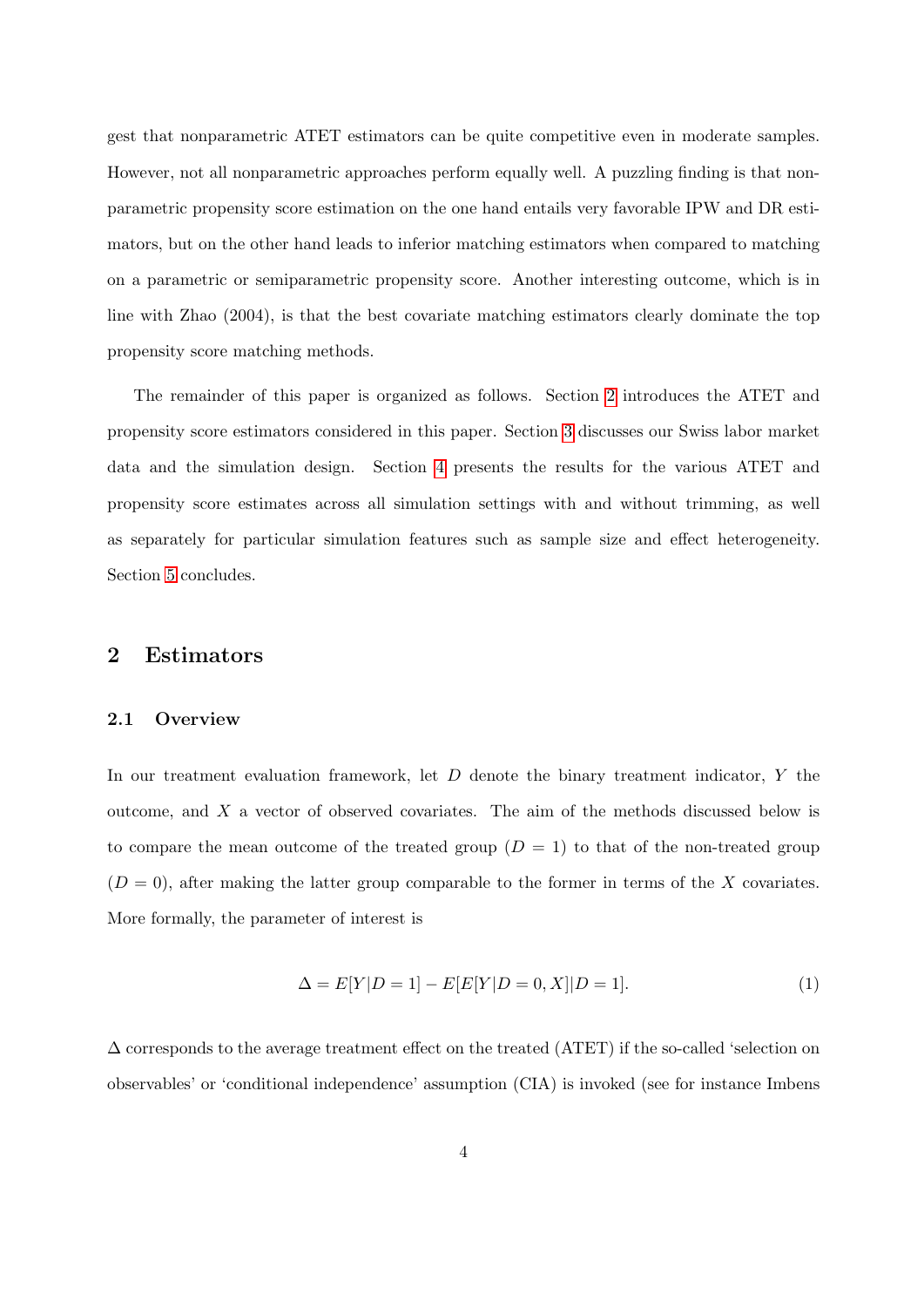gest that nonparametric ATET estimators can be quite competitive even in moderate samples. However, not all nonparametric approaches perform equally well. A puzzling finding is that nonparametric propensity score estimation on the one hand entails very favorable IPW and DR estimators, but on the other hand leads to inferior matching estimators when compared to matching on a parametric or semiparametric propensity score. Another interesting outcome, which is in line with Zhao (2004), is that the best covariate matching estimators clearly dominate the top propensity score matching methods.

The remainder of this paper is organized as follows. Section 2 introduces the ATET and propensity score estimators considered in this paper. Section 3 discusses our Swiss labor market data and the simulation design. Section 4 presents the results for the various ATET and propensity score estimates across all simulation settings with and without trimming, as well as separately for particular simulation features such as sample size and effect heterogeneity. Section 5 concludes.

## 2 Estimators

### 2.1 Overview

In our treatment evaluation framework, let $D$ denote the binary treatment indicator, $Y$ the outcome, and $X$ a vector of observed covariates. The aim of the methods discussed below is to compare the mean outcome of the treated group ($D = 1$) to that of the non-treated group ($D = 0$), after making the latter group comparable to the former in terms of the $X$ covariates. More formally, the parameter of interest is

$$\Delta = E[Y|D = 1] - E[E[Y|D = 0, X]|D = 1]. \tag{1}$$

$\Delta$ corresponds to the average treatment effect on the treated (ATET) if the so-called 'selection on observables' or 'conditional independence' assumption (CIA) is invoked (see for instance Imbens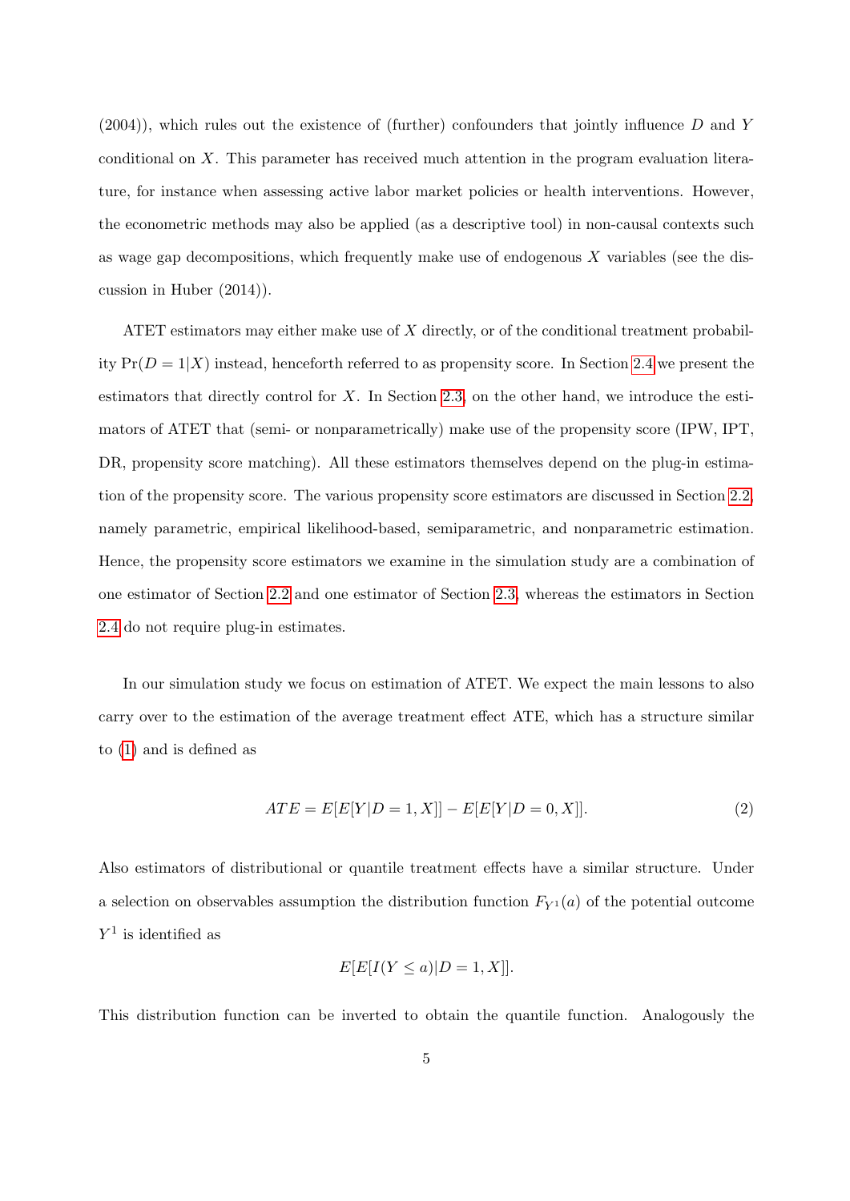(2004)), which rules out the existence of (further) confounders that jointly influence $D$ and $Y$ conditional on $X$. This parameter has received much attention in the program evaluation literature, for instance when assessing active labor market policies or health interventions. However, the econometric methods may also be applied (as a descriptive tool) in non-causal contexts such as wage gap decompositions, which frequently make use of endogenous $X$ variables (see the discussion in Huber (2014)).

ATET estimators may either make use of $X$ directly, or of the conditional treatment probability $\Pr(D = 1|X)$ instead, henceforth referred to as propensity score. In Section 2.4 we present the estimators that directly control for $X$. In Section 2.3, on the other hand, we introduce the estimators of ATET that (semi- or nonparametrically) make use of the propensity score (IPW, IPT, DR, propensity score matching). All these estimators themselves depend on the plug-in estimation of the propensity score. The various propensity score estimators are discussed in Section 2.2, namely parametric, empirical likelihood-based, semiparametric, and nonparametric estimation. Hence, the propensity score estimators we examine in the simulation study are a combination of one estimator of Section 2.2 and one estimator of Section 2.3, whereas the estimators in Section 2.4 do not require plug-in estimates.

In our simulation study we focus on estimation of ATET. We expect the main lessons to also carry over to the estimation of the average treatment effect ATE, which has a structure similar to (1) and is defined as

$$ATE = E[E[Y|D = 1, X]] - E[E[Y|D = 0, X]]. \tag{2}$$

Also estimators of distributional or quantile treatment effects have a similar structure. Under a selection on observables assumption the distribution function $F_{Y^1}(a)$ of the potential outcome $Y^1$ is identified as

$$E[E[I(Y \leq a)|D = 1, X]].$$

This distribution function can be inverted to obtain the quantile function. Analogously the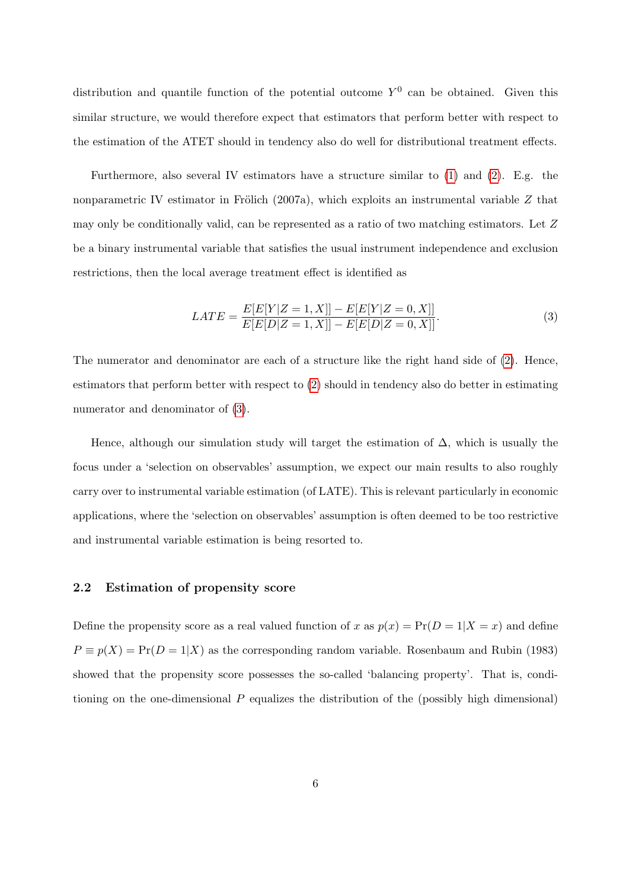distribution and quantile function of the potential outcome $Y^0$ can be obtained. Given this similar structure, we would therefore expect that estimators that perform better with respect to the estimation of the ATET should in tendency also do well for distributional treatment effects.

Furthermore, also several IV estimators have a structure similar to (1) and (2). E.g. the nonparametric IV estimator in Frölich (2007a), which exploits an instrumental variable $Z$ that may only be conditionally valid, can be represented as a ratio of two matching estimators. Let $Z$ be a binary instrumental variable that satisfies the usual instrument independence and exclusion restrictions, then the local average treatment effect is identified as

$$LATE = \frac{E[E[Y|Z=1,X]] - E[E[Y|Z=0,X]]}{E[E[D|Z=1,X]] - E[E[D|Z=0,X]]}. \tag{3}$$

The numerator and denominator are each of a structure like the right hand side of (2). Hence, estimators that perform better with respect to (2) should in tendency also do better in estimating numerator and denominator of (3).

Hence, although our simulation study will target the estimation of $\Delta$, which is usually the focus under a 'selection on observables' assumption, we expect our main results to also roughly carry over to instrumental variable estimation (of LATE). This is relevant particularly in economic applications, where the 'selection on observables' assumption is often deemed to be too restrictive and instrumental variable estimation is being resorted to.

### 2.2 Estimation of propensity score

Define the propensity score as a real valued function of $x$ as $p(x) = \Pr(D = 1|X = x)$ and define $P \equiv p(X) = \Pr(D = 1|X)$ as the corresponding random variable. Rosenbaum and Rubin (1983) showed that the propensity score possesses the so-called 'balancing property'. That is, conditioning on the one-dimensional $P$ equalizes the distribution of the (possibly high dimensional)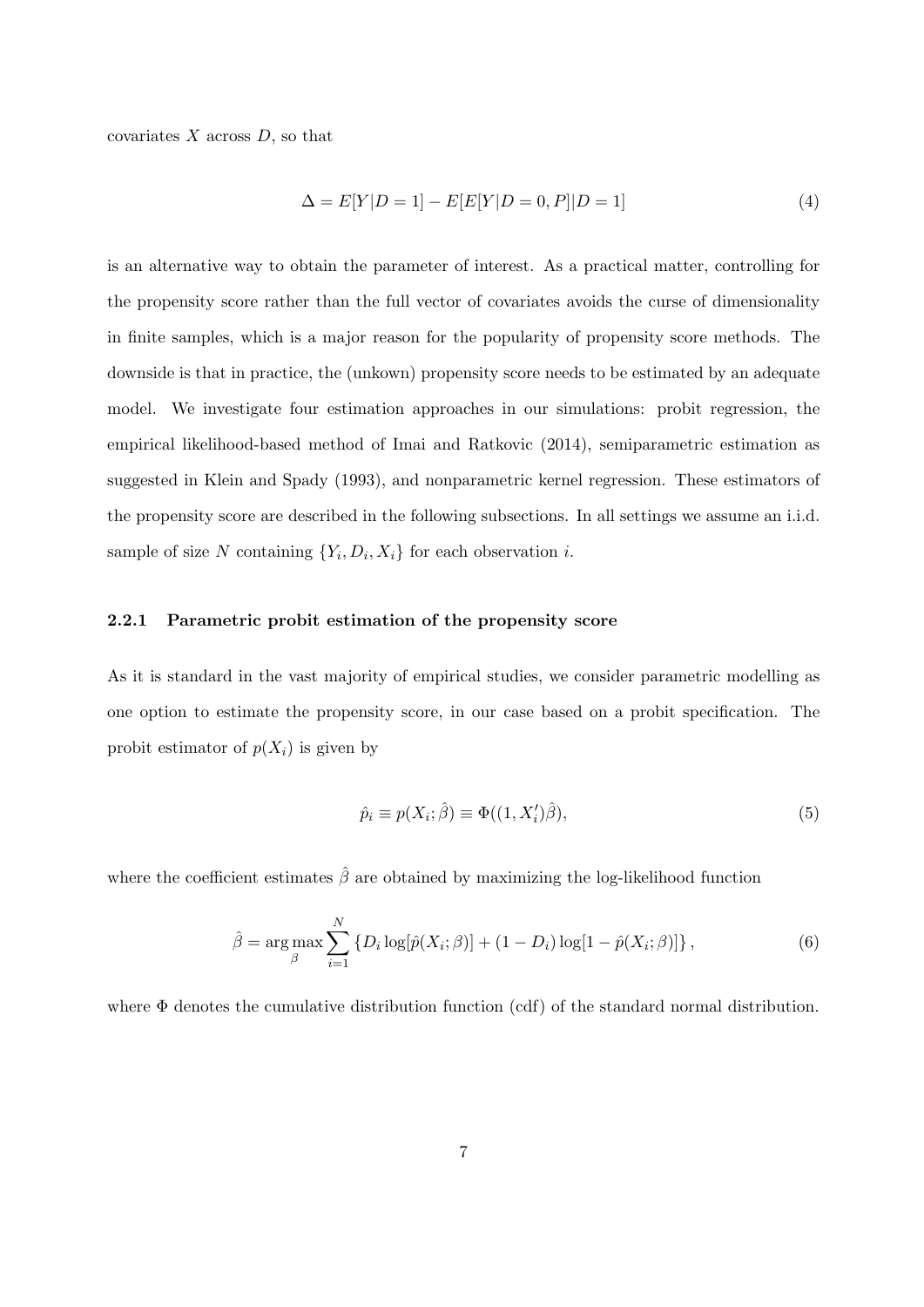covariates $X$ across $D$, so that

$$\Delta = E[Y|D = 1] - E[E[Y|D = 0, P]|D = 1] \tag{4}$$

is an alternative way to obtain the parameter of interest. As a practical matter, controlling for the propensity score rather than the full vector of covariates avoids the curse of dimensionality in finite samples, which is a major reason for the popularity of propensity score methods. The downside is that in practice, the (unkown) propensity score needs to be estimated by an adequate model. We investigate four estimation approaches in our simulations: probit regression, the empirical likelihood-based method of Imai and Ratkovic (2014), semiparametric estimation as suggested in Klein and Spady (1993), and nonparametric kernel regression. These estimators of the propensity score are described in the following subsections. In all settings we assume an i.i.d. sample of size $N$ containing $\{Y_i, D_i, X_i\}$ for each observation $i$.

### 2.2.1 Parametric probit estimation of the propensity score

As it is standard in the vast majority of empirical studies, we consider parametric modelling as one option to estimate the propensity score, in our case based on a probit specification. The probit estimator of $p(X_i)$ is given by

$$\hat{p}_i \equiv p(X_i; \hat{\beta}) \equiv \Phi((1, X_i')\hat{\beta}), \tag{5}$$

where the coefficient estimates $\hat{\beta}$ are obtained by maximizing the log-likelihood function

$$\hat{\beta} = \arg\max_{\beta} \sum_{i=1}^{N} \{D_i \log[\hat{p}(X_i; \beta)] + (1 - D_i) \log[1 - \hat{p}(X_i; \beta)]\}, \tag{6}$$

where $\Phi$ denotes the cumulative distribution function (cdf) of the standard normal distribution.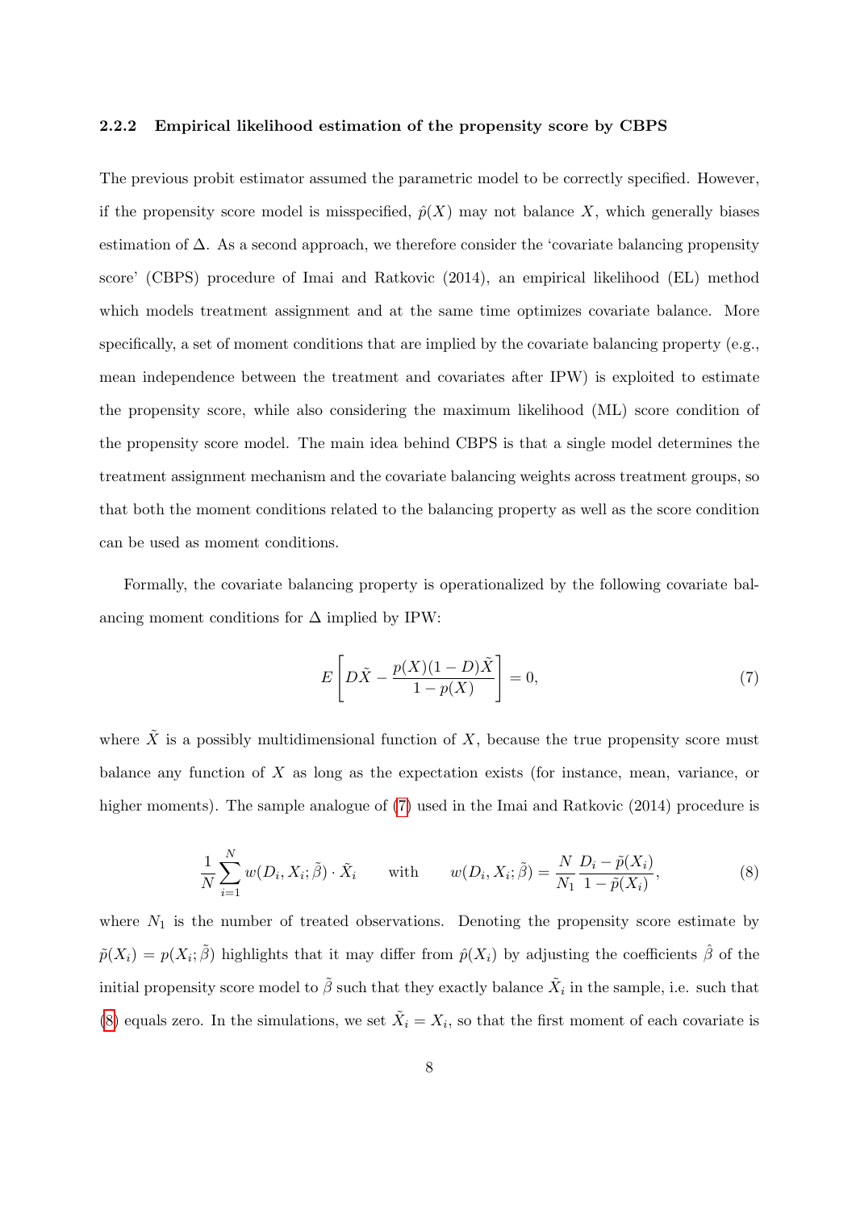### 2.2.2 Empirical likelihood estimation of the propensity score by CBPS

The previous probit estimator assumed the parametric model to be correctly specified. However, if the propensity score model is misspecified, $\hat{p}(X)$ may not balance $X$, which generally biases estimation of $\Delta$. As a second approach, we therefore consider the 'covariate balancing propensity score' (CBPS) procedure of Imai and Ratkovic (2014), an empirical likelihood (EL) method which models treatment assignment and at the same time optimizes covariate balance. More specifically, a set of moment conditions that are implied by the covariate balancing property (e.g., mean independence between the treatment and covariates after IPW) is exploited to estimate the propensity score, while also considering the maximum likelihood (ML) score condition of the propensity score model. The main idea behind CBPS is that a single model determines the treatment assignment mechanism and the covariate balancing weights across treatment groups, so that both the moment conditions related to the balancing property as well as the score condition can be used as moment conditions.

Formally, the covariate balancing property is operationalized by the following covariate balancing moment conditions for $\Delta$ implied by IPW:

$$E\left[D\tilde{X} - \frac{p(X)(1-D)\tilde{X}}{1-p(X)}\right] = 0, \tag{7}$$

where $\tilde{X}$ is a possibly multidimensional function of $X$, because the true propensity score must balance any function of $X$ as long as the expectation exists (for instance, mean, variance, or higher moments). The sample analogue of (7) used in the Imai and Ratkovic (2014) procedure is

$$\frac{1}{N}\sum_{i=1}^{N} w(D_i, X_i; \tilde{\beta}) \cdot \tilde{X}_i \qquad \text{with} \qquad w(D_i, X_i; \tilde{\beta}) = \frac{N}{N_1}\frac{D_i - \tilde{p}(X_i)}{1-\tilde{p}(X_i)}, \tag{8}$$

where $N_1$ is the number of treated observations. Denoting the propensity score estimate by $\tilde{p}(X_i) = p(X_i; \tilde{\beta})$ highlights that it may differ from $\hat{p}(X_i)$ by adjusting the coefficients $\hat{\beta}$ of the initial propensity score model to $\tilde{\beta}$ such that they exactly balance $\tilde{X}_i$ in the sample, i.e. such that (8) equals zero. In the simulations, we set $\tilde{X}_i = X_i$, so that the first moment of each covariate is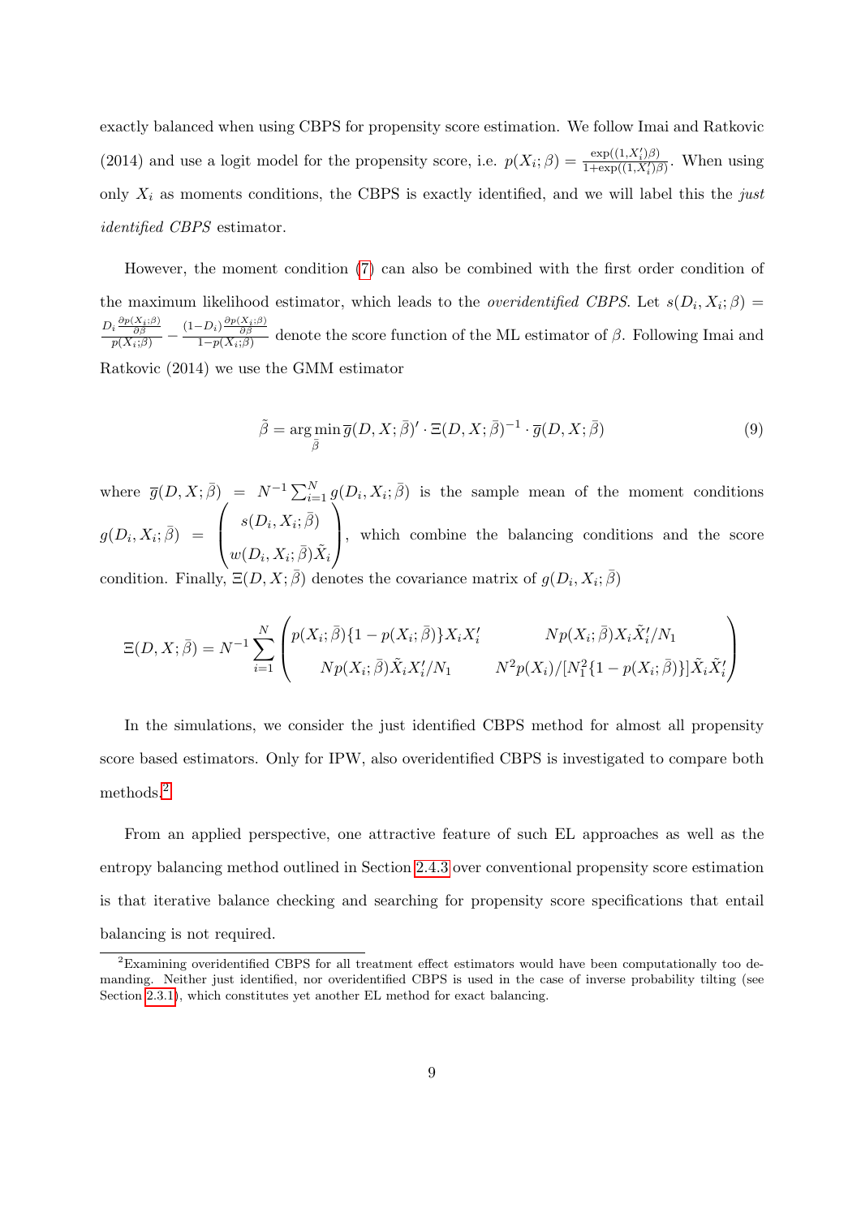exactly balanced when using CBPS for propensity score estimation. We follow Imai and Ratkovic (2014) and use a logit model for the propensity score, i.e. $p(X_i;\beta) = \frac{\exp((1,X_i')\beta)}{1+\exp((1,X_i')\beta)}$. When using only $X_i$ as moments conditions, the CBPS is exactly identified, and we will label this the *just identified CBPS* estimator.

However, the moment condition (7) can also be combined with the first order condition of the maximum likelihood estimator, which leads to the *overidentified CBPS*. Let $s(D_i, X_i; \beta) = \frac{D_i \frac{\partial p(X_i;\beta)}{\partial \beta}}{p(X_i;\beta)} - \frac{(1-D_i)\frac{\partial p(X_i;\beta)}{\partial \beta}}{1-p(X_i;\beta)}$ denote the score function of the ML estimator of $\beta$. Following Imai and Ratkovic (2014) we use the GMM estimator

$$\tilde{\beta} = \arg\min_{\bar{\beta}} \overline{g}(D, X; \bar{\beta})' \cdot \Xi(D, X; \bar{\beta})^{-1} \cdot \overline{g}(D, X; \bar{\beta}) \tag{9}$$

where $\overline{g}(D, X; \bar{\beta}) = N^{-1}\sum_{i=1}^{N} g(D_i, X_i; \bar{\beta})$ is the sample mean of the moment conditions $g(D_i, X_i; \bar{\beta}) = \begin{pmatrix} s(D_i, X_i; \bar{\beta}) \\ w(D_i, X_i; \bar{\beta})\tilde{X}_i \end{pmatrix}$, which combine the balancing conditions and the score condition. Finally, $\Xi(D, X; \bar{\beta})$ denotes the covariance matrix of $g(D_i, X_i; \bar{\beta})$

$$\Xi(D, X; \bar{\beta}) = N^{-1}\sum_{i=1}^{N} \begin{pmatrix} p(X_i; \bar{\beta})\{1 - p(X_i; \bar{\beta})\}X_i X_i' & Np(X_i; \bar{\beta})X_i\tilde{X}_i'/N_1 \\ Np(X_i; \bar{\beta})\tilde{X}_i X_i'/N_1 & N^2 p(X_i)/[N_1^2\{1 - p(X_i; \bar{\beta})\}]\tilde{X}_i\tilde{X}_i' \end{pmatrix}$$

In the simulations, we consider the just identified CBPS method for almost all propensity score based estimators. Only for IPW, also overidentified CBPS is investigated to compare both methods.[2]

From an applied perspective, one attractive feature of such EL approaches as well as the entropy balancing method outlined in Section 2.4.3 over conventional propensity score estimation is that iterative balance checking and searching for propensity score specifications that entail balancing is not required.

[2]Examining overidentified CBPS for all treatment effect estimators would have been computationally too demanding. Neither just identified, nor overidentified CBPS is used in the case of inverse probability tilting (see Section 2.3.1), which constitutes yet another EL method for exact balancing.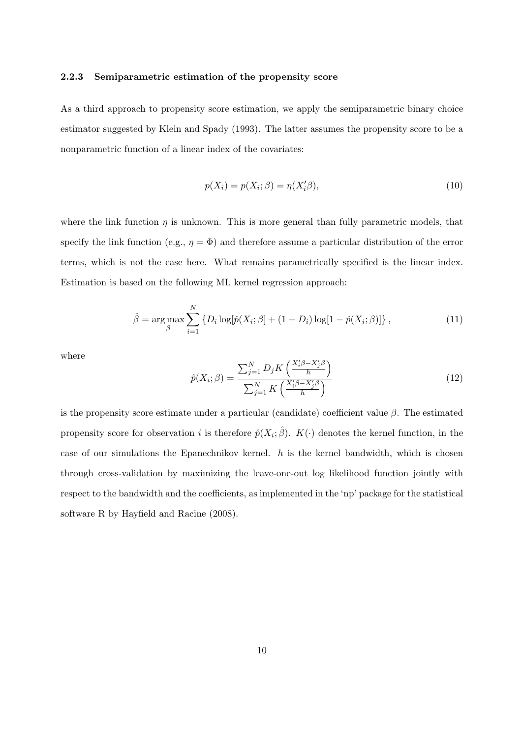### 2.2.3 Semiparametric estimation of the propensity score

As a third approach to propensity score estimation, we apply the semiparametric binary choice estimator suggested by Klein and Spady (1993). The latter assumes the propensity score to be a nonparametric function of a linear index of the covariates:

$$p(X_i) = p(X_i; \beta) = \eta(X_i'\beta), \tag{10}$$

where the link function $\eta$ is unknown. This is more general than fully parametric models, that specify the link function (e.g., $\eta = \Phi$) and therefore assume a particular distribution of the error terms, which is not the case here. What remains parametrically specified is the linear index. Estimation is based on the following ML kernel regression approach:

$$\hat{\beta} = \arg\max_{\beta} \sum_{i=1}^{N} \left\{ D_i \log[\hat{p}(X_i; \beta)] + (1 - D_i) \log[1 - \hat{p}(X_i; \beta)] \right\}, \tag{11}$$

where

$$\hat{p}(X_i; \beta) = \frac{\sum_{j=1}^{N} D_j K\left(\frac{X_i'\beta - X_j'\beta}{h}\right)}{\sum_{j=1}^{N} K\left(\frac{X_i'\beta - X_j'\beta}{h}\right)} \tag{12}$$

is the propensity score estimate under a particular (candidate) coefficient value $\beta$. The estimated propensity score for observation $i$ is therefore $\hat{p}(X_i; \hat{\beta})$. $K(\cdot)$ denotes the kernel function, in the case of our simulations the Epanechnikov kernel. $h$ is the kernel bandwidth, which is chosen through cross-validation by maximizing the leave-one-out log likelihood function jointly with respect to the bandwidth and the coefficients, as implemented in the 'np' package for the statistical software R by Hayfield and Racine (2008).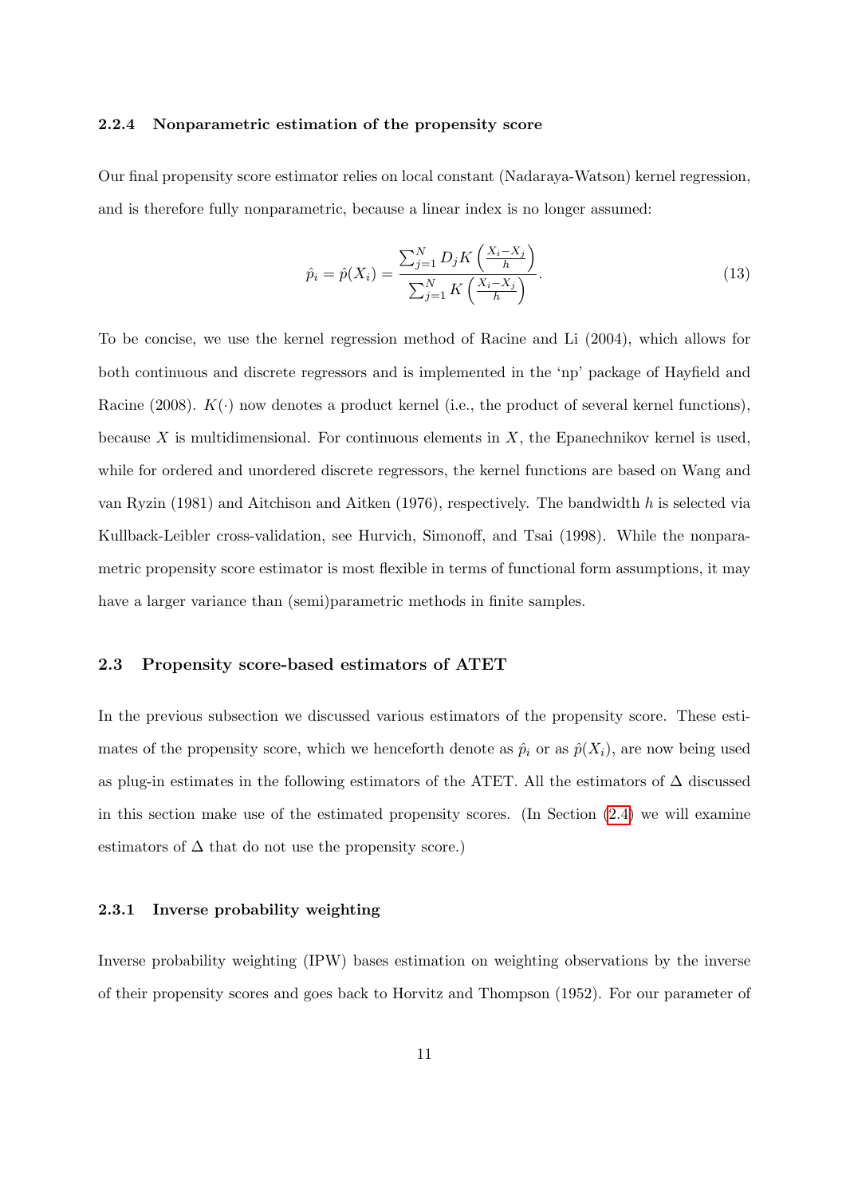### 2.2.4 Nonparametric estimation of the propensity score

Our final propensity score estimator relies on local constant (Nadaraya-Watson) kernel regression, and is therefore fully nonparametric, because a linear index is no longer assumed:

$$\hat{p}_i = \hat{p}(X_i) = \frac{\sum_{j=1}^{N} D_j K\left(\frac{X_i - X_j}{h}\right)}{\sum_{j=1}^{N} K\left(\frac{X_i - X_j}{h}\right)}. \tag{13}$$

To be concise, we use the kernel regression method of Racine and Li (2004), which allows for both continuous and discrete regressors and is implemented in the 'np' package of Hayfield and Racine (2008). $K(\cdot)$ now denotes a product kernel (i.e., the product of several kernel functions), because $X$ is multidimensional. For continuous elements in $X$, the Epanechnikov kernel is used, while for ordered and unordered discrete regressors, the kernel functions are based on Wang and van Ryzin (1981) and Aitchison and Aitken (1976), respectively. The bandwidth $h$ is selected via Kullback-Leibler cross-validation, see Hurvich, Simonoff, and Tsai (1998). While the nonparametric propensity score estimator is most flexible in terms of functional form assumptions, it may have a larger variance than (semi)parametric methods in finite samples.

## 2.3 Propensity score-based estimators of ATET

In the previous subsection we discussed various estimators of the propensity score. These estimates of the propensity score, which we henceforth denote as $\hat{p}_i$ or as $\hat{p}(X_i)$, are now being used as plug-in estimates in the following estimators of the ATET. All the estimators of $\Delta$ discussed in this section make use of the estimated propensity scores. (In Section (2.4) we will examine estimators of $\Delta$ that do not use the propensity score.)

### 2.3.1 Inverse probability weighting

Inverse probability weighting (IPW) bases estimation on weighting observations by the inverse of their propensity scores and goes back to Horvitz and Thompson (1952). For our parameter of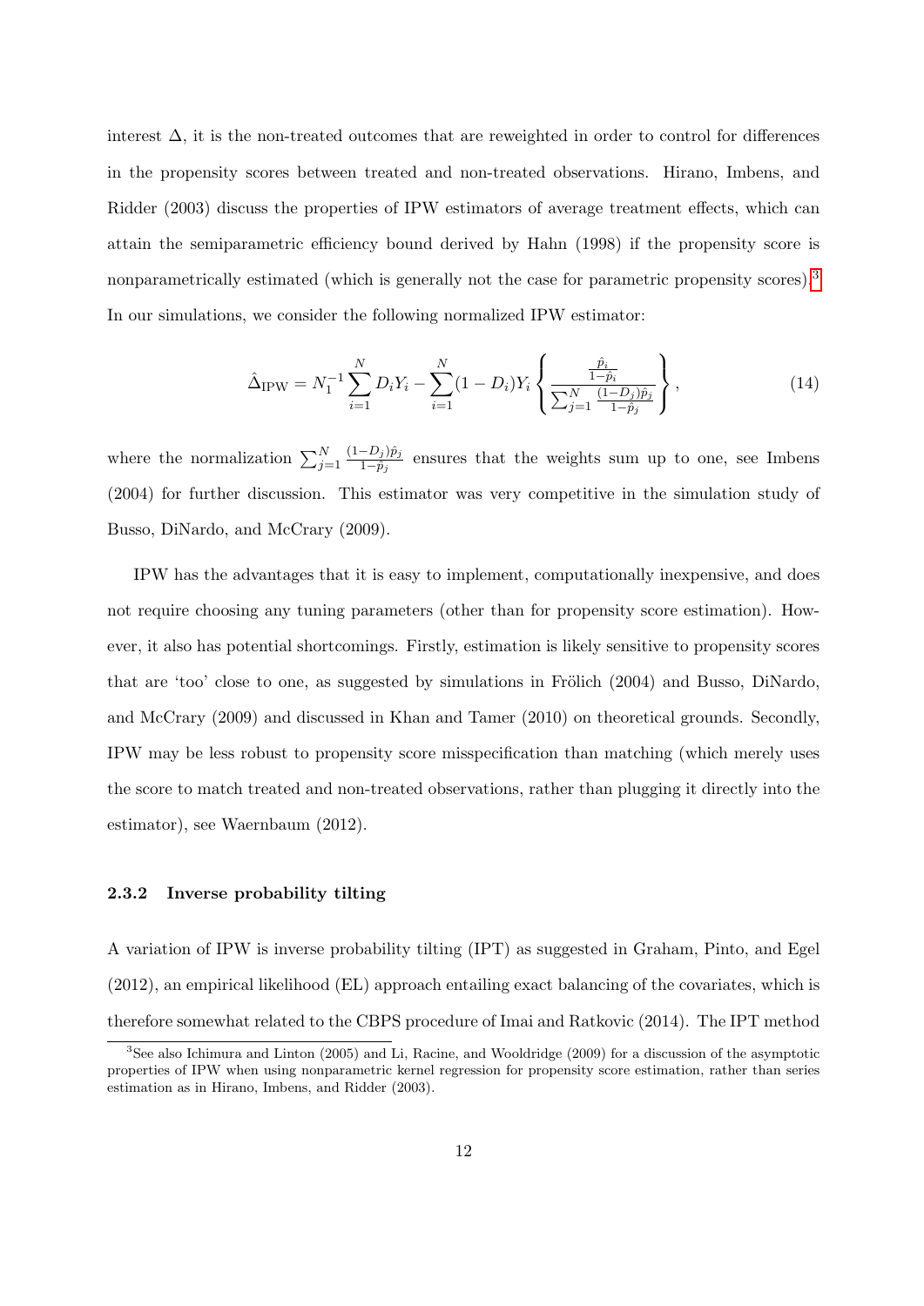interest $\Delta$, it is the non-treated outcomes that are reweighted in order to control for differences in the propensity scores between treated and non-treated observations. Hirano, Imbens, and Ridder (2003) discuss the properties of IPW estimators of average treatment effects, which can attain the semiparametric efficiency bound derived by Hahn (1998) if the propensity score is nonparametrically estimated (which is generally not the case for parametric propensity scores).[3] In our simulations, we consider the following normalized IPW estimator:

$$\hat{\Delta}_{\text{IPW}} = N_1^{-1} \sum_{i=1}^{N} D_i Y_i - \sum_{i=1}^{N} (1 - D_i) Y_i \left\{ \frac{\frac{\hat{p}_i}{1-\hat{p}_i}}{\sum_{j=1}^{N} \frac{(1-D_j)\hat{p}_j}{1-\hat{p}_j}} \right\}, \tag{14}$$

where the normalization $\sum_{j=1}^{N} \frac{(1-D_j)\hat{p}_j}{1-\hat{p}_j}$ ensures that the weights sum up to one, see Imbens (2004) for further discussion. This estimator was very competitive in the simulation study of Busso, DiNardo, and McCrary (2009).

IPW has the advantages that it is easy to implement, computationally inexpensive, and does not require choosing any tuning parameters (other than for propensity score estimation). However, it also has potential shortcomings. Firstly, estimation is likely sensitive to propensity scores that are 'too' close to one, as suggested by simulations in Frölich (2004) and Busso, DiNardo, and McCrary (2009) and discussed in Khan and Tamer (2010) on theoretical grounds. Secondly, IPW may be less robust to propensity score misspecification than matching (which merely uses the score to match treated and non-treated observations, rather than plugging it directly into the estimator), see Waernbaum (2012).

#### 2.3.2 Inverse probability tilting

A variation of IPW is inverse probability tilting (IPT) as suggested in Graham, Pinto, and Egel (2012), an empirical likelihood (EL) approach entailing exact balancing of the covariates, which is therefore somewhat related to the CBPS procedure of Imai and Ratkovic (2014). The IPT method

[3] See also Ichimura and Linton (2005) and Li, Racine, and Wooldridge (2009) for a discussion of the asymptotic properties of IPW when using nonparametric kernel regression for propensity score estimation, rather than series estimation as in Hirano, Imbens, and Ridder (2003).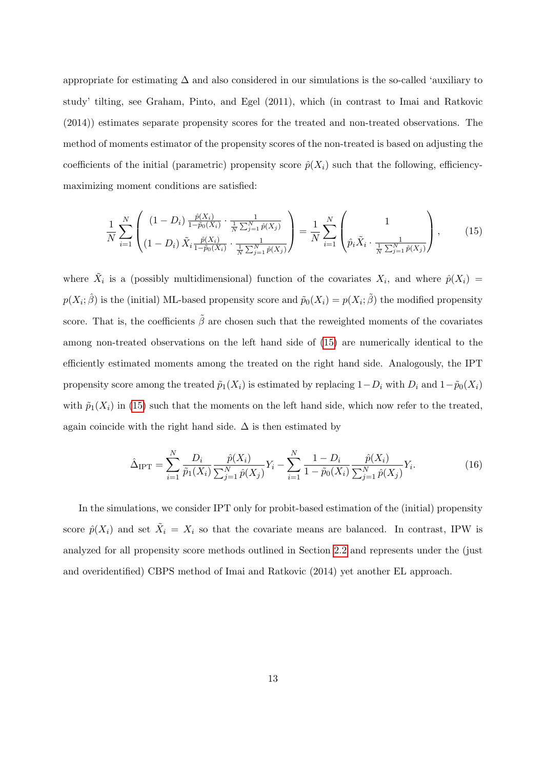appropriate for estimating $\Delta$ and also considered in our simulations is the so-called 'auxiliary to study' tilting, see Graham, Pinto, and Egel (2011), which (in contrast to Imai and Ratkovic (2014)) estimates separate propensity scores for the treated and non-treated observations. The method of moments estimator of the propensity scores of the non-treated is based on adjusting the coefficients of the initial (parametric) propensity score $\hat{p}(X_i)$ such that the following, efficiency-maximizing moment conditions are satisfied:

$$\frac{1}{N}\sum_{i=1}^{N}\begin{pmatrix} (1-D_i)\,\frac{\hat{p}(X_i)}{1-\tilde{p}_0(X_i)}\cdot\frac{1}{\frac{1}{N}\sum_{j=1}^{N}\hat{p}(X_j)} \\ (1-D_i)\,\tilde{X}_i\frac{\hat{p}(X_i)}{1-\tilde{p}_0(X_i)}\cdot\frac{1}{\frac{1}{N}\sum_{j=1}^{N}\hat{p}(X_j)}\end{pmatrix} = \frac{1}{N}\sum_{i=1}^{N}\begin{pmatrix} 1 \\ \hat{p}_i\tilde{X}_i\cdot\frac{1}{\frac{1}{N}\sum_{j=1}^{N}\hat{p}(X_j)}\end{pmatrix}, \tag{15}$$

where $\tilde{X}_i$ is a (possibly multidimensional) function of the covariates $X_i$, and where $\hat{p}(X_i) = p(X_i;\hat{\beta})$ is the (initial) ML-based propensity score and $\tilde{p}_0(X_i) = p(X_i;\tilde{\beta})$ the modified propensity score. That is, the coefficients $\tilde{\beta}$ are chosen such that the reweighted moments of the covariates among non-treated observations on the left hand side of (15) are numerically identical to the efficiently estimated moments among the treated on the right hand side. Analogously, the IPT propensity score among the treated $\tilde{p}_1(X_i)$ is estimated by replacing $1-D_i$ with $D_i$ and $1-\tilde{p}_0(X_i)$ with $\tilde{p}_1(X_i)$ in (15) such that the moments on the left hand side, which now refer to the treated, again coincide with the right hand side. $\Delta$ is then estimated by

$$\hat{\Delta}_{\text{IPT}} = \sum_{i=1}^{N}\frac{D_i}{\tilde{p}_1(X_i)}\frac{\hat{p}(X_i)}{\sum_{j=1}^{N}\hat{p}(X_j)}Y_i - \sum_{i=1}^{N}\frac{1-D_i}{1-\tilde{p}_0(X_i)}\frac{\hat{p}(X_i)}{\sum_{j=1}^{N}\hat{p}(X_j)}Y_i. \tag{16}$$

In the simulations, we consider IPT only for probit-based estimation of the (initial) propensity score $\hat{p}(X_i)$ and set $\tilde{X}_i = X_i$ so that the covariate means are balanced. In contrast, IPW is analyzed for all propensity score methods outlined in Section 2.2 and represents under the (just and overidentified) CBPS method of Imai and Ratkovic (2014) yet another EL approach.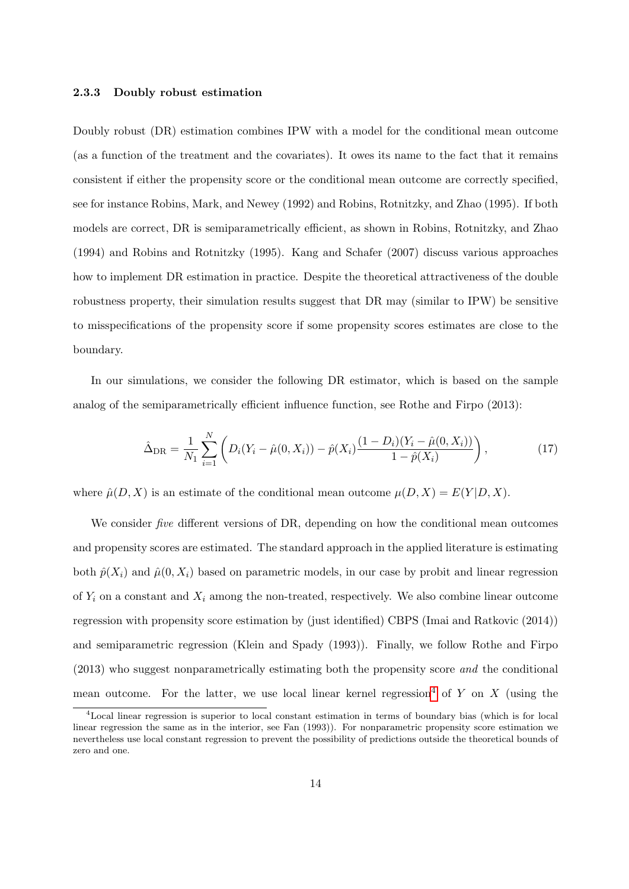### 2.3.3 Doubly robust estimation

Doubly robust (DR) estimation combines IPW with a model for the conditional mean outcome (as a function of the treatment and the covariates). It owes its name to the fact that it remains consistent if either the propensity score or the conditional mean outcome are correctly specified, see for instance Robins, Mark, and Newey (1992) and Robins, Rotnitzky, and Zhao (1995). If both models are correct, DR is semiparametrically efficient, as shown in Robins, Rotnitzky, and Zhao (1994) and Robins and Rotnitzky (1995). Kang and Schafer (2007) discuss various approaches how to implement DR estimation in practice. Despite the theoretical attractiveness of the double robustness property, their simulation results suggest that DR may (similar to IPW) be sensitive to misspecifications of the propensity score if some propensity scores estimates are close to the boundary.

In our simulations, we consider the following DR estimator, which is based on the sample analog of the semiparametrically efficient influence function, see Rothe and Firpo (2013):

$$\hat{\Delta}_{\mathrm{DR}} = \frac{1}{N_1}\sum_{i=1}^{N}\left(D_i(Y_i - \hat{\mu}(0,X_i)) - \hat{p}(X_i)\frac{(1-D_i)(Y_i - \hat{\mu}(0,X_i))}{1-\hat{p}(X_i)}\right), \tag{17}$$

where $\hat{\mu}(D,X)$ is an estimate of the conditional mean outcome $\mu(D,X) = E(Y|D,X)$.

We consider *five* different versions of DR, depending on how the conditional mean outcomes and propensity scores are estimated. The standard approach in the applied literature is estimating both $\hat{p}(X_i)$ and $\hat{\mu}(0,X_i)$ based on parametric models, in our case by probit and linear regression of $Y_i$ on a constant and $X_i$ among the non-treated, respectively. We also combine linear outcome regression with propensity score estimation by (just identified) CBPS (Imai and Ratkovic (2014)) and semiparametric regression (Klein and Spady (1993)). Finally, we follow Rothe and Firpo (2013) who suggest nonparametrically estimating both the propensity score *and* the conditional mean outcome. For the latter, we use local linear kernel regression[4] of $Y$ on $X$ (using the

[4] Local linear regression is superior to local constant estimation in terms of boundary bias (which is for local linear regression the same as in the interior, see Fan (1993)). For nonparametric propensity score estimation we nevertheless use local constant regression to prevent the possibility of predictions outside the theoretical bounds of zero and one.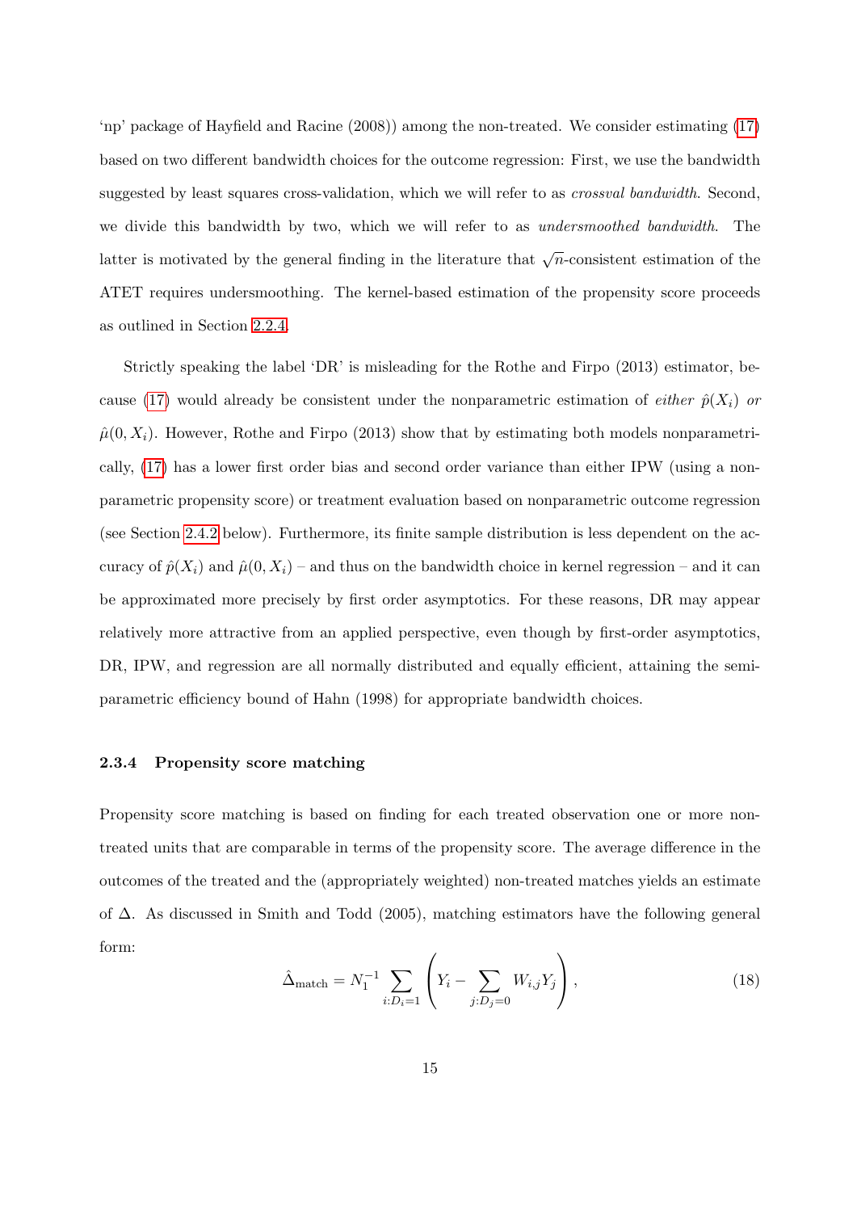'np' package of Hayfield and Racine (2008)) among the non-treated. We consider estimating (17) based on two different bandwidth choices for the outcome regression: First, we use the bandwidth suggested by least squares cross-validation, which we will refer to as *crossval bandwidth*. Second, we divide this bandwidth by two, which we will refer to as *undersmoothed bandwidth*. The latter is motivated by the general finding in the literature that $\sqrt{n}$-consistent estimation of the ATET requires undersmoothing. The kernel-based estimation of the propensity score proceeds as outlined in Section 2.2.4.

Strictly speaking the label 'DR' is misleading for the Rothe and Firpo (2013) estimator, because (17) would already be consistent under the nonparametric estimation of *either* $\hat{p}(X_i)$ *or* $\hat{\mu}(0, X_i)$. However, Rothe and Firpo (2013) show that by estimating both models nonparametrically, (17) has a lower first order bias and second order variance than either IPW (using a nonparametric propensity score) or treatment evaluation based on nonparametric outcome regression (see Section 2.4.2 below). Furthermore, its finite sample distribution is less dependent on the accuracy of $\hat{p}(X_i)$ and $\hat{\mu}(0, X_i)$ – and thus on the bandwidth choice in kernel regression – and it can be approximated more precisely by first order asymptotics. For these reasons, DR may appear relatively more attractive from an applied perspective, even though by first-order asymptotics, DR, IPW, and regression are all normally distributed and equally efficient, attaining the semiparametric efficiency bound of Hahn (1998) for appropriate bandwidth choices.

#### 2.3.4 Propensity score matching

Propensity score matching is based on finding for each treated observation one or more non-treated units that are comparable in terms of the propensity score. The average difference in the outcomes of the treated and the (appropriately weighted) non-treated matches yields an estimate of $\Delta$. As discussed in Smith and Todd (2005), matching estimators have the following general form:

$$\hat{\Delta}_{\text{match}} = N_1^{-1} \sum_{i:D_i=1} \left( Y_i - \sum_{j:D_j=0} W_{i,j} Y_j \right), \tag{18}$$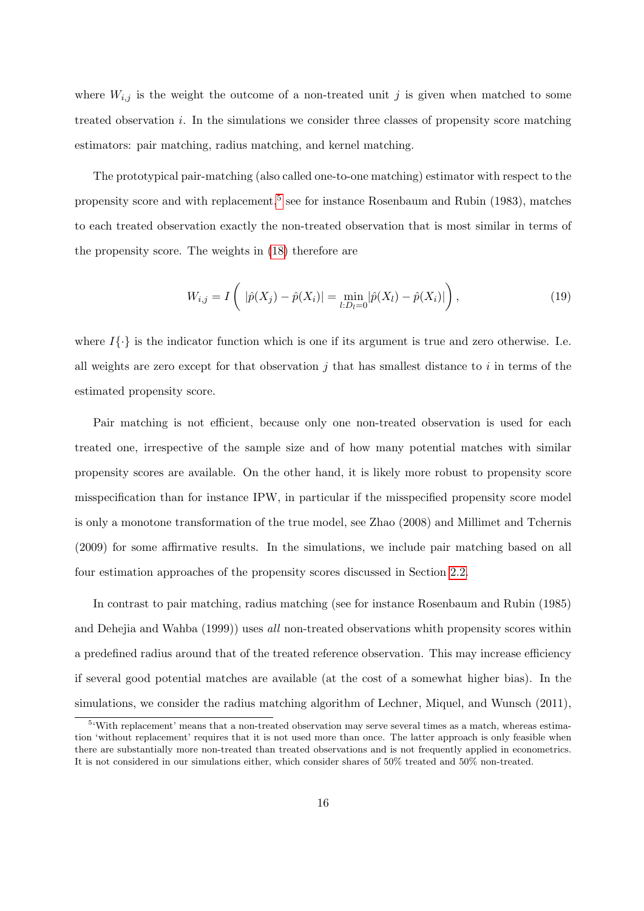where $W_{i,j}$ is the weight the outcome of a non-treated unit $j$ is given when matched to some treated observation $i$. In the simulations we consider three classes of propensity score matching estimators: pair matching, radius matching, and kernel matching.

The prototypical pair-matching (also called one-to-one matching) estimator with respect to the propensity score and with replacement,[5] see for instance Rosenbaum and Rubin (1983), matches to each treated observation exactly the non-treated observation that is most similar in terms of the propensity score. The weights in (18) therefore are

$$W_{i,j} = I\left( \; |\hat{p}(X_j) - \hat{p}(X_i)| = \min_{l:D_l=0} |\hat{p}(X_l) - \hat{p}(X_i)| \right), \tag{19}$$

where $I\{\cdot\}$ is the indicator function which is one if its argument is true and zero otherwise. I.e. all weights are zero except for that observation $j$ that has smallest distance to $i$ in terms of the estimated propensity score.

Pair matching is not efficient, because only one non-treated observation is used for each treated one, irrespective of the sample size and of how many potential matches with similar propensity scores are available. On the other hand, it is likely more robust to propensity score misspecification than for instance IPW, in particular if the misspecified propensity score model is only a monotone transformation of the true model, see Zhao (2008) and Millimet and Tchernis (2009) for some affirmative results. In the simulations, we include pair matching based on all four estimation approaches of the propensity scores discussed in Section 2.2.

In contrast to pair matching, radius matching (see for instance Rosenbaum and Rubin (1985) and Dehejia and Wahba (1999)) uses *all* non-treated observations whith propensity scores within a predefined radius around that of the treated reference observation. This may increase efficiency if several good potential matches are available (at the cost of a somewhat higher bias). In the simulations, we consider the radius matching algorithm of Lechner, Miquel, and Wunsch (2011),

[5] 'With replacement' means that a non-treated observation may serve several times as a match, whereas estimation 'without replacement' requires that it is not used more than once. The latter approach is only feasible when there are substantially more non-treated than treated observations and is not frequently applied in econometrics. It is not considered in our simulations either, which consider shares of 50% treated and 50% non-treated.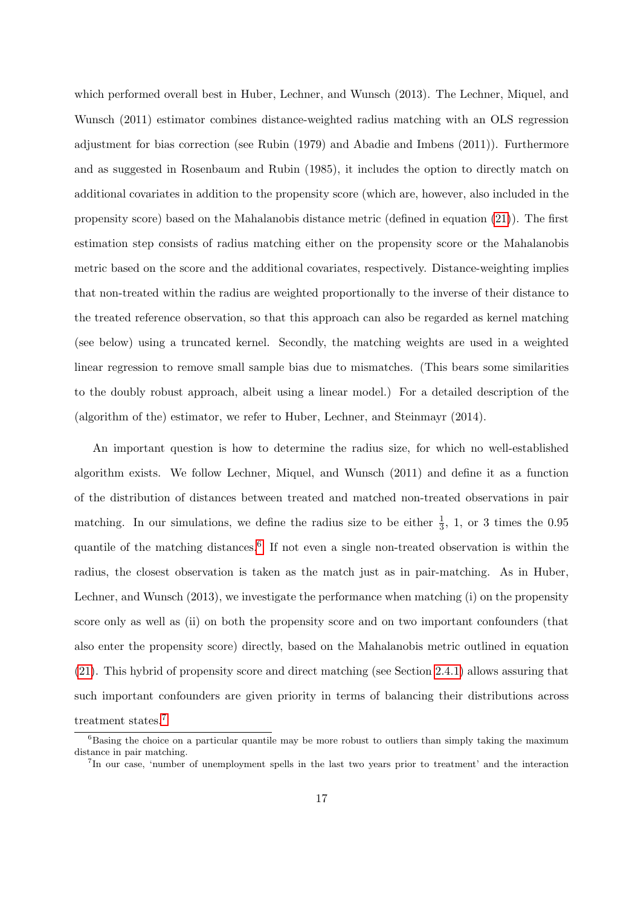which performed overall best in Huber, Lechner, and Wunsch (2013). The Lechner, Miquel, and Wunsch (2011) estimator combines distance-weighted radius matching with an OLS regression adjustment for bias correction (see Rubin (1979) and Abadie and Imbens (2011)). Furthermore and as suggested in Rosenbaum and Rubin (1985), it includes the option to directly match on additional covariates in addition to the propensity score (which are, however, also included in the propensity score) based on the Mahalanobis distance metric (defined in equation (21)). The first estimation step consists of radius matching either on the propensity score or the Mahalanobis metric based on the score and the additional covariates, respectively. Distance-weighting implies that non-treated within the radius are weighted proportionally to the inverse of their distance to the treated reference observation, so that this approach can also be regarded as kernel matching (see below) using a truncated kernel. Secondly, the matching weights are used in a weighted linear regression to remove small sample bias due to mismatches. (This bears some similarities to the doubly robust approach, albeit using a linear model.) For a detailed description of the (algorithm of the) estimator, we refer to Huber, Lechner, and Steinmayr (2014).

An important question is how to determine the radius size, for which no well-established algorithm exists. We follow Lechner, Miquel, and Wunsch (2011) and define it as a function of the distribution of distances between treated and matched non-treated observations in pair matching. In our simulations, we define the radius size to be either $\frac{1}{3}$, 1, or 3 times the 0.95 quantile of the matching distances.[6] If not even a single non-treated observation is within the radius, the closest observation is taken as the match just as in pair-matching. As in Huber, Lechner, and Wunsch (2013), we investigate the performance when matching (i) on the propensity score only as well as (ii) on both the propensity score and on two important confounders (that also enter the propensity score) directly, based on the Mahalanobis metric outlined in equation (21). This hybrid of propensity score and direct matching (see Section 2.4.1) allows assuring that such important confounders are given priority in terms of balancing their distributions across treatment states.[7]

[6] Basing the choice on a particular quantile may be more robust to outliers than simply taking the maximum distance in pair matching.

[7] In our case, 'number of unemployment spells in the last two years prior to treatment' and the interaction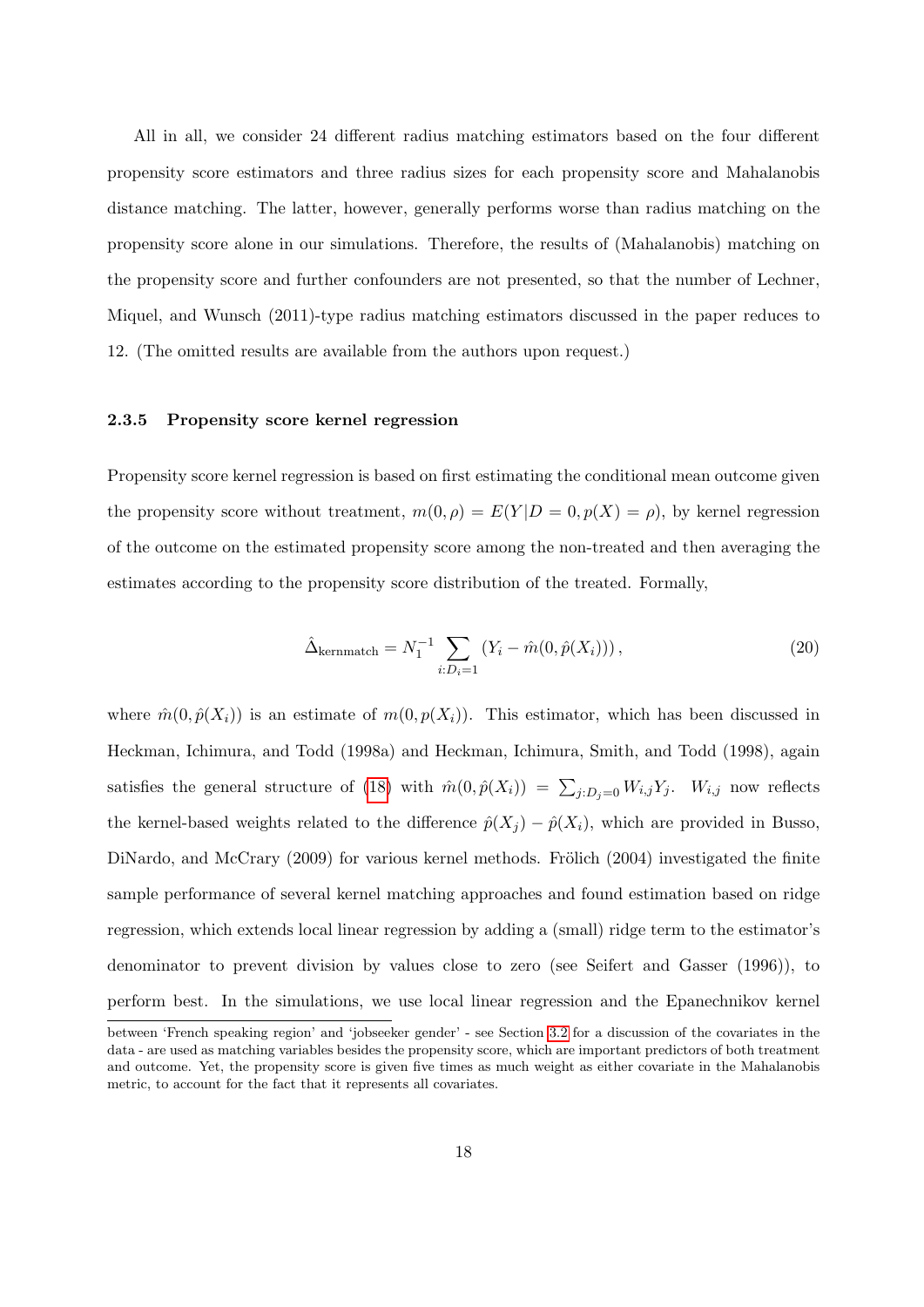All in all, we consider 24 different radius matching estimators based on the four different propensity score estimators and three radius sizes for each propensity score and Mahalanobis distance matching. The latter, however, generally performs worse than radius matching on the propensity score alone in our simulations. Therefore, the results of (Mahalanobis) matching on the propensity score and further confounders are not presented, so that the number of Lechner, Miquel, and Wunsch (2011)-type radius matching estimators discussed in the paper reduces to 12. (The omitted results are available from the authors upon request.)

#### 2.3.5 Propensity score kernel regression

Propensity score kernel regression is based on first estimating the conditional mean outcome given the propensity score without treatment, $m(0, \rho) = E(Y|D = 0, p(X) = \rho)$, by kernel regression of the outcome on the estimated propensity score among the non-treated and then averaging the estimates according to the propensity score distribution of the treated. Formally,

$$\hat{\Delta}_{\text{kernmatch}} = N_1^{-1} \sum_{i:D_i=1} \left(Y_i - \hat{m}(0, \hat{p}(X_i))\right), \tag{20}$$

where $\hat{m}(0, \hat{p}(X_i))$ is an estimate of $m(0, p(X_i))$. This estimator, which has been discussed in Heckman, Ichimura, and Todd (1998a) and Heckman, Ichimura, Smith, and Todd (1998), again satisfies the general structure of (18) with $\hat{m}(0, \hat{p}(X_i)) = \sum_{j:D_j=0} W_{i,j} Y_j$. $W_{i,j}$ now reflects the kernel-based weights related to the difference $\hat{p}(X_j) - \hat{p}(X_i)$, which are provided in Busso, DiNardo, and McCrary (2009) for various kernel methods. Frölich (2004) investigated the finite sample performance of several kernel matching approaches and found estimation based on ridge regression, which extends local linear regression by adding a (small) ridge term to the estimator's denominator to prevent division by values close to zero (see Seifert and Gasser (1996)), to perform best. In the simulations, we use local linear regression and the Epanechnikov kernel

between 'French speaking region' and 'jobseeker gender' - see Section 3.2 for a discussion of the covariates in the data - are used as matching variables besides the propensity score, which are important predictors of both treatment and outcome. Yet, the propensity score is given five times as much weight as either covariate in the Mahalanobis metric, to account for the fact that it represents all covariates.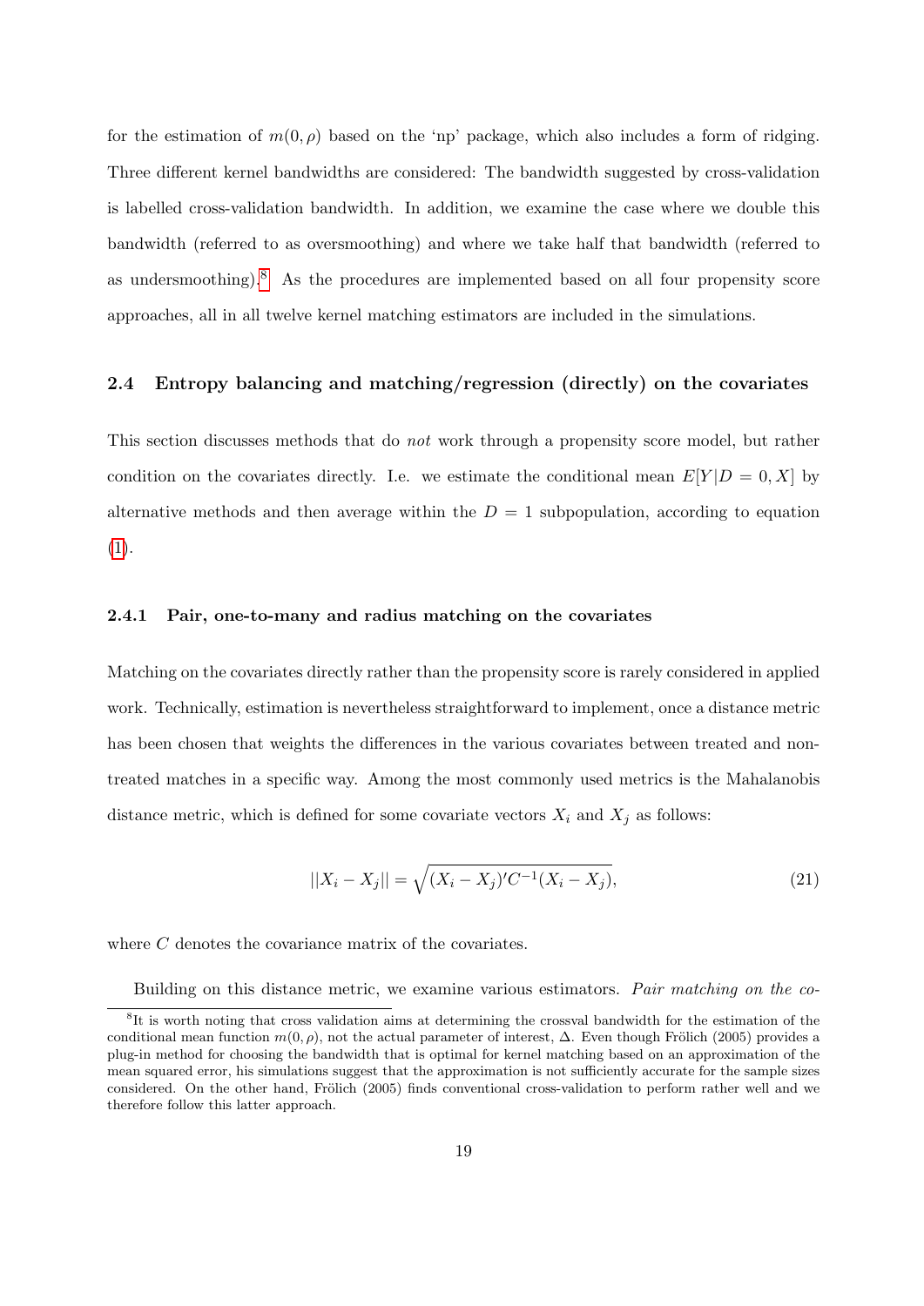for the estimation of $m(0, \rho)$ based on the 'np' package, which also includes a form of ridging. Three different kernel bandwidths are considered: The bandwidth suggested by cross-validation is labelled cross-validation bandwidth. In addition, we examine the case where we double this bandwidth (referred to as oversmoothing) and where we take half that bandwidth (referred to as undersmoothing).[8] As the procedures are implemented based on all four propensity score approaches, all in all twelve kernel matching estimators are included in the simulations.

### 2.4 Entropy balancing and matching/regression (directly) on the covariates

This section discusses methods that do *not* work through a propensity score model, but rather condition on the covariates directly. I.e. we estimate the conditional mean $E[Y|D = 0, X]$ by alternative methods and then average within the $D = 1$ subpopulation, according to equation (1).

#### 2.4.1 Pair, one-to-many and radius matching on the covariates

Matching on the covariates directly rather than the propensity score is rarely considered in applied work. Technically, estimation is nevertheless straightforward to implement, once a distance metric has been chosen that weights the differences in the various covariates between treated and non-treated matches in a specific way. Among the most commonly used metrics is the Mahalanobis distance metric, which is defined for some covariate vectors $X_i$ and $X_j$ as follows:

$$||X_i - X_j|| = \sqrt{(X_i - X_j)'C^{-1}(X_i - X_j)}, \tag{21}$$

where $C$ denotes the covariance matrix of the covariates.

Building on this distance metric, we examine various estimators. *Pair matching on the co-*

[8] It is worth noting that cross validation aims at determining the crossval bandwidth for the estimation of the conditional mean function $m(0, \rho)$, not the actual parameter of interest, $\Delta$. Even though Frölich (2005) provides a plug-in method for choosing the bandwidth that is optimal for kernel matching based on an approximation of the mean squared error, his simulations suggest that the approximation is not sufficiently accurate for the sample sizes considered. On the other hand, Frölich (2005) finds conventional cross-validation to perform rather well and we therefore follow this latter approach.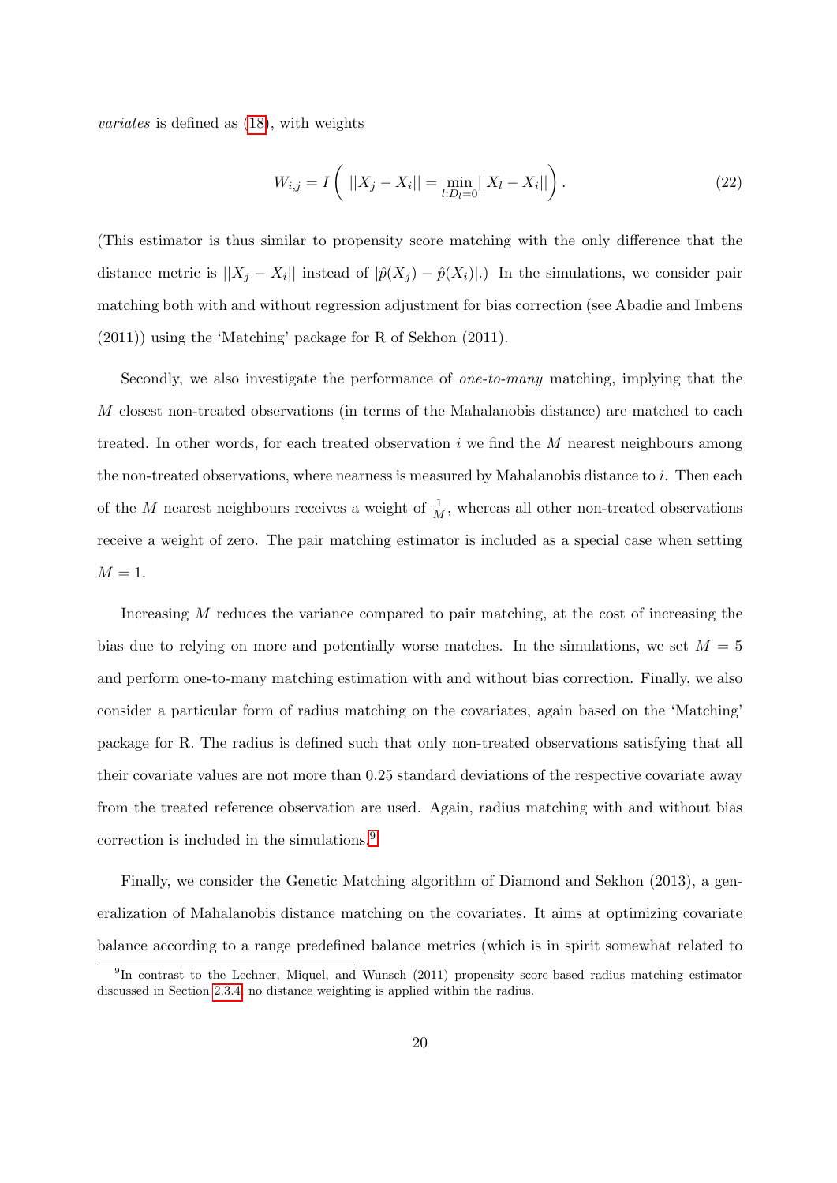*variates* is defined as (18), with weights

$$W_{i,j} = I\left( \;||X_j - X_i|| = \min_{l:D_l=0} ||X_l - X_i|| \right). \tag{22}$$

(This estimator is thus similar to propensity score matching with the only difference that the distance metric is $||X_j - X_i||$ instead of $|\hat{p}(X_j) - \hat{p}(X_i)|$.) In the simulations, we consider pair matching both with and without regression adjustment for bias correction (see Abadie and Imbens (2011)) using the 'Matching' package for R of Sekhon (2011).

Secondly, we also investigate the performance of *one-to-many* matching, implying that the $M$ closest non-treated observations (in terms of the Mahalanobis distance) are matched to each treated. In other words, for each treated observation $i$ we find the $M$ nearest neighbours among the non-treated observations, where nearness is measured by Mahalanobis distance to $i$. Then each of the $M$ nearest neighbours receives a weight of $\frac{1}{M}$, whereas all other non-treated observations receive a weight of zero. The pair matching estimator is included as a special case when setting $M = 1$.

Increasing $M$ reduces the variance compared to pair matching, at the cost of increasing the bias due to relying on more and potentially worse matches. In the simulations, we set $M = 5$ and perform one-to-many matching estimation with and without bias correction. Finally, we also consider a particular form of radius matching on the covariates, again based on the 'Matching' package for R. The radius is defined such that only non-treated observations satisfying that all their covariate values are not more than 0.25 standard deviations of the respective covariate away from the treated reference observation are used. Again, radius matching with and without bias correction is included in the simulations.[9]

Finally, we consider the Genetic Matching algorithm of Diamond and Sekhon (2013), a generalization of Mahalanobis distance matching on the covariates. It aims at optimizing covariate balance according to a range predefined balance metrics (which is in spirit somewhat related to

[9] In contrast to the Lechner, Miquel, and Wunsch (2011) propensity score-based radius matching estimator discussed in Section 2.3.4, no distance weighting is applied within the radius.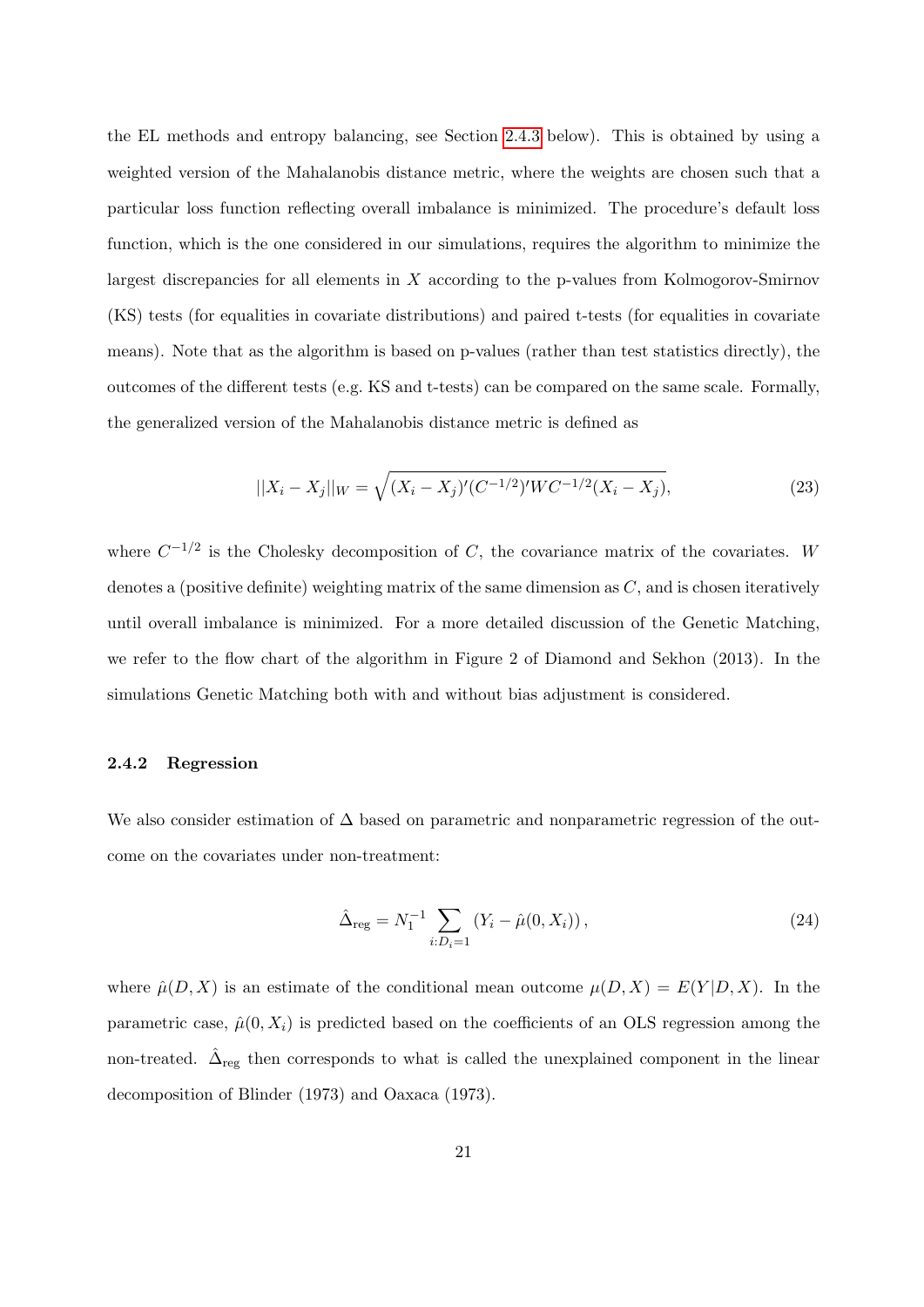the EL methods and entropy balancing, see Section 2.4.3 below). This is obtained by using a weighted version of the Mahalanobis distance metric, where the weights are chosen such that a particular loss function reflecting overall imbalance is minimized. The procedure's default loss function, which is the one considered in our simulations, requires the algorithm to minimize the largest discrepancies for all elements in $X$ according to the p-values from Kolmogorov-Smirnov (KS) tests (for equalities in covariate distributions) and paired t-tests (for equalities in covariate means). Note that as the algorithm is based on p-values (rather than test statistics directly), the outcomes of the different tests (e.g. KS and t-tests) can be compared on the same scale. Formally, the generalized version of the Mahalanobis distance metric is defined as

$$||X_i - X_j||_W = \sqrt{(X_i - X_j)'(C^{-1/2})'WC^{-1/2}(X_i - X_j)}, \tag{23}$$

where $C^{-1/2}$ is the Cholesky decomposition of $C$, the covariance matrix of the covariates. $W$ denotes a (positive definite) weighting matrix of the same dimension as $C$, and is chosen iteratively until overall imbalance is minimized. For a more detailed discussion of the Genetic Matching, we refer to the flow chart of the algorithm in Figure 2 of Diamond and Sekhon (2013). In the simulations Genetic Matching both with and without bias adjustment is considered.

### 2.4.2 Regression

We also consider estimation of $\Delta$ based on parametric and nonparametric regression of the outcome on the covariates under non-treatment:

$$\hat{\Delta}_{\text{reg}} = N_1^{-1} \sum_{i:D_i=1} \left(Y_i - \hat{\mu}(0, X_i)\right), \tag{24}$$

where $\hat{\mu}(D, X)$ is an estimate of the conditional mean outcome $\mu(D, X) = E(Y|D, X)$. In the parametric case, $\hat{\mu}(0, X_i)$ is predicted based on the coefficients of an OLS regression among the non-treated. $\hat{\Delta}_{\text{reg}}$ then corresponds to what is called the unexplained component in the linear decomposition of Blinder (1973) and Oaxaca (1973).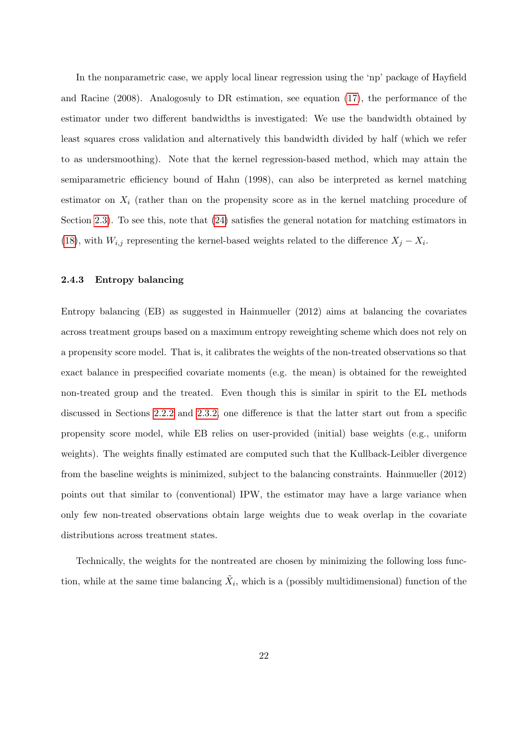In the nonparametric case, we apply local linear regression using the 'np' package of Hayfield and Racine (2008). Analogosuly to DR estimation, see equation (17), the performance of the estimator under two different bandwidths is investigated: We use the bandwidth obtained by least squares cross validation and alternatively this bandwidth divided by half (which we refer to as undersmoothing). Note that the kernel regression-based method, which may attain the semiparametric efficiency bound of Hahn (1998), can also be interpreted as kernel matching estimator on $X_i$ (rather than on the propensity score as in the kernel matching procedure of Section 2.3). To see this, note that (24) satisfies the general notation for matching estimators in (18), with $W_{i,j}$ representing the kernel-based weights related to the difference $X_j - X_i$.

#### 2.4.3 Entropy balancing

Entropy balancing (EB) as suggested in Hainmueller (2012) aims at balancing the covariates across treatment groups based on a maximum entropy reweighting scheme which does not rely on a propensity score model. That is, it calibrates the weights of the non-treated observations so that exact balance in prespecified covariate moments (e.g. the mean) is obtained for the reweighted non-treated group and the treated. Even though this is similar in spirit to the EL methods discussed in Sections 2.2.2 and 2.3.2, one difference is that the latter start out from a specific propensity score model, while EB relies on user-provided (initial) base weights (e.g., uniform weights). The weights finally estimated are computed such that the Kullback-Leibler divergence from the baseline weights is minimized, subject to the balancing constraints. Hainmueller (2012) points out that similar to (conventional) IPW, the estimator may have a large variance when only few non-treated observations obtain large weights due to weak overlap in the covariate distributions across treatment states.

Technically, the weights for the nontreated are chosen by minimizing the following loss function, while at the same time balancing $\tilde{X}_i$, which is a (possibly multidimensional) function of the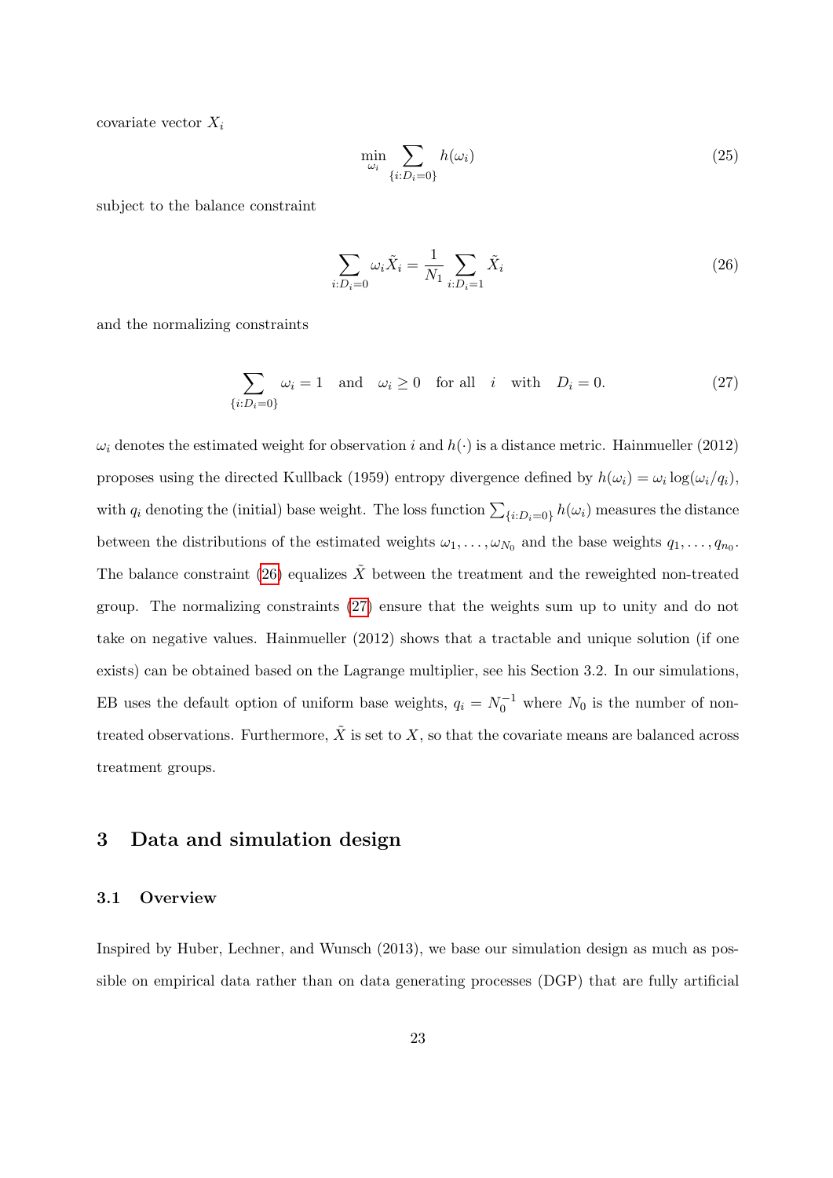covariate vector $X_i$

$$\min_{\omega_i} \sum_{\{i:D_i=0\}} h(\omega_i) \tag{25}$$

subject to the balance constraint

$$\sum_{i:D_i=0} \omega_i \tilde{X}_i = \frac{1}{N_1} \sum_{i:D_i=1} \tilde{X}_i \tag{26}$$

and the normalizing constraints

$$\sum_{\{i:D_i=0\}} \omega_i = 1 \quad \text{and} \quad \omega_i \geq 0 \quad \text{for all} \quad i \quad \text{with} \quad D_i = 0. \tag{27}$$

$\omega_i$ denotes the estimated weight for observation $i$ and $h(\cdot)$ is a distance metric. Hainmueller (2012) proposes using the directed Kullback (1959) entropy divergence defined by $h(\omega_i) = \omega_i \log(\omega_i/q_i)$, with $q_i$ denoting the (initial) base weight. The loss function $\sum_{\{i:D_i=0\}} h(\omega_i)$ measures the distance between the distributions of the estimated weights $\omega_1, \ldots, \omega_{N_0}$ and the base weights $q_1, \ldots, q_{n_0}$. The balance constraint (26) equalizes $\tilde{X}$ between the treatment and the reweighted non-treated group. The normalizing constraints (27) ensure that the weights sum up to unity and do not take on negative values. Hainmueller (2012) shows that a tractable and unique solution (if one exists) can be obtained based on the Lagrange multiplier, see his Section 3.2. In our simulations, EB uses the default option of uniform base weights, $q_i = N_0^{-1}$ where $N_0$ is the number of non-treated observations. Furthermore, $\tilde{X}$ is set to $X$, so that the covariate means are balanced across treatment groups.

# 3 Data and simulation design

## 3.1 Overview

Inspired by Huber, Lechner, and Wunsch (2013), we base our simulation design as much as possible on empirical data rather than on data generating processes (DGP) that are fully artificial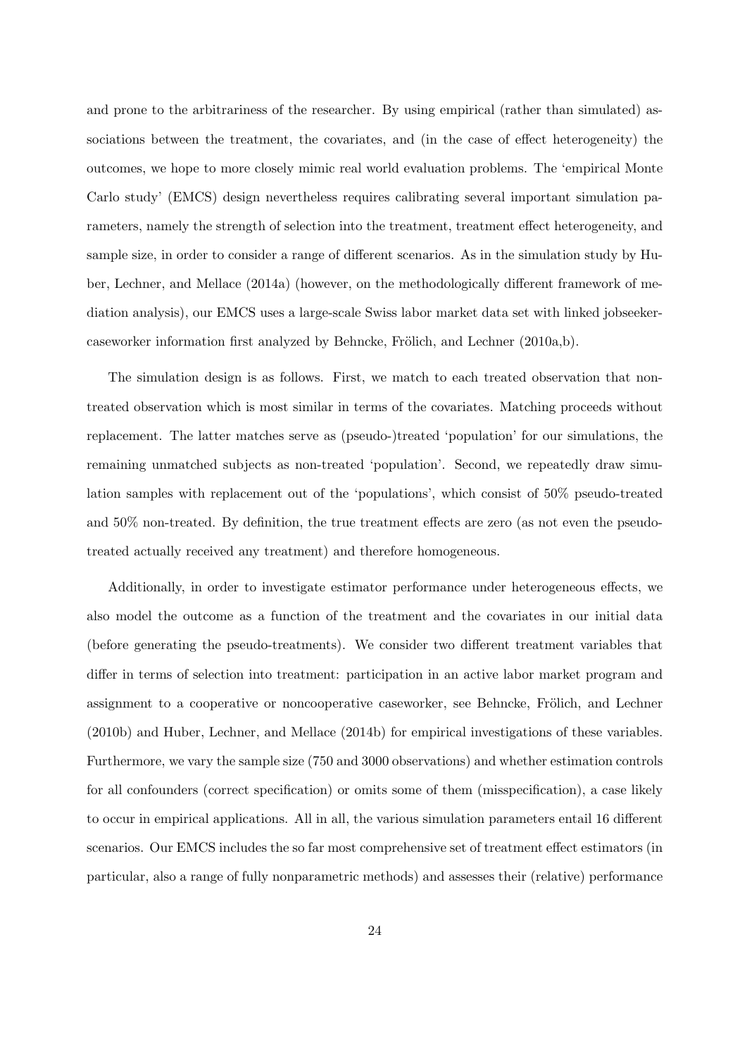and prone to the arbitrariness of the researcher. By using empirical (rather than simulated) associations between the treatment, the covariates, and (in the case of effect heterogeneity) the outcomes, we hope to more closely mimic real world evaluation problems. The 'empirical Monte Carlo study' (EMCS) design nevertheless requires calibrating several important simulation parameters, namely the strength of selection into the treatment, treatment effect heterogeneity, and sample size, in order to consider a range of different scenarios. As in the simulation study by Huber, Lechner, and Mellace (2014a) (however, on the methodologically different framework of mediation analysis), our EMCS uses a large-scale Swiss labor market data set with linked jobseeker-caseworker information first analyzed by Behncke, Frölich, and Lechner (2010a,b).

The simulation design is as follows. First, we match to each treated observation that non-treated observation which is most similar in terms of the covariates. Matching proceeds without replacement. The latter matches serve as (pseudo-)treated 'population' for our simulations, the remaining unmatched subjects as non-treated 'population'. Second, we repeatedly draw simulation samples with replacement out of the 'populations', which consist of 50% pseudo-treated and 50% non-treated. By definition, the true treatment effects are zero (as not even the pseudo-treated actually received any treatment) and therefore homogeneous.

Additionally, in order to investigate estimator performance under heterogeneous effects, we also model the outcome as a function of the treatment and the covariates in our initial data (before generating the pseudo-treatments). We consider two different treatment variables that differ in terms of selection into treatment: participation in an active labor market program and assignment to a cooperative or noncooperative caseworker, see Behncke, Frölich, and Lechner (2010b) and Huber, Lechner, and Mellace (2014b) for empirical investigations of these variables. Furthermore, we vary the sample size (750 and 3000 observations) and whether estimation controls for all confounders (correct specification) or omits some of them (misspecification), a case likely to occur in empirical applications. All in all, the various simulation parameters entail 16 different scenarios. Our EMCS includes the so far most comprehensive set of treatment effect estimators (in particular, also a range of fully nonparametric methods) and assesses their (relative) performance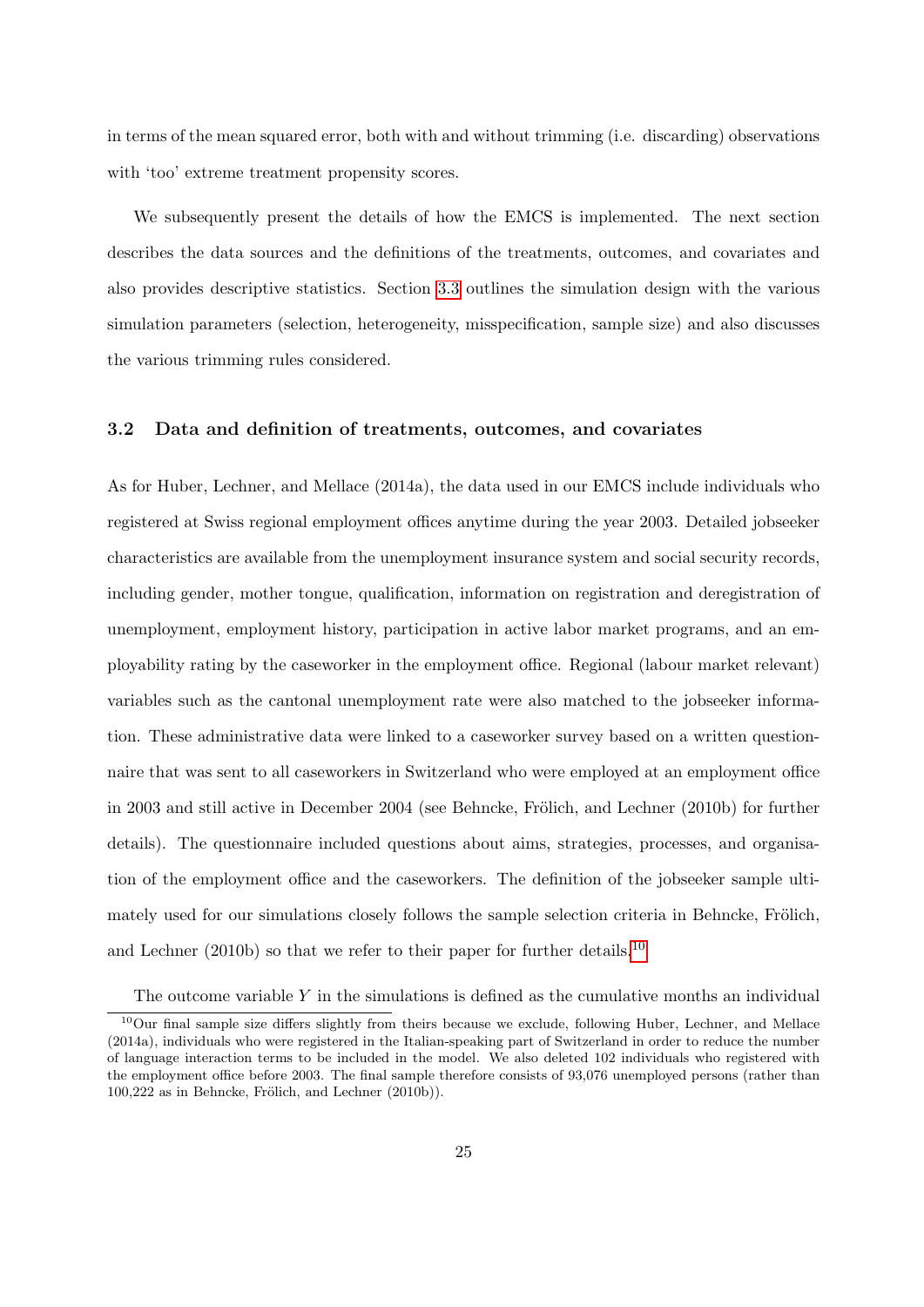in terms of the mean squared error, both with and without trimming (i.e. discarding) observations with 'too' extreme treatment propensity scores.

We subsequently present the details of how the EMCS is implemented. The next section describes the data sources and the definitions of the treatments, outcomes, and covariates and also provides descriptive statistics. Section 3.3 outlines the simulation design with the various simulation parameters (selection, heterogeneity, misspecification, sample size) and also discusses the various trimming rules considered.

### 3.2 Data and definition of treatments, outcomes, and covariates

As for Huber, Lechner, and Mellace (2014a), the data used in our EMCS include individuals who registered at Swiss regional employment offices anytime during the year 2003. Detailed jobseeker characteristics are available from the unemployment insurance system and social security records, including gender, mother tongue, qualification, information on registration and deregistration of unemployment, employment history, participation in active labor market programs, and an employability rating by the caseworker in the employment office. Regional (labour market relevant) variables such as the cantonal unemployment rate were also matched to the jobseeker information. These administrative data were linked to a caseworker survey based on a written questionnaire that was sent to all caseworkers in Switzerland who were employed at an employment office in 2003 and still active in December 2004 (see Behncke, Frölich, and Lechner (2010b) for further details). The questionnaire included questions about aims, strategies, processes, and organisation of the employment office and the caseworkers. The definition of the jobseeker sample ultimately used for our simulations closely follows the sample selection criteria in Behncke, Frölich, and Lechner (2010b) so that we refer to their paper for further details.[10]

The outcome variable $Y$ in the simulations is defined as the cumulative months an individual

[10] Our final sample size differs slightly from theirs because we exclude, following Huber, Lechner, and Mellace (2014a), individuals who were registered in the Italian-speaking part of Switzerland in order to reduce the number of language interaction terms to be included in the model. We also deleted 102 individuals who registered with the employment office before 2003. The final sample therefore consists of 93,076 unemployed persons (rather than 100,222 as in Behncke, Frölich, and Lechner (2010b)).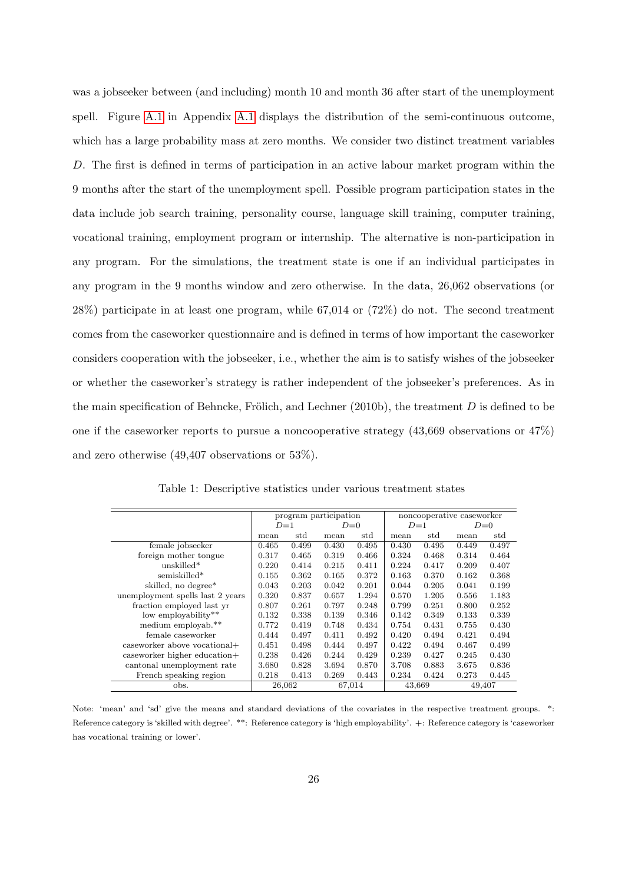was a jobseeker between (and including) month 10 and month 36 after start of the unemployment spell. Figure A.1 in Appendix A.1 displays the distribution of the semi-continuous outcome, which has a large probability mass at zero months. We consider two distinct treatment variables $D$. The first is defined in terms of participation in an active labour market program within the 9 months after the start of the unemployment spell. Possible program participation states in the data include job search training, personality course, language skill training, computer training, vocational training, employment program or internship. The alternative is non-participation in any program. For the simulations, the treatment state is one if an individual participates in any program in the 9 months window and zero otherwise. In the data, 26,062 observations (or 28%) participate in at least one program, while 67,014 or (72%) do not. The second treatment comes from the caseworker questionnaire and is defined in terms of how important the caseworker considers cooperation with the jobseeker, i.e., whether the aim is to satisfy wishes of the jobseeker or whether the caseworker's strategy is rather independent of the jobseeker's preferences. As in the main specification of Behncke, Frölich, and Lechner (2010b), the treatment $D$ is defined to be one if the caseworker reports to pursue a noncooperative strategy (43,669 observations or 47%) and zero otherwise (49,407 observations or 53%).

Table 1: Descriptive statistics under various treatment states

| | program participation | | | | noncooperative caseworker | | | |
|---|---|---|---|---|---|---|---|---|
| | $D$=1 | | $D$=0 | | $D$=1 | | $D$=0 | |
| | mean | std | mean | std | mean | std | mean | std |
| female jobseeker | 0.465 | 0.499 | 0.430 | 0.495 | 0.430 | 0.495 | 0.449 | 0.497 |
| foreign mother tongue | 0.317 | 0.465 | 0.319 | 0.466 | 0.324 | 0.468 | 0.314 | 0.464 |
| unskilled* | 0.220 | 0.414 | 0.215 | 0.411 | 0.224 | 0.417 | 0.209 | 0.407 |
| semiskilled* | 0.155 | 0.362 | 0.165 | 0.372 | 0.163 | 0.370 | 0.162 | 0.368 |
| skilled, no degree* | 0.043 | 0.203 | 0.042 | 0.201 | 0.044 | 0.205 | 0.041 | 0.199 |
| unemployment spells last 2 years | 0.320 | 0.837 | 0.657 | 1.294 | 0.570 | 1.205 | 0.556 | 1.183 |
| fraction employed last yr | 0.807 | 0.261 | 0.797 | 0.248 | 0.799 | 0.251 | 0.800 | 0.252 |
| low employability** | 0.132 | 0.338 | 0.139 | 0.346 | 0.142 | 0.349 | 0.133 | 0.339 |
| medium employab.** | 0.772 | 0.419 | 0.748 | 0.434 | 0.754 | 0.431 | 0.755 | 0.430 |
| female caseworker | 0.444 | 0.497 | 0.411 | 0.492 | 0.420 | 0.494 | 0.421 | 0.494 |
| caseworker above vocational+ | 0.451 | 0.498 | 0.444 | 0.497 | 0.422 | 0.494 | 0.467 | 0.499 |
| caseworker higher education+ | 0.238 | 0.426 | 0.244 | 0.429 | 0.239 | 0.427 | 0.245 | 0.430 |
| cantonal unemployment rate | 3.680 | 0.828 | 3.694 | 0.870 | 3.708 | 0.883 | 3.675 | 0.836 |
| French speaking region | 0.218 | 0.413 | 0.269 | 0.443 | 0.234 | 0.424 | 0.273 | 0.445 |
| obs. | 26,062 | | 67,014 | | 43,669 | | 49,407 | |

Note: 'mean' and 'sd' give the means and standard deviations of the covariates in the respective treatment groups. *: Reference category is 'skilled with degree'. **: Reference category is 'high employability'. +: Reference category is 'caseworker has vocational training or lower'.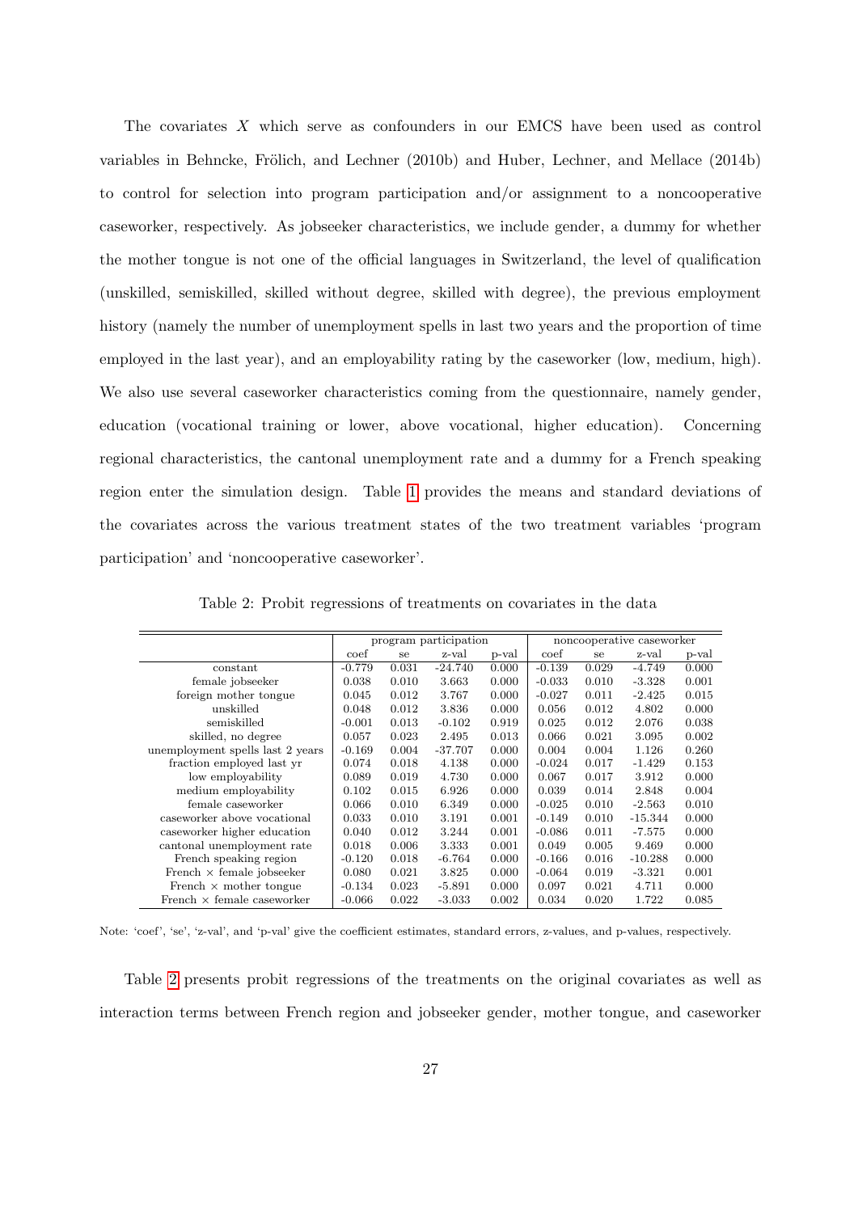The covariates $X$ which serve as confounders in our EMCS have been used as control variables in Behncke, Frölich, and Lechner (2010b) and Huber, Lechner, and Mellace (2014b) to control for selection into program participation and/or assignment to a noncooperative caseworker, respectively. As jobseeker characteristics, we include gender, a dummy for whether the mother tongue is not one of the official languages in Switzerland, the level of qualification (unskilled, semiskilled, skilled without degree, skilled with degree), the previous employment history (namely the number of unemployment spells in last two years and the proportion of time employed in the last year), and an employability rating by the caseworker (low, medium, high). We also use several caseworker characteristics coming from the questionnaire, namely gender, education (vocational training or lower, above vocational, higher education). Concerning regional characteristics, the cantonal unemployment rate and a dummy for a French speaking region enter the simulation design. Table 1 provides the means and standard deviations of the covariates across the various treatment states of the two treatment variables 'program participation' and 'noncooperative caseworker'.

Table 2: Probit regressions of treatments on covariates in the data

| | program participation | | | | noncooperative caseworker | | | |
|---|---|---|---|---|---|---|---|---|
| | coef | se | z-val | p-val | coef | se | z-val | p-val |
| constant | -0.779 | 0.031 | -24.740 | 0.000 | -0.139 | 0.029 | -4.749 | 0.000 |
| female jobseeker | 0.038 | 0.010 | 3.663 | 0.000 | -0.033 | 0.010 | -3.328 | 0.001 |
| foreign mother tongue | 0.045 | 0.012 | 3.767 | 0.000 | -0.027 | 0.011 | -2.425 | 0.015 |
| unskilled | 0.048 | 0.012 | 3.836 | 0.000 | 0.056 | 0.012 | 4.802 | 0.000 |
| semiskilled | -0.001 | 0.013 | -0.102 | 0.919 | 0.025 | 0.012 | 2.076 | 0.038 |
| skilled, no degree | 0.057 | 0.023 | 2.495 | 0.013 | 0.066 | 0.021 | 3.095 | 0.002 |
| unemployment spells last 2 years | -0.169 | 0.004 | -37.707 | 0.000 | 0.004 | 0.004 | 1.126 | 0.260 |
| fraction employed last yr | 0.074 | 0.018 | 4.138 | 0.000 | -0.024 | 0.017 | -1.429 | 0.153 |
| low employability | 0.089 | 0.019 | 4.730 | 0.000 | 0.067 | 0.017 | 3.912 | 0.000 |
| medium employability | 0.102 | 0.015 | 6.926 | 0.000 | 0.039 | 0.014 | 2.848 | 0.004 |
| female caseworker | 0.066 | 0.010 | 6.349 | 0.000 | -0.025 | 0.010 | -2.563 | 0.010 |
| caseworker above vocational | 0.033 | 0.010 | 3.191 | 0.001 | -0.149 | 0.010 | -15.344 | 0.000 |
| caseworker higher education | 0.040 | 0.012 | 3.244 | 0.001 | -0.086 | 0.011 | -7.575 | 0.000 |
| cantonal unemployment rate | 0.018 | 0.006 | 3.333 | 0.001 | 0.049 | 0.005 | 9.469 | 0.000 |
| French speaking region | -0.120 | 0.018 | -6.764 | 0.000 | -0.166 | 0.016 | -10.288 | 0.000 |
| French × female jobseeker | 0.080 | 0.021 | 3.825 | 0.000 | -0.064 | 0.019 | -3.321 | 0.001 |
| French × mother tongue | -0.134 | 0.023 | -5.891 | 0.000 | 0.097 | 0.021 | 4.711 | 0.000 |
| French × female caseworker | -0.066 | 0.022 | -3.033 | 0.002 | 0.034 | 0.020 | 1.722 | 0.085 |

Note: 'coef', 'se', 'z-val', and 'p-val' give the coefficient estimates, standard errors, z-values, and p-values, respectively.

Table 2 presents probit regressions of the treatments on the original covariates as well as interaction terms between French region and jobseeker gender, mother tongue, and caseworker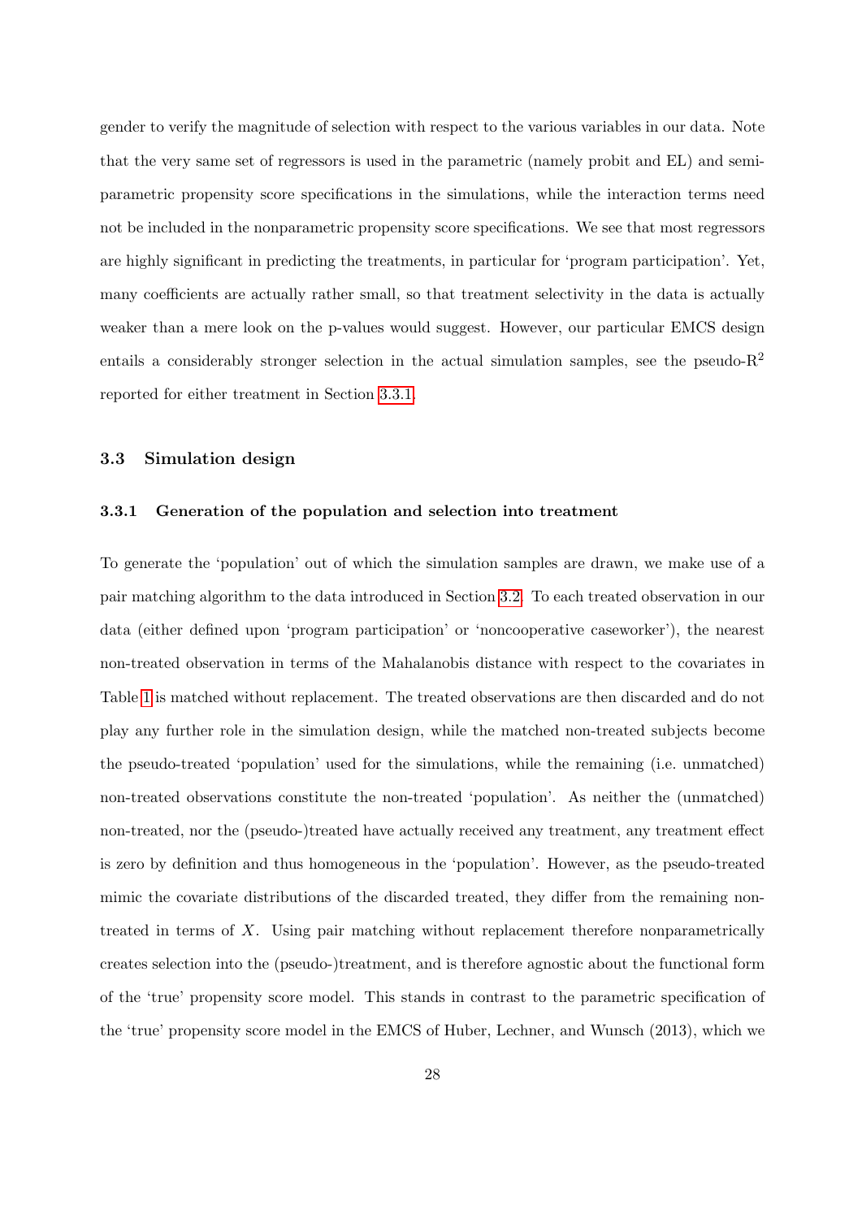gender to verify the magnitude of selection with respect to the various variables in our data. Note that the very same set of regressors is used in the parametric (namely probit and EL) and semi-parametric propensity score specifications in the simulations, while the interaction terms need not be included in the nonparametric propensity score specifications. We see that most regressors are highly significant in predicting the treatments, in particular for 'program participation'. Yet, many coefficients are actually rather small, so that treatment selectivity in the data is actually weaker than a mere look on the p-values would suggest. However, our particular EMCS design entails a considerably stronger selection in the actual simulation samples, see the pseudo-$R^2$ reported for either treatment in Section 3.3.1.

## 3.3 Simulation design

### 3.3.1 Generation of the population and selection into treatment

To generate the 'population' out of which the simulation samples are drawn, we make use of a pair matching algorithm to the data introduced in Section 3.2. To each treated observation in our data (either defined upon 'program participation' or 'noncooperative caseworker'), the nearest non-treated observation in terms of the Mahalanobis distance with respect to the covariates in Table 1 is matched without replacement. The treated observations are then discarded and do not play any further role in the simulation design, while the matched non-treated subjects become the pseudo-treated 'population' used for the simulations, while the remaining (i.e. unmatched) non-treated observations constitute the non-treated 'population'. As neither the (unmatched) non-treated, nor the (pseudo-)treated have actually received any treatment, any treatment effect is zero by definition and thus homogeneous in the 'population'. However, as the pseudo-treated mimic the covariate distributions of the discarded treated, they differ from the remaining non-treated in terms of $X$. Using pair matching without replacement therefore nonparametrically creates selection into the (pseudo-)treatment, and is therefore agnostic about the functional form of the 'true' propensity score model. This stands in contrast to the parametric specification of the 'true' propensity score model in the EMCS of Huber, Lechner, and Wunsch (2013), which we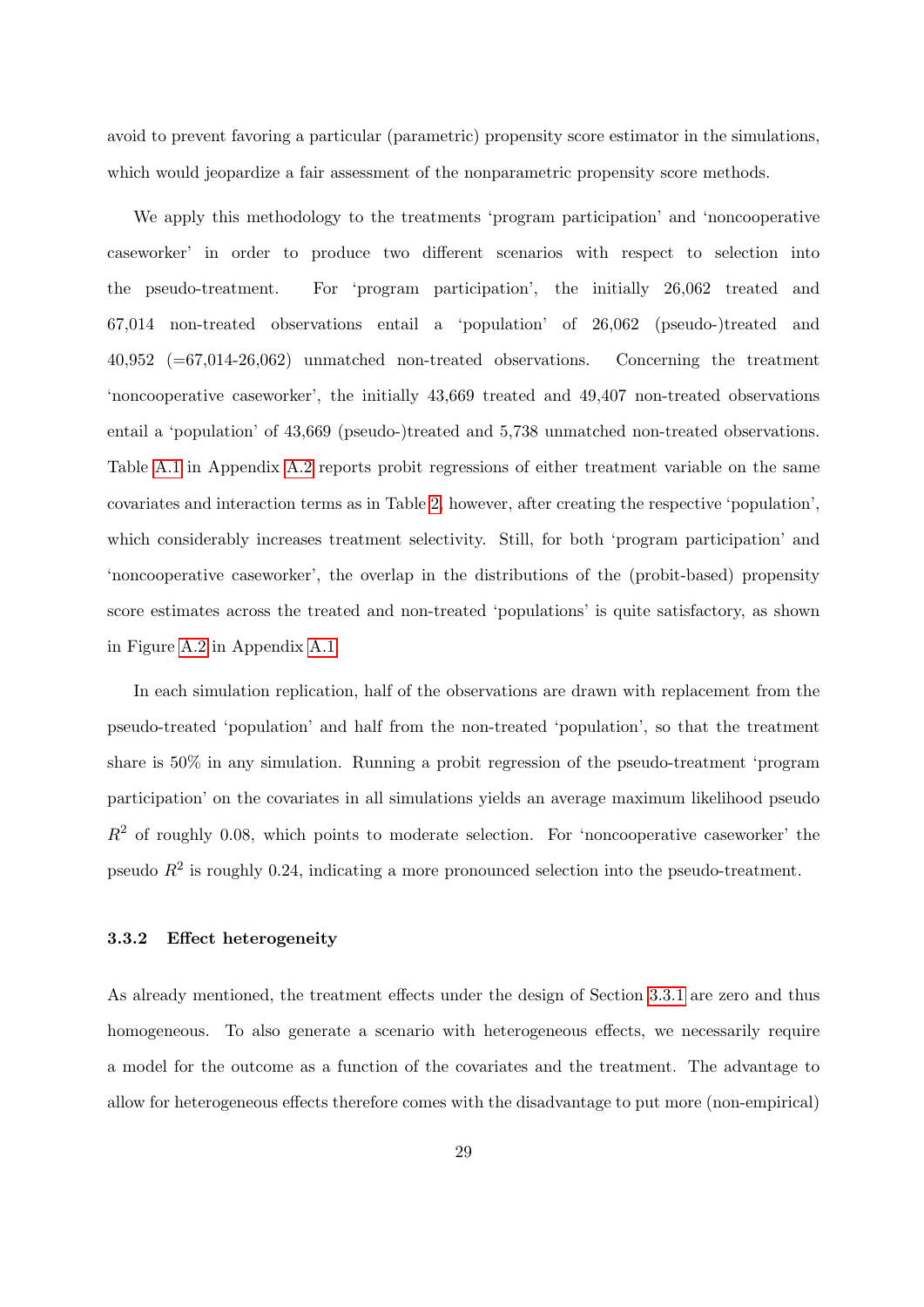avoid to prevent favoring a particular (parametric) propensity score estimator in the simulations, which would jeopardize a fair assessment of the nonparametric propensity score methods.

We apply this methodology to the treatments 'program participation' and 'noncooperative caseworker' in order to produce two different scenarios with respect to selection into the pseudo-treatment. For 'program participation', the initially 26,062 treated and 67,014 non-treated observations entail a 'population' of 26,062 (pseudo-)treated and 40,952 (=67,014-26,062) unmatched non-treated observations. Concerning the treatment 'noncooperative caseworker', the initially 43,669 treated and 49,407 non-treated observations entail a 'population' of 43,669 (pseudo-)treated and 5,738 unmatched non-treated observations. Table A.1 in Appendix A.2 reports probit regressions of either treatment variable on the same covariates and interaction terms as in Table 2, however, after creating the respective 'population', which considerably increases treatment selectivity. Still, for both 'program participation' and 'noncooperative caseworker', the overlap in the distributions of the (probit-based) propensity score estimates across the treated and non-treated 'populations' is quite satisfactory, as shown in Figure A.2 in Appendix A.1.

In each simulation replication, half of the observations are drawn with replacement from the pseudo-treated 'population' and half from the non-treated 'population', so that the treatment share is 50% in any simulation. Running a probit regression of the pseudo-treatment 'program participation' on the covariates in all simulations yields an average maximum likelihood pseudo $R^2$ of roughly 0.08, which points to moderate selection. For 'noncooperative caseworker' the pseudo $R^2$ is roughly 0.24, indicating a more pronounced selection into the pseudo-treatment.

### 3.3.2 Effect heterogeneity

As already mentioned, the treatment effects under the design of Section 3.3.1 are zero and thus homogeneous. To also generate a scenario with heterogeneous effects, we necessarily require a model for the outcome as a function of the covariates and the treatment. The advantage to allow for heterogeneous effects therefore comes with the disadvantage to put more (non-empirical)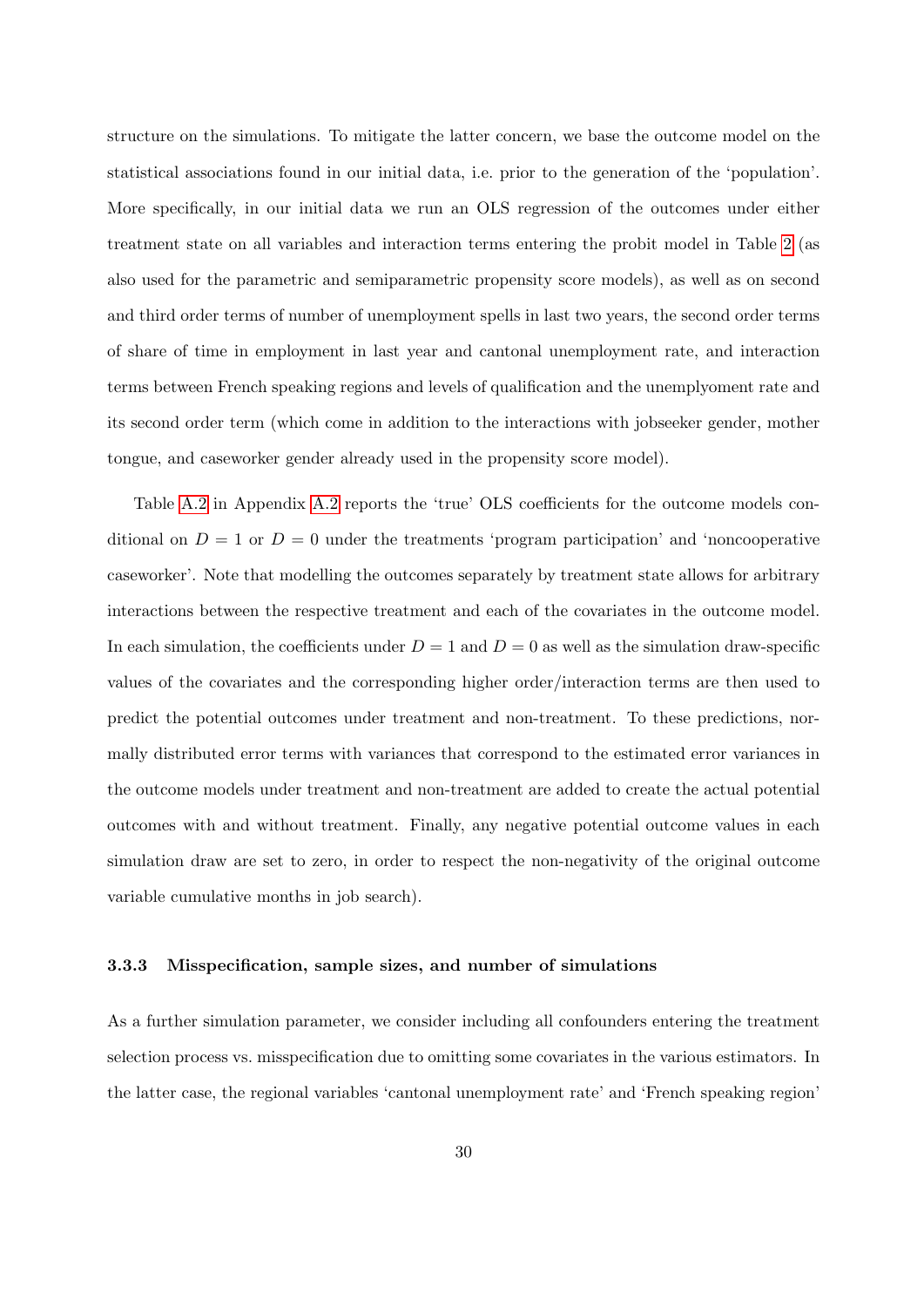structure on the simulations. To mitigate the latter concern, we base the outcome model on the statistical associations found in our initial data, i.e. prior to the generation of the 'population'. More specifically, in our initial data we run an OLS regression of the outcomes under either treatment state on all variables and interaction terms entering the probit model in Table 2 (as also used for the parametric and semiparametric propensity score models), as well as on second and third order terms of number of unemployment spells in last two years, the second order terms of share of time in employment in last year and cantonal unemployment rate, and interaction terms between French speaking regions and levels of qualification and the unemplyoment rate and its second order term (which come in addition to the interactions with jobseeker gender, mother tongue, and caseworker gender already used in the propensity score model).

Table A.2 in Appendix A.2 reports the 'true' OLS coefficients for the outcome models conditional on $D = 1$ or $D = 0$ under the treatments 'program participation' and 'noncooperative caseworker'. Note that modelling the outcomes separately by treatment state allows for arbitrary interactions between the respective treatment and each of the covariates in the outcome model. In each simulation, the coefficients under $D = 1$ and $D = 0$ as well as the simulation draw-specific values of the covariates and the corresponding higher order/interaction terms are then used to predict the potential outcomes under treatment and non-treatment. To these predictions, normally distributed error terms with variances that correspond to the estimated error variances in the outcome models under treatment and non-treatment are added to create the actual potential outcomes with and without treatment. Finally, any negative potential outcome values in each simulation draw are set to zero, in order to respect the non-negativity of the original outcome variable cumulative months in job search).

### 3.3.3 Misspecification, sample sizes, and number of simulations

As a further simulation parameter, we consider including all confounders entering the treatment selection process vs. misspecification due to omitting some covariates in the various estimators. In the latter case, the regional variables 'cantonal unemployment rate' and 'French speaking region'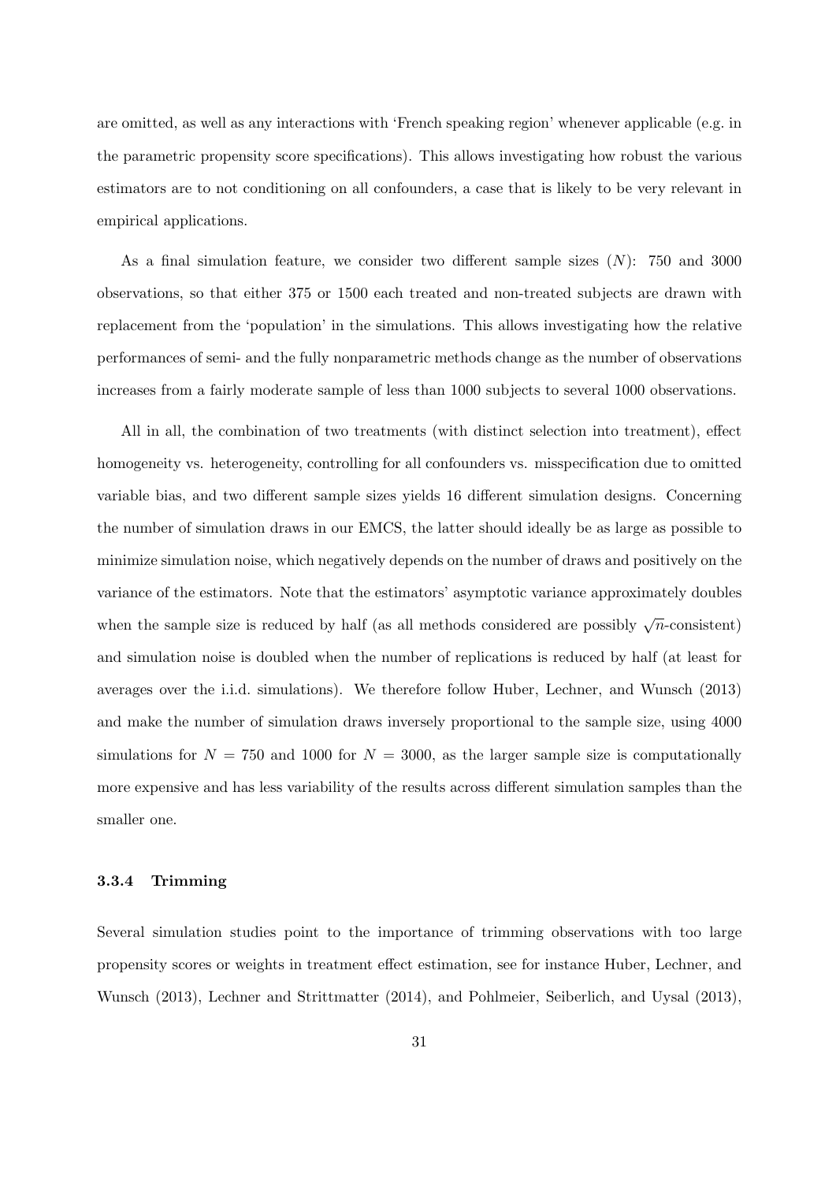are omitted, as well as any interactions with 'French speaking region' whenever applicable (e.g. in the parametric propensity score specifications). This allows investigating how robust the various estimators are to not conditioning on all confounders, a case that is likely to be very relevant in empirical applications.

As a final simulation feature, we consider two different sample sizes ($N$): 750 and 3000 observations, so that either 375 or 1500 each treated and non-treated subjects are drawn with replacement from the 'population' in the simulations. This allows investigating how the relative performances of semi- and the fully nonparametric methods change as the number of observations increases from a fairly moderate sample of less than 1000 subjects to several 1000 observations.

All in all, the combination of two treatments (with distinct selection into treatment), effect homogeneity vs. heterogeneity, controlling for all confounders vs. misspecification due to omitted variable bias, and two different sample sizes yields 16 different simulation designs. Concerning the number of simulation draws in our EMCS, the latter should ideally be as large as possible to minimize simulation noise, which negatively depends on the number of draws and positively on the variance of the estimators. Note that the estimators' asymptotic variance approximately doubles when the sample size is reduced by half (as all methods considered are possibly $\sqrt{n}$-consistent) and simulation noise is doubled when the number of replications is reduced by half (at least for averages over the i.i.d. simulations). We therefore follow Huber, Lechner, and Wunsch (2013) and make the number of simulation draws inversely proportional to the sample size, using 4000 simulations for $N = 750$ and 1000 for $N = 3000$, as the larger sample size is computationally more expensive and has less variability of the results across different simulation samples than the smaller one.

### 3.3.4 Trimming

Several simulation studies point to the importance of trimming observations with too large propensity scores or weights in treatment effect estimation, see for instance Huber, Lechner, and Wunsch (2013), Lechner and Strittmatter (2014), and Pohlmeier, Seiberlich, and Uysal (2013),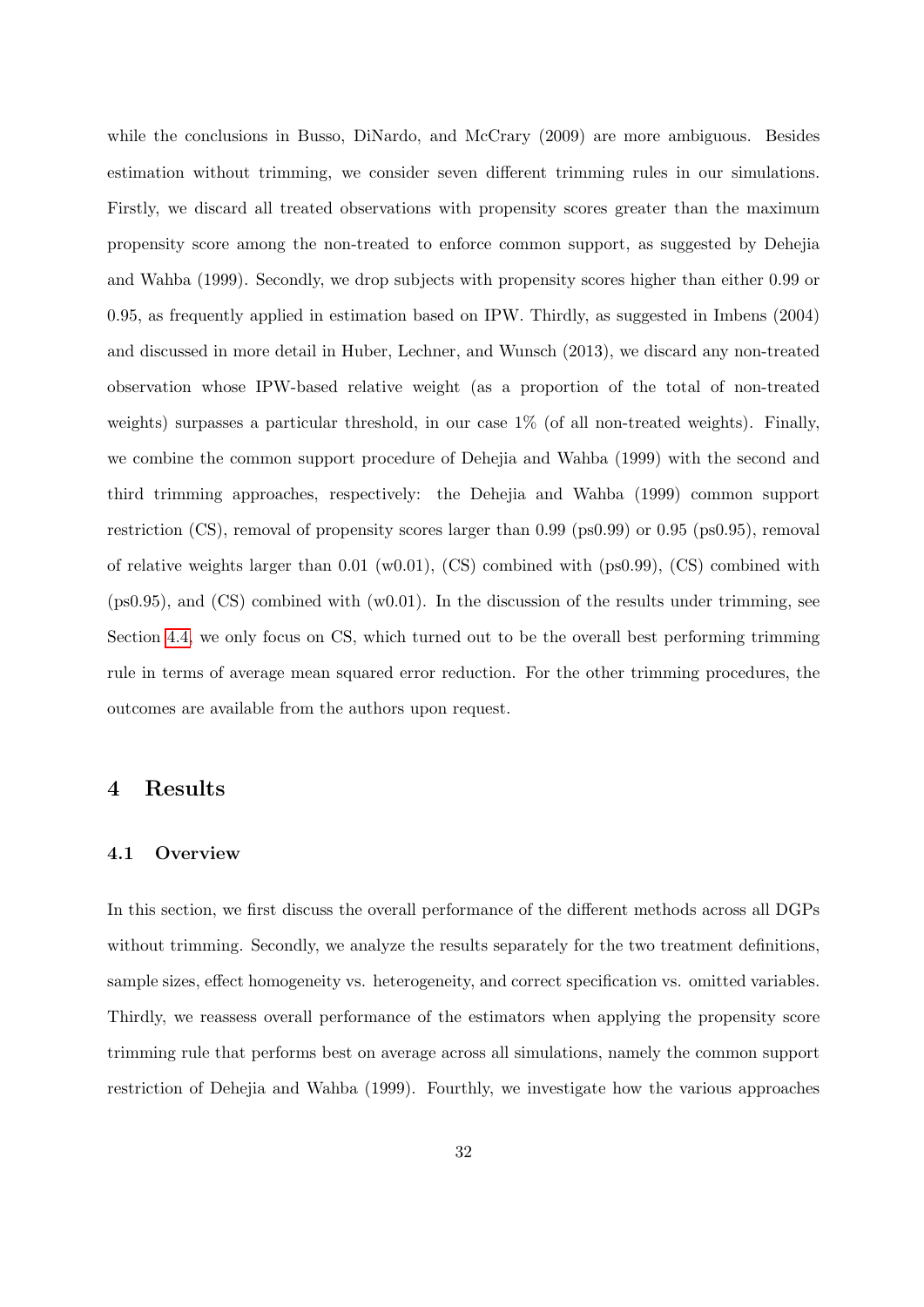while the conclusions in Busso, DiNardo, and McCrary (2009) are more ambiguous. Besides estimation without trimming, we consider seven different trimming rules in our simulations. Firstly, we discard all treated observations with propensity scores greater than the maximum propensity score among the non-treated to enforce common support, as suggested by Dehejia and Wahba (1999). Secondly, we drop subjects with propensity scores higher than either 0.99 or 0.95, as frequently applied in estimation based on IPW. Thirdly, as suggested in Imbens (2004) and discussed in more detail in Huber, Lechner, and Wunsch (2013), we discard any non-treated observation whose IPW-based relative weight (as a proportion of the total of non-treated weights) surpasses a particular threshold, in our case 1% (of all non-treated weights). Finally, we combine the common support procedure of Dehejia and Wahba (1999) with the second and third trimming approaches, respectively: the Dehejia and Wahba (1999) common support restriction (CS), removal of propensity scores larger than 0.99 (ps0.99) or 0.95 (ps0.95), removal of relative weights larger than 0.01 (w0.01), (CS) combined with (ps0.99), (CS) combined with (ps0.95), and (CS) combined with (w0.01). In the discussion of the results under trimming, see Section 4.4, we only focus on CS, which turned out to be the overall best performing trimming rule in terms of average mean squared error reduction. For the other trimming procedures, the outcomes are available from the authors upon request.

# 4 Results

## 4.1 Overview

In this section, we first discuss the overall performance of the different methods across all DGPs without trimming. Secondly, we analyze the results separately for the two treatment definitions, sample sizes, effect homogeneity vs. heterogeneity, and correct specification vs. omitted variables. Thirdly, we reassess overall performance of the estimators when applying the propensity score trimming rule that performs best on average across all simulations, namely the common support restriction of Dehejia and Wahba (1999). Fourthly, we investigate how the various approaches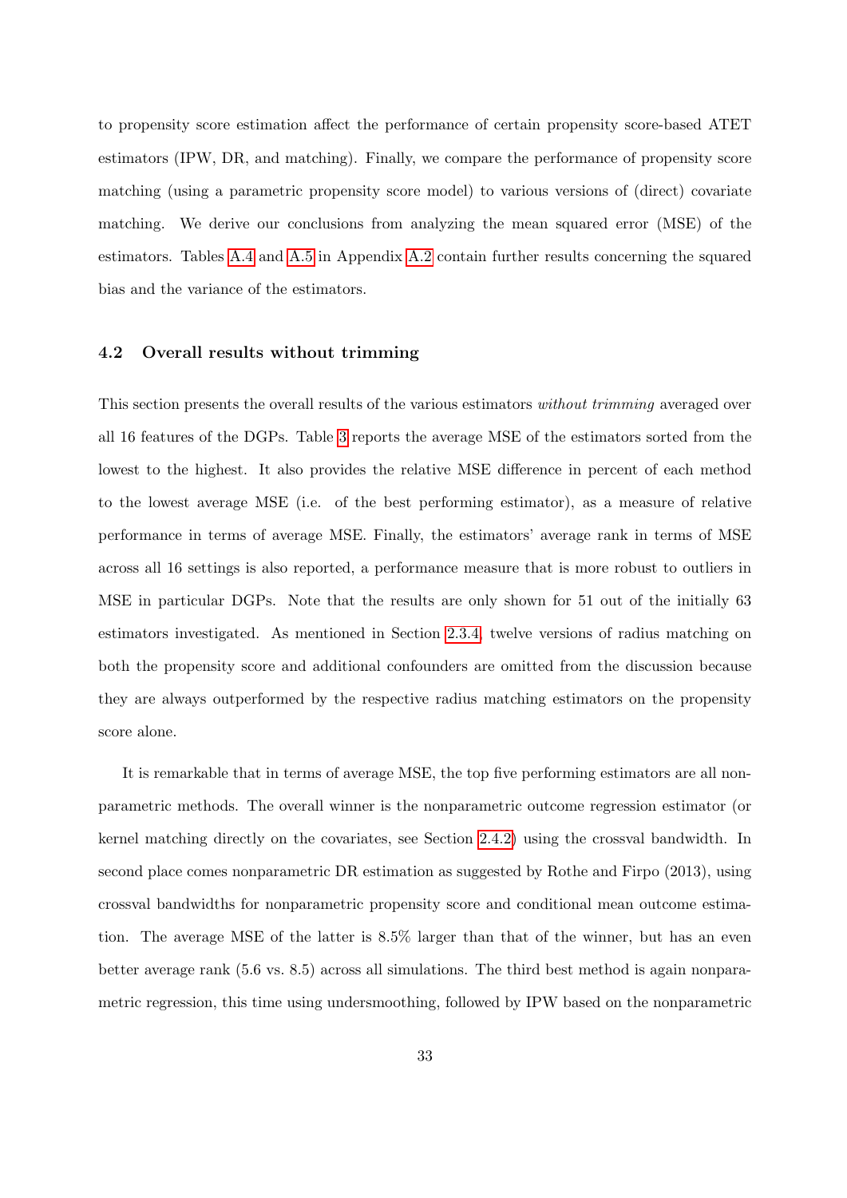to propensity score estimation affect the performance of certain propensity score-based ATET estimators (IPW, DR, and matching). Finally, we compare the performance of propensity score matching (using a parametric propensity score model) to various versions of (direct) covariate matching. We derive our conclusions from analyzing the mean squared error (MSE) of the estimators. Tables A.4 and A.5 in Appendix A.2 contain further results concerning the squared bias and the variance of the estimators.

### 4.2 Overall results without trimming

This section presents the overall results of the various estimators *without trimming* averaged over all 16 features of the DGPs. Table 3 reports the average MSE of the estimators sorted from the lowest to the highest. It also provides the relative MSE difference in percent of each method to the lowest average MSE (i.e. of the best performing estimator), as a measure of relative performance in terms of average MSE. Finally, the estimators' average rank in terms of MSE across all 16 settings is also reported, a performance measure that is more robust to outliers in MSE in particular DGPs. Note that the results are only shown for 51 out of the initially 63 estimators investigated. As mentioned in Section 2.3.4, twelve versions of radius matching on both the propensity score and additional confounders are omitted from the discussion because they are always outperformed by the respective radius matching estimators on the propensity score alone.

It is remarkable that in terms of average MSE, the top five performing estimators are all nonparametric methods. The overall winner is the nonparametric outcome regression estimator (or kernel matching directly on the covariates, see Section 2.4.2) using the crossval bandwidth. In second place comes nonparametric DR estimation as suggested by Rothe and Firpo (2013), using crossval bandwidths for nonparametric propensity score and conditional mean outcome estimation. The average MSE of the latter is 8.5% larger than that of the winner, but has an even better average rank (5.6 vs. 8.5) across all simulations. The third best method is again nonparametric regression, this time using undersmoothing, followed by IPW based on the nonparametric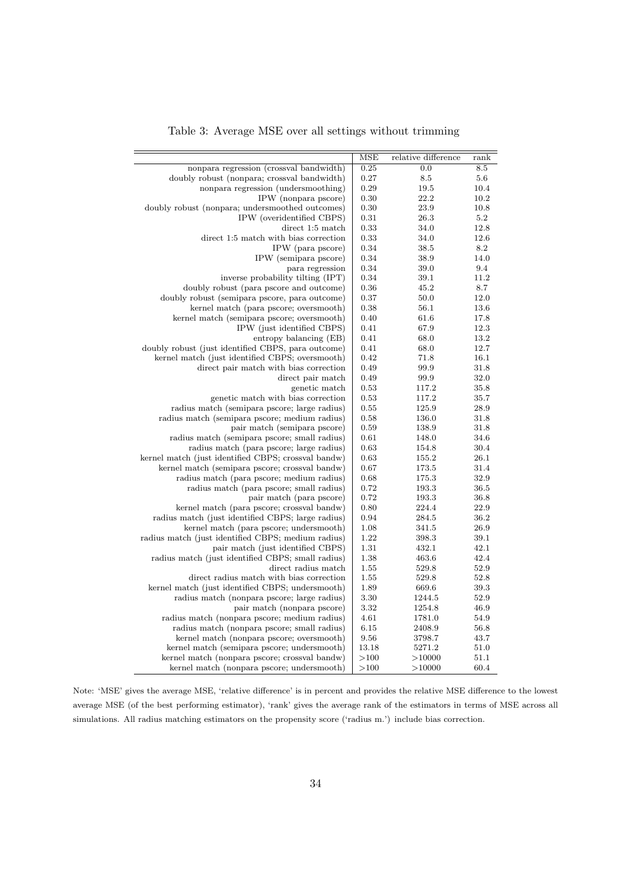Table 3: Average MSE over all settings without trimming

| | MSE | relative difference | rank |
|---|---|---|---|
| nonpara regression (crossval bandwidth) | 0.25 | 0.0 | 8.5 |
| doubly robust (nonpara; crossval bandwidth) | 0.27 | 8.5 | 5.6 |
| nonpara regression (undersmoothing) | 0.29 | 19.5 | 10.4 |
| IPW (nonpara pscore) | 0.30 | 22.2 | 10.2 |
| doubly robust (nonpara; undersmoothed outcomes) | 0.30 | 23.9 | 10.8 |
| IPW (overidentified CBPS) | 0.31 | 26.3 | 5.2 |
| direct 1:5 match | 0.33 | 34.0 | 12.8 |
| direct 1:5 match with bias correction | 0.33 | 34.0 | 12.6 |
| IPW (para pscore) | 0.34 | 38.5 | 8.2 |
| IPW (semipara pscore) | 0.34 | 38.9 | 14.0 |
| para regression | 0.34 | 39.0 | 9.4 |
| inverse probability tilting (IPT) | 0.34 | 39.1 | 11.2 |
| doubly robust (para pscore and outcome) | 0.36 | 45.2 | 8.7 |
| doubly robust (semipara pscore, para outcome) | 0.37 | 50.0 | 12.0 |
| kernel match (para pscore; oversmooth) | 0.38 | 56.1 | 13.6 |
| kernel match (semipara pscore; oversmooth) | 0.40 | 61.6 | 17.8 |
| IPW (just identified CBPS) | 0.41 | 67.9 | 12.3 |
| entropy balancing (EB) | 0.41 | 68.0 | 13.2 |
| doubly robust (just identified CBPS, para outcome) | 0.41 | 68.0 | 12.7 |
| kernel match (just identified CBPS; oversmooth) | 0.42 | 71.8 | 16.1 |
| direct pair match with bias correction | 0.49 | 99.9 | 31.8 |
| direct pair match | 0.49 | 99.9 | 32.0 |
| genetic match | 0.53 | 117.2 | 35.8 |
| genetic match with bias correction | 0.53 | 117.2 | 35.7 |
| radius match (semipara pscore; large radius) | 0.55 | 125.9 | 28.9 |
| radius match (semipara pscore; medium radius) | 0.58 | 136.0 | 31.8 |
| pair match (semipara pscore) | 0.59 | 138.9 | 31.8 |
| radius match (semipara pscore; small radius) | 0.61 | 148.0 | 34.6 |
| radius match (para pscore; large radius) | 0.63 | 154.8 | 30.4 |
| kernel match (just identified CBPS; crossval bandw) | 0.63 | 155.2 | 26.1 |
| kernel match (semipara pscore; crossval bandw) | 0.67 | 173.5 | 31.4 |
| radius match (para pscore; medium radius) | 0.68 | 175.3 | 32.9 |
| radius match (para pscore; small radius) | 0.72 | 193.3 | 36.5 |
| pair match (para pscore) | 0.72 | 193.3 | 36.8 |
| kernel match (para pscore; crossval bandw) | 0.80 | 224.4 | 22.9 |
| radius match (just identified CBPS; large radius) | 0.94 | 284.5 | 36.2 |
| kernel match (para pscore; undersmooth) | 1.08 | 341.5 | 26.9 |
| radius match (just identified CBPS; medium radius) | 1.22 | 398.3 | 39.1 |
| pair match (just identified CBPS) | 1.31 | 432.1 | 42.1 |
| radius match (just identified CBPS; small radius) | 1.38 | 463.6 | 42.4 |
| direct radius match | 1.55 | 529.8 | 52.9 |
| direct radius match with bias correction | 1.55 | 529.8 | 52.8 |
| kernel match (just identified CBPS; undersmooth) | 1.89 | 669.6 | 39.3 |
| radius match (nonpara pscore; large radius) | 3.30 | 1244.5 | 52.9 |
| pair match (nonpara pscore) | 3.32 | 1254.8 | 46.9 |
| radius match (nonpara pscore; medium radius) | 4.61 | 1781.0 | 54.9 |
| radius match (nonpara pscore; small radius) | 6.15 | 2408.9 | 56.8 |
| kernel match (nonpara pscore; oversmooth) | 9.56 | 3798.7 | 43.7 |
| kernel match (semipara pscore; undersmooth) | 13.18 | 5271.2 | 51.0 |
| kernel match (nonpara pscore; crossval bandw) | >100 | >10000 | 51.1 |
| kernel match (nonpara pscore; undersmooth) | >100 | >10000 | 60.4 |

Note: 'MSE' gives the average MSE, 'relative difference' is in percent and provides the relative MSE difference to the lowest average MSE (of the best performing estimator), 'rank' gives the average rank of the estimators in terms of MSE across all simulations. All radius matching estimators on the propensity score ('radius m.') include bias correction.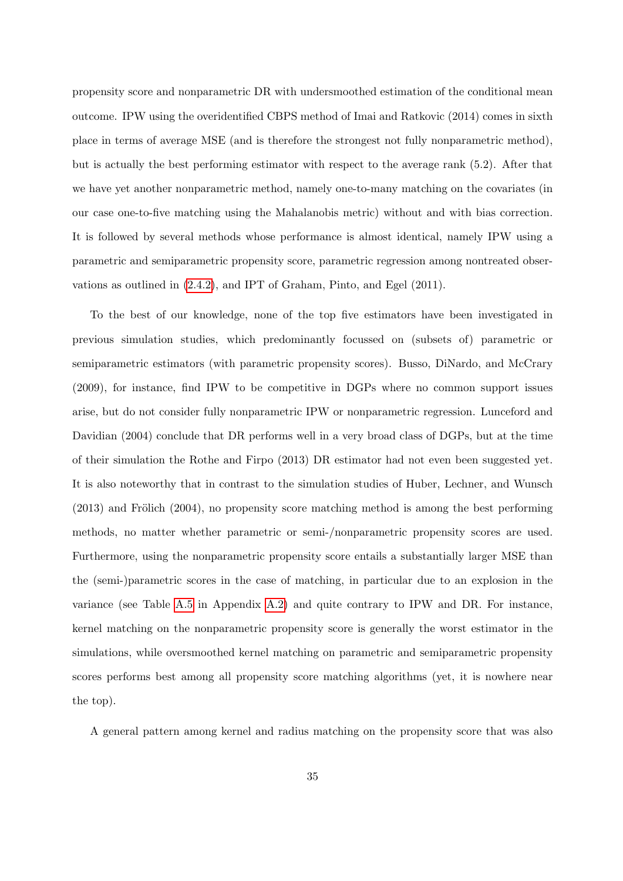propensity score and nonparametric DR with undersmoothed estimation of the conditional mean outcome. IPW using the overidentified CBPS method of Imai and Ratkovic (2014) comes in sixth place in terms of average MSE (and is therefore the strongest not fully nonparametric method), but is actually the best performing estimator with respect to the average rank (5.2). After that we have yet another nonparametric method, namely one-to-many matching on the covariates (in our case one-to-five matching using the Mahalanobis metric) without and with bias correction. It is followed by several methods whose performance is almost identical, namely IPW using a parametric and semiparametric propensity score, parametric regression among nontreated observations as outlined in (2.4.2), and IPT of Graham, Pinto, and Egel (2011).

To the best of our knowledge, none of the top five estimators have been investigated in previous simulation studies, which predominantly focussed on (subsets of) parametric or semiparametric estimators (with parametric propensity scores). Busso, DiNardo, and McCrary (2009), for instance, find IPW to be competitive in DGPs where no common support issues arise, but do not consider fully nonparametric IPW or nonparametric regression. Lunceford and Davidian (2004) conclude that DR performs well in a very broad class of DGPs, but at the time of their simulation the Rothe and Firpo (2013) DR estimator had not even been suggested yet. It is also noteworthy that in contrast to the simulation studies of Huber, Lechner, and Wunsch (2013) and Frölich (2004), no propensity score matching method is among the best performing methods, no matter whether parametric or semi-/nonparametric propensity scores are used. Furthermore, using the nonparametric propensity score entails a substantially larger MSE than the (semi-)parametric scores in the case of matching, in particular due to an explosion in the variance (see Table A.5 in Appendix A.2) and quite contrary to IPW and DR. For instance, kernel matching on the nonparametric propensity score is generally the worst estimator in the simulations, while oversmoothed kernel matching on parametric and semiparametric propensity scores performs best among all propensity score matching algorithms (yet, it is nowhere near the top).

A general pattern among kernel and radius matching on the propensity score that was also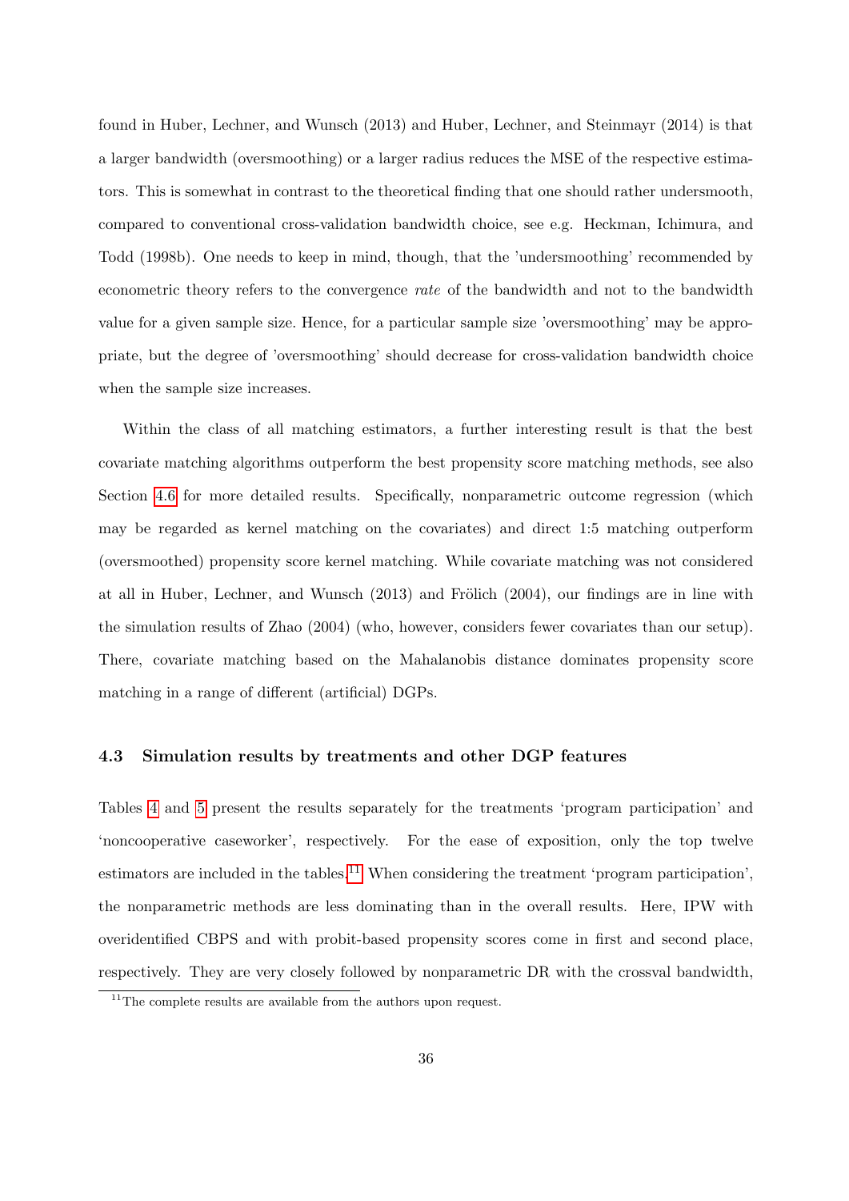found in Huber, Lechner, and Wunsch (2013) and Huber, Lechner, and Steinmayr (2014) is that a larger bandwidth (oversmoothing) or a larger radius reduces the MSE of the respective estimators. This is somewhat in contrast to the theoretical finding that one should rather undersmooth, compared to conventional cross-validation bandwidth choice, see e.g. Heckman, Ichimura, and Todd (1998b). One needs to keep in mind, though, that the 'undersmoothing' recommended by econometric theory refers to the convergence *rate* of the bandwidth and not to the bandwidth value for a given sample size. Hence, for a particular sample size 'oversmoothing' may be appropriate, but the degree of 'oversmoothing' should decrease for cross-validation bandwidth choice when the sample size increases.

Within the class of all matching estimators, a further interesting result is that the best covariate matching algorithms outperform the best propensity score matching methods, see also Section 4.6 for more detailed results. Specifically, nonparametric outcome regression (which may be regarded as kernel matching on the covariates) and direct 1:5 matching outperform (oversmoothed) propensity score kernel matching. While covariate matching was not considered at all in Huber, Lechner, and Wunsch (2013) and Frölich (2004), our findings are in line with the simulation results of Zhao (2004) (who, however, considers fewer covariates than our setup). There, covariate matching based on the Mahalanobis distance dominates propensity score matching in a range of different (artificial) DGPs.

### 4.3 Simulation results by treatments and other DGP features

Tables 4 and 5 present the results separately for the treatments 'program participation' and 'noncooperative caseworker', respectively. For the ease of exposition, only the top twelve estimators are included in the tables.[11] When considering the treatment 'program participation', the nonparametric methods are less dominating than in the overall results. Here, IPW with overidentified CBPS and with probit-based propensity scores come in first and second place, respectively. They are very closely followed by nonparametric DR with the crossval bandwidth,

[11] The complete results are available from the authors upon request.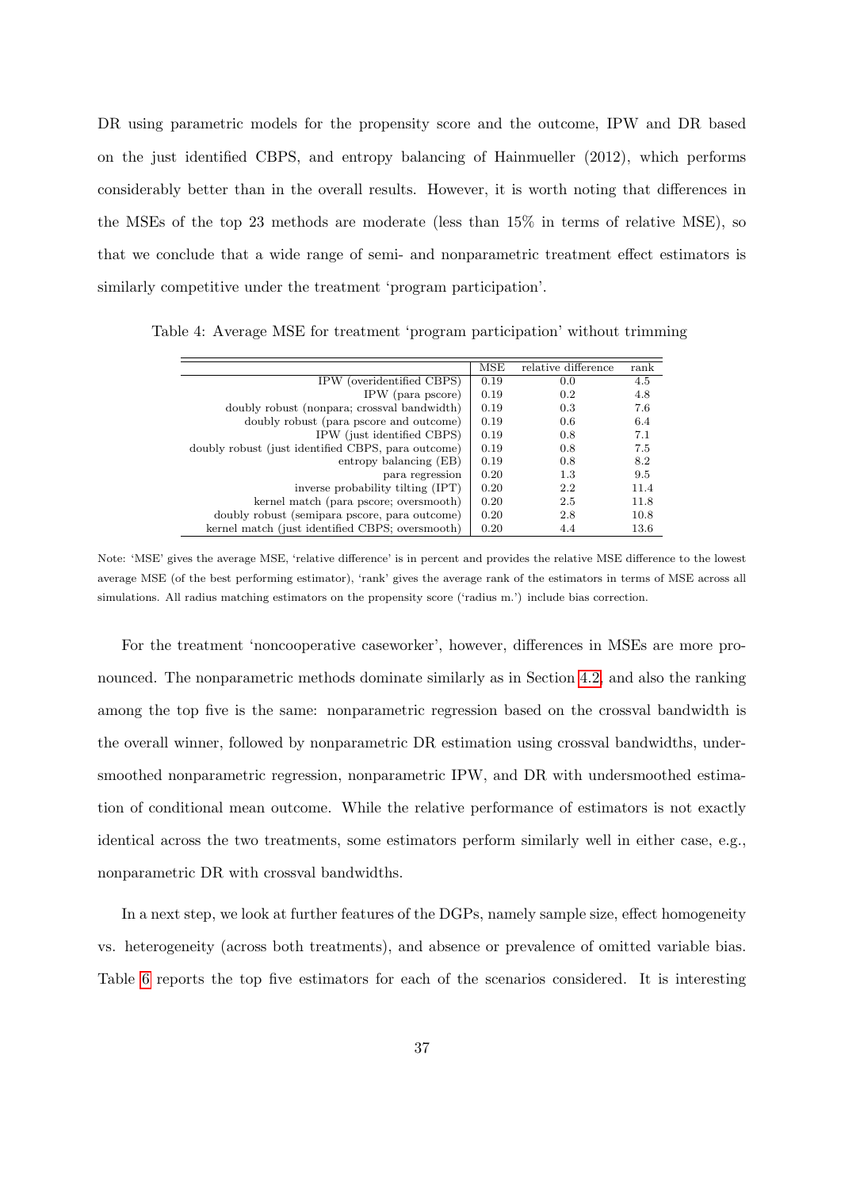DR using parametric models for the propensity score and the outcome, IPW and DR based on the just identified CBPS, and entropy balancing of Hainmueller (2012), which performs considerably better than in the overall results. However, it is worth noting that differences in the MSEs of the top 23 methods are moderate (less than 15% in terms of relative MSE), so that we conclude that a wide range of semi- and nonparametric treatment effect estimators is similarly competitive under the treatment 'program participation'.

Table 4: Average MSE for treatment 'program participation' without trimming

| | MSE | relative difference | rank |
|---|---|---|---|
| IPW (overidentified CBPS) | 0.19 | 0.0 | 4.5 |
| IPW (para pscore) | 0.19 | 0.2 | 4.8 |
| doubly robust (nonpara; crossval bandwidth) | 0.19 | 0.3 | 7.6 |
| doubly robust (para pscore and outcome) | 0.19 | 0.6 | 6.4 |
| IPW (just identified CBPS) | 0.19 | 0.8 | 7.1 |
| doubly robust (just identified CBPS, para outcome) | 0.19 | 0.8 | 7.5 |
| entropy balancing (EB) | 0.19 | 0.8 | 8.2 |
| para regression | 0.20 | 1.3 | 9.5 |
| inverse probability tilting (IPT) | 0.20 | 2.2 | 11.4 |
| kernel match (para pscore; oversmooth) | 0.20 | 2.5 | 11.8 |
| doubly robust (semipara pscore, para outcome) | 0.20 | 2.8 | 10.8 |
| kernel match (just identified CBPS; oversmooth) | 0.20 | 4.4 | 13.6 |

Note: 'MSE' gives the average MSE, 'relative difference' is in percent and provides the relative MSE difference to the lowest average MSE (of the best performing estimator), 'rank' gives the average rank of the estimators in terms of MSE across all simulations. All radius matching estimators on the propensity score ('radius m.') include bias correction.

For the treatment 'noncooperative caseworker', however, differences in MSEs are more pronounced. The nonparametric methods dominate similarly as in Section 4.2, and also the ranking among the top five is the same: nonparametric regression based on the crossval bandwidth is the overall winner, followed by nonparametric DR estimation using crossval bandwidths, undersmoothed nonparametric regression, nonparametric IPW, and DR with undersmoothed estimation of conditional mean outcome. While the relative performance of estimators is not exactly identical across the two treatments, some estimators perform similarly well in either case, e.g., nonparametric DR with crossval bandwidths.

In a next step, we look at further features of the DGPs, namely sample size, effect homogeneity vs. heterogeneity (across both treatments), and absence or prevalence of omitted variable bias. Table 6 reports the top five estimators for each of the scenarios considered. It is interesting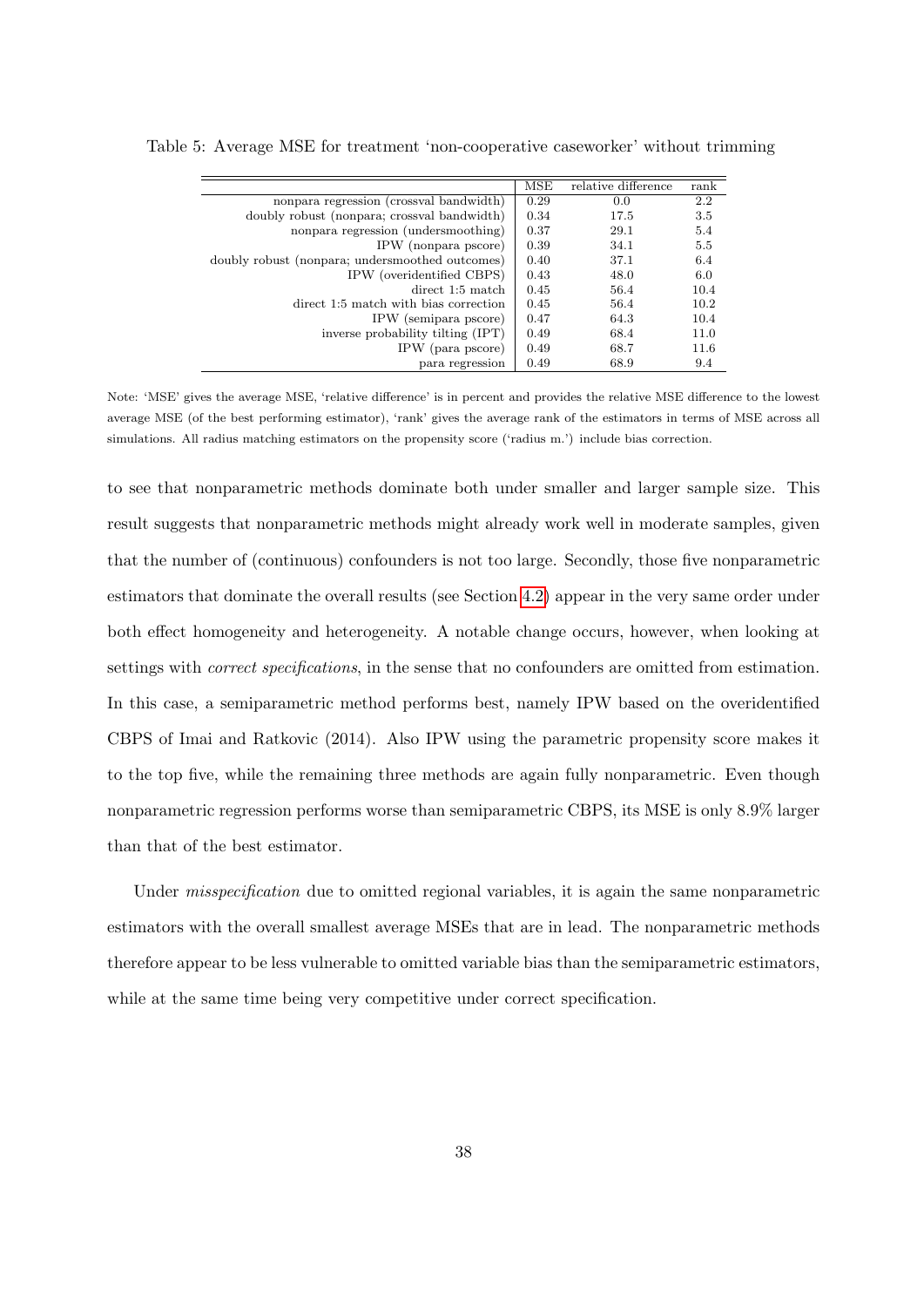Table 5: Average MSE for treatment 'non-cooperative caseworker' without trimming

| | MSE | relative difference | rank |
|---|---|---|---|
| nonpara regression (crossval bandwidth) | 0.29 | 0.0 | 2.2 |
| doubly robust (nonpara; crossval bandwidth) | 0.34 | 17.5 | 3.5 |
| nonpara regression (undersmoothing) | 0.37 | 29.1 | 5.4 |
| IPW (nonpara pscore) | 0.39 | 34.1 | 5.5 |
| doubly robust (nonpara; undersmoothed outcomes) | 0.40 | 37.1 | 6.4 |
| IPW (overidentified CBPS) | 0.43 | 48.0 | 6.0 |
| direct 1:5 match | 0.45 | 56.4 | 10.4 |
| direct 1:5 match with bias correction | 0.45 | 56.4 | 10.2 |
| IPW (semipara pscore) | 0.47 | 64.3 | 10.4 |
| inverse probability tilting (IPT) | 0.49 | 68.4 | 11.0 |
| IPW (para pscore) | 0.49 | 68.7 | 11.6 |
| para regression | 0.49 | 68.9 | 9.4 |

Note: 'MSE' gives the average MSE, 'relative difference' is in percent and provides the relative MSE difference to the lowest average MSE (of the best performing estimator), 'rank' gives the average rank of the estimators in terms of MSE across all simulations. All radius matching estimators on the propensity score ('radius m.') include bias correction.

to see that nonparametric methods dominate both under smaller and larger sample size. This result suggests that nonparametric methods might already work well in moderate samples, given that the number of (continuous) confounders is not too large. Secondly, those five nonparametric estimators that dominate the overall results (see Section 4.2) appear in the very same order under both effect homogeneity and heterogeneity. A notable change occurs, however, when looking at settings with *correct specifications*, in the sense that no confounders are omitted from estimation. In this case, a semiparametric method performs best, namely IPW based on the overidentified CBPS of Imai and Ratkovic (2014). Also IPW using the parametric propensity score makes it to the top five, while the remaining three methods are again fully nonparametric. Even though nonparametric regression performs worse than semiparametric CBPS, its MSE is only 8.9% larger than that of the best estimator.

Under *misspecification* due to omitted regional variables, it is again the same nonparametric estimators with the overall smallest average MSEs that are in lead. The nonparametric methods therefore appear to be less vulnerable to omitted variable bias than the semiparametric estimators, while at the same time being very competitive under correct specification.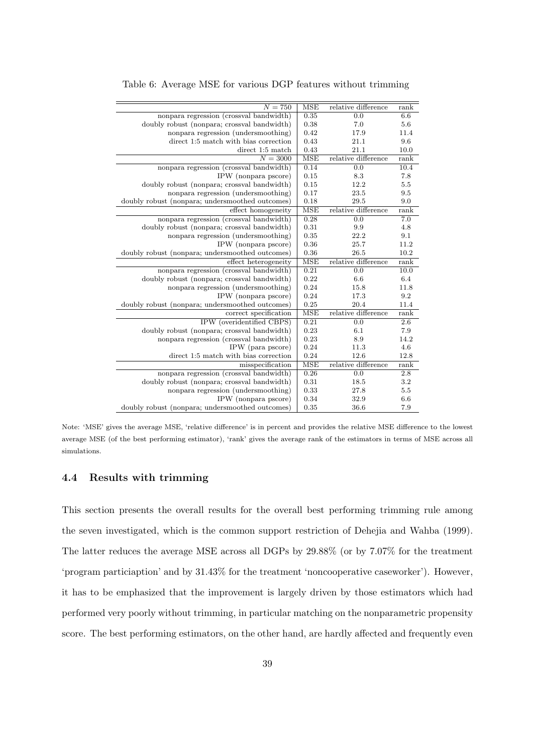Table 6: Average MSE for various DGP features without trimming

| $N = 750$ | MSE | relative difference | rank |
|---:|---|---|---|
| nonpara regression (crossval bandwidth) | 0.35 | 0.0 | 6.6 |
| doubly robust (nonpara; crossval bandwidth) | 0.38 | 7.0 | 5.6 |
| nonpara regression (undersmoothing) | 0.42 | 17.9 | 11.4 |
| direct 1:5 match with bias correction | 0.43 | 21.1 | 9.6 |
| direct 1:5 match | 0.43 | 21.1 | 10.0 |
| $N = 3000$ | MSE | relative difference | rank |
| nonpara regression (crossval bandwidth) | 0.14 | 0.0 | 10.4 |
| IPW (nonpara pscore) | 0.15 | 8.3 | 7.8 |
| doubly robust (nonpara; crossval bandwidth) | 0.15 | 12.2 | 5.5 |
| nonpara regression (undersmoothing) | 0.17 | 23.5 | 9.5 |
| doubly robust (nonpara; undersmoothed outcomes) | 0.18 | 29.5 | 9.0 |
| effect homogeneity | MSE | relative difference | rank |
| nonpara regression (crossval bandwidth) | 0.28 | 0.0 | 7.0 |
| doubly robust (nonpara; crossval bandwidth) | 0.31 | 9.9 | 4.8 |
| nonpara regression (undersmoothing) | 0.35 | 22.2 | 9.1 |
| IPW (nonpara pscore) | 0.36 | 25.7 | 11.2 |
| doubly robust (nonpara; undersmoothed outcomes) | 0.36 | 26.5 | 10.2 |
| effect heterogeneity | MSE | relative difference | rank |
| nonpara regression (crossval bandwidth) | 0.21 | 0.0 | 10.0 |
| doubly robust (nonpara; crossval bandwidth) | 0.22 | 6.6 | 6.4 |
| nonpara regression (undersmoothing) | 0.24 | 15.8 | 11.8 |
| IPW (nonpara pscore) | 0.24 | 17.3 | 9.2 |
| doubly robust (nonpara; undersmoothed outcomes) | 0.25 | 20.4 | 11.4 |
| correct specification | MSE | relative difference | rank |
| IPW (overidentified CBPS) | 0.21 | 0.0 | 2.6 |
| doubly robust (nonpara; crossval bandwidth) | 0.23 | 6.1 | 7.9 |
| nonpara regression (crossval bandwidth) | 0.23 | 8.9 | 14.2 |
| IPW (para pscore) | 0.24 | 11.3 | 4.6 |
| direct 1:5 match with bias correction | 0.24 | 12.6 | 12.8 |
| misspecification | MSE | relative difference | rank |
| nonpara regression (crossval bandwidth) | 0.26 | 0.0 | 2.8 |
| doubly robust (nonpara; crossval bandwidth) | 0.31 | 18.5 | 3.2 |
| nonpara regression (undersmoothing) | 0.33 | 27.8 | 5.5 |
| IPW (nonpara pscore) | 0.34 | 32.9 | 6.6 |
| doubly robust (nonpara; undersmoothed outcomes) | 0.35 | 36.6 | 7.9 |

Note: 'MSE' gives the average MSE, 'relative difference' is in percent and provides the relative MSE difference to the lowest average MSE (of the best performing estimator), 'rank' gives the average rank of the estimators in terms of MSE across all simulations.

### 4.4 Results with trimming

This section presents the overall results for the overall best performing trimming rule among the seven investigated, which is the common support restriction of Dehejia and Wahba (1999). The latter reduces the average MSE across all DGPs by 29.88% (or by 7.07% for the treatment 'program particiaption' and by 31.43% for the treatment 'noncooperative caseworker'). However, it has to be emphasized that the improvement is largely driven by those estimators which had performed very poorly without trimming, in particular matching on the nonparametric propensity score. The best performing estimators, on the other hand, are hardly affected and frequently even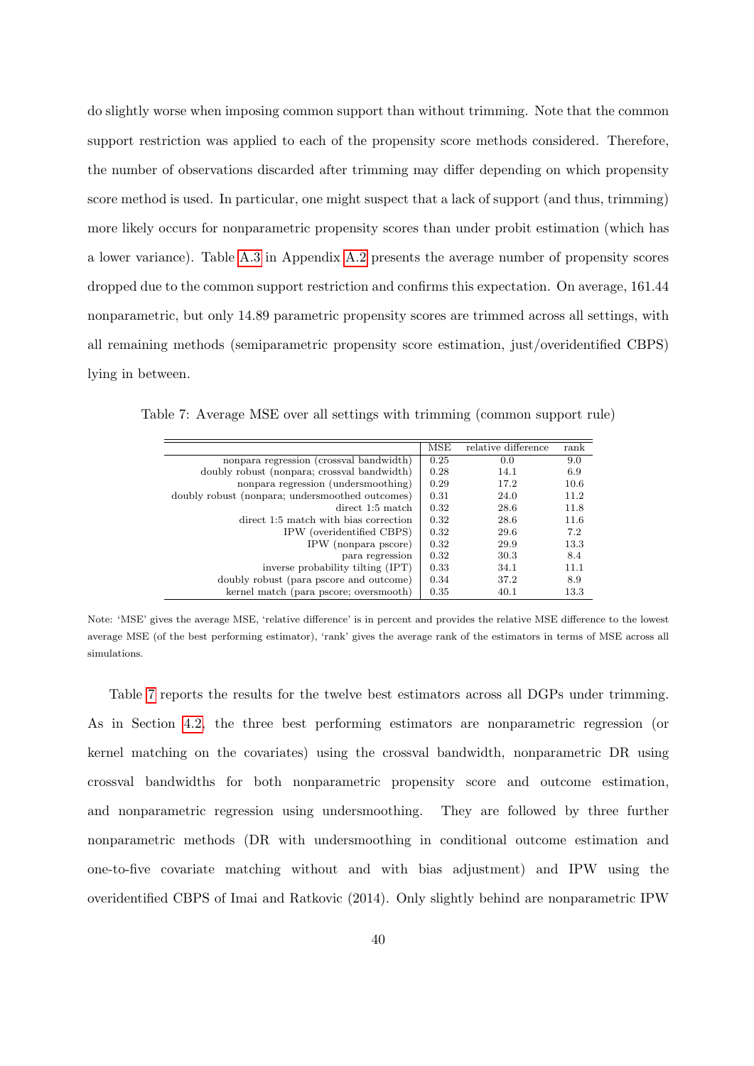do slightly worse when imposing common support than without trimming. Note that the common support restriction was applied to each of the propensity score methods considered. Therefore, the number of observations discarded after trimming may differ depending on which propensity score method is used. In particular, one might suspect that a lack of support (and thus, trimming) more likely occurs for nonparametric propensity scores than under probit estimation (which has a lower variance). Table A.3 in Appendix A.2 presents the average number of propensity scores dropped due to the common support restriction and confirms this expectation. On average, 161.44 nonparametric, but only 14.89 parametric propensity scores are trimmed across all settings, with all remaining methods (semiparametric propensity score estimation, just/overidentified CBPS) lying in between.

Table 7: Average MSE over all settings with trimming (common support rule)

| | MSE | relative difference | rank |
|---|---|---|---|
| nonpara regression (crossval bandwidth) | 0.25 | 0.0 | 9.0 |
| doubly robust (nonpara; crossval bandwidth) | 0.28 | 14.1 | 6.9 |
| nonpara regression (undersmoothing) | 0.29 | 17.2 | 10.6 |
| doubly robust (nonpara; undersmoothed outcomes) | 0.31 | 24.0 | 11.2 |
| direct 1:5 match | 0.32 | 28.6 | 11.8 |
| direct 1:5 match with bias correction | 0.32 | 28.6 | 11.6 |
| IPW (overidentified CBPS) | 0.32 | 29.6 | 7.2 |
| IPW (nonpara pscore) | 0.32 | 29.9 | 13.3 |
| para regression | 0.32 | 30.3 | 8.4 |
| inverse probability tilting (IPT) | 0.33 | 34.1 | 11.1 |
| doubly robust (para pscore and outcome) | 0.34 | 37.2 | 8.9 |
| kernel match (para pscore; oversmooth) | 0.35 | 40.1 | 13.3 |

Note: 'MSE' gives the average MSE, 'relative difference' is in percent and provides the relative MSE difference to the lowest average MSE (of the best performing estimator), 'rank' gives the average rank of the estimators in terms of MSE across all simulations.

Table 7 reports the results for the twelve best estimators across all DGPs under trimming. As in Section 4.2, the three best performing estimators are nonparametric regression (or kernel matching on the covariates) using the crossval bandwidth, nonparametric DR using crossval bandwidths for both nonparametric propensity score and outcome estimation, and nonparametric regression using undersmoothing. They are followed by three further nonparametric methods (DR with undersmoothing in conditional outcome estimation and one-to-five covariate matching without and with bias adjustment) and IPW using the overidentified CBPS of Imai and Ratkovic (2014). Only slightly behind are nonparametric IPW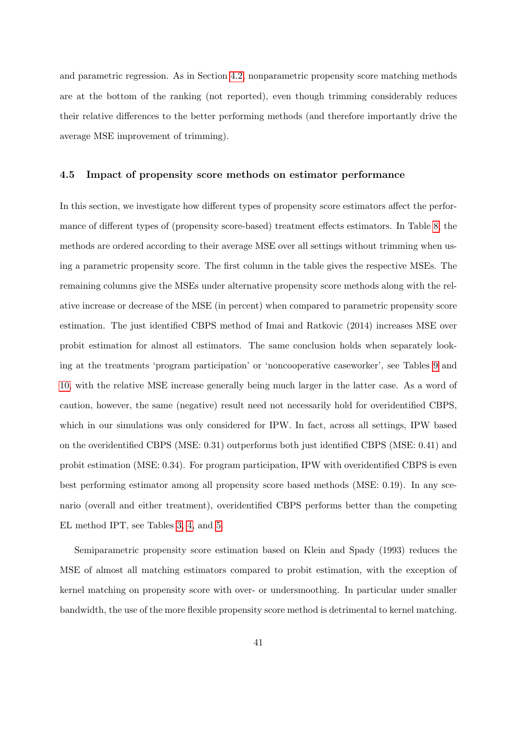and parametric regression. As in Section 4.2, nonparametric propensity score matching methods are at the bottom of the ranking (not reported), even though trimming considerably reduces their relative differences to the better performing methods (and therefore importantly drive the average MSE improvement of trimming).

### 4.5 Impact of propensity score methods on estimator performance

In this section, we investigate how different types of propensity score estimators affect the performance of different types of (propensity score-based) treatment effects estimators. In Table 8, the methods are ordered according to their average MSE over all settings without trimming when using a parametric propensity score. The first column in the table gives the respective MSEs. The remaining columns give the MSEs under alternative propensity score methods along with the relative increase or decrease of the MSE (in percent) when compared to parametric propensity score estimation. The just identified CBPS method of Imai and Ratkovic (2014) increases MSE over probit estimation for almost all estimators. The same conclusion holds when separately looking at the treatments 'program participation' or 'noncooperative caseworker', see Tables 9 and 10, with the relative MSE increase generally being much larger in the latter case. As a word of caution, however, the same (negative) result need not necessarily hold for overidentified CBPS, which in our simulations was only considered for IPW. In fact, across all settings, IPW based on the overidentified CBPS (MSE: 0.31) outperforms both just identified CBPS (MSE: 0.41) and probit estimation (MSE: 0.34). For program participation, IPW with overidentified CBPS is even best performing estimator among all propensity score based methods (MSE: 0.19). In any scenario (overall and either treatment), overidentified CBPS performs better than the competing EL method IPT, see Tables 3, 4, and 5.

Semiparametric propensity score estimation based on Klein and Spady (1993) reduces the MSE of almost all matching estimators compared to probit estimation, with the exception of kernel matching on propensity score with over- or undersmoothing. In particular under smaller bandwidth, the use of the more flexible propensity score method is detrimental to kernel matching.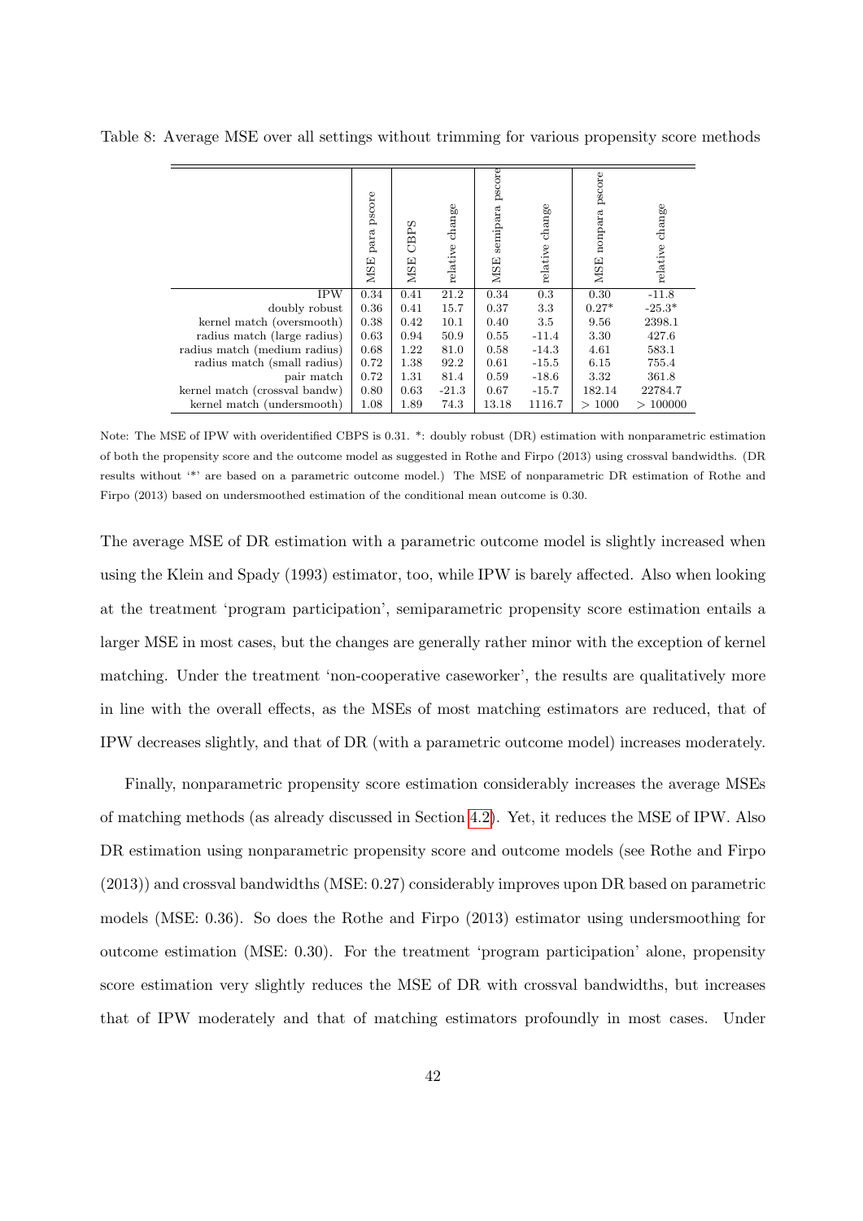Table 8: Average MSE over all settings without trimming for various propensity score methods

| | MSE para pscore | MSE CBPS | relative change | MSE semipara pscore | relative change | MSE nonpara pscore | relative change |
|---|---|---|---|---|---|---|---|
| IPW | 0.34 | 0.41 | 21.2 | 0.34 | 0.3 | 0.30 | -11.8 |
| doubly robust | 0.36 | 0.41 | 15.7 | 0.37 | 3.3 | 0.27* | -25.3* |
| kernel match (oversmooth) | 0.38 | 0.42 | 10.1 | 0.40 | 3.5 | 9.56 | 2398.1 |
| radius match (large radius) | 0.63 | 0.94 | 50.9 | 0.55 | -11.4 | 3.30 | 427.6 |
| radius match (medium radius) | 0.68 | 1.22 | 81.0 | 0.58 | -14.3 | 4.61 | 583.1 |
| radius match (small radius) | 0.72 | 1.38 | 92.2 | 0.61 | -15.5 | 6.15 | 755.4 |
| pair match | 0.72 | 1.31 | 81.4 | 0.59 | -18.6 | 3.32 | 361.8 |
| kernel match (crossval bandw) | 0.80 | 0.63 | -21.3 | 0.67 | -15.7 | 182.14 | 22784.7 |
| kernel match (undersmooth) | 1.08 | 1.89 | 74.3 | 13.18 | 1116.7 | > 1000 | > 100000 |

Note: The MSE of IPW with overidentified CBPS is 0.31. *: doubly robust (DR) estimation with nonparametric estimation of both the propensity score and the outcome model as suggested in Rothe and Firpo (2013) using crossval bandwidths. (DR results without '*' are based on a parametric outcome model.) The MSE of nonparametric DR estimation of Rothe and Firpo (2013) based on undersmoothed estimation of the conditional mean outcome is 0.30.

The average MSE of DR estimation with a parametric outcome model is slightly increased when using the Klein and Spady (1993) estimator, too, while IPW is barely affected. Also when looking at the treatment 'program participation', semiparametric propensity score estimation entails a larger MSE in most cases, but the changes are generally rather minor with the exception of kernel matching. Under the treatment 'non-cooperative caseworker', the results are qualitatively more in line with the overall effects, as the MSEs of most matching estimators are reduced, that of IPW decreases slightly, and that of DR (with a parametric outcome model) increases moderately.

Finally, nonparametric propensity score estimation considerably increases the average MSEs of matching methods (as already discussed in Section 4.2). Yet, it reduces the MSE of IPW. Also DR estimation using nonparametric propensity score and outcome models (see Rothe and Firpo (2013)) and crossval bandwidths (MSE: 0.27) considerably improves upon DR based on parametric models (MSE: 0.36). So does the Rothe and Firpo (2013) estimator using undersmoothing for outcome estimation (MSE: 0.30). For the treatment 'program participation' alone, propensity score estimation very slightly reduces the MSE of DR with crossval bandwidths, but increases that of IPW moderately and that of matching estimators profoundly in most cases. Under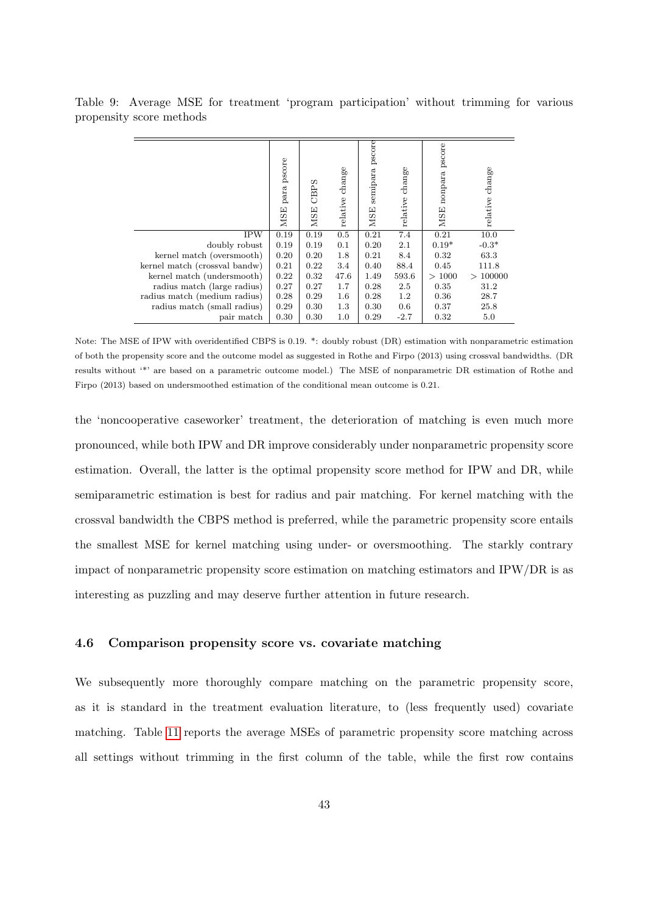Table 9: Average MSE for treatment 'program participation' without trimming for various propensity score methods

| | MSE para pscore | MSE CBPS | relative change | MSE semipara pscore | relative change | MSE nonpara pscore | relative change |
|---|---|---|---|---|---|---|---|
| IPW | 0.19 | 0.19 | 0.5 | 0.21 | 7.4 | 0.21 | 10.0 |
| doubly robust | 0.19 | 0.19 | 0.1 | 0.20 | 2.1 | 0.19* | -0.3* |
| kernel match (oversmooth) | 0.20 | 0.20 | 1.8 | 0.21 | 8.4 | 0.32 | 63.3 |
| kernel match (crossval bandw) | 0.21 | 0.22 | 3.4 | 0.40 | 88.4 | 0.45 | 111.8 |
| kernel match (undersmooth) | 0.22 | 0.32 | 47.6 | 1.49 | 593.6 | > 1000 | > 100000 |
| radius match (large radius) | 0.27 | 0.27 | 1.7 | 0.28 | 2.5 | 0.35 | 31.2 |
| radius match (medium radius) | 0.28 | 0.29 | 1.6 | 0.28 | 1.2 | 0.36 | 28.7 |
| radius match (small radius) | 0.29 | 0.30 | 1.3 | 0.30 | 0.6 | 0.37 | 25.8 |
| pair match | 0.30 | 0.30 | 1.0 | 0.29 | -2.7 | 0.32 | 5.0 |

Note: The MSE of IPW with overidentified CBPS is 0.19. *: doubly robust (DR) estimation with nonparametric estimation of both the propensity score and the outcome model as suggested in Rothe and Firpo (2013) using crossval bandwidths. (DR results without '*' are based on a parametric outcome model.) The MSE of nonparametric DR estimation of Rothe and Firpo (2013) based on undersmoothed estimation of the conditional mean outcome is 0.21.

the 'noncooperative caseworker' treatment, the deterioration of matching is even much more pronounced, while both IPW and DR improve considerably under nonparametric propensity score estimation. Overall, the latter is the optimal propensity score method for IPW and DR, while semiparametric estimation is best for radius and pair matching. For kernel matching with the crossval bandwidth the CBPS method is preferred, while the parametric propensity score entails the smallest MSE for kernel matching using under- or oversmoothing. The starkly contrary impact of nonparametric propensity score estimation on matching estimators and IPW/DR is as interesting as puzzling and may deserve further attention in future research.

### 4.6 Comparison propensity score vs. covariate matching

We subsequently more thoroughly compare matching on the parametric propensity score, as it is standard in the treatment evaluation literature, to (less frequently used) covariate matching. Table 11 reports the average MSEs of parametric propensity score matching across all settings without trimming in the first column of the table, while the first row contains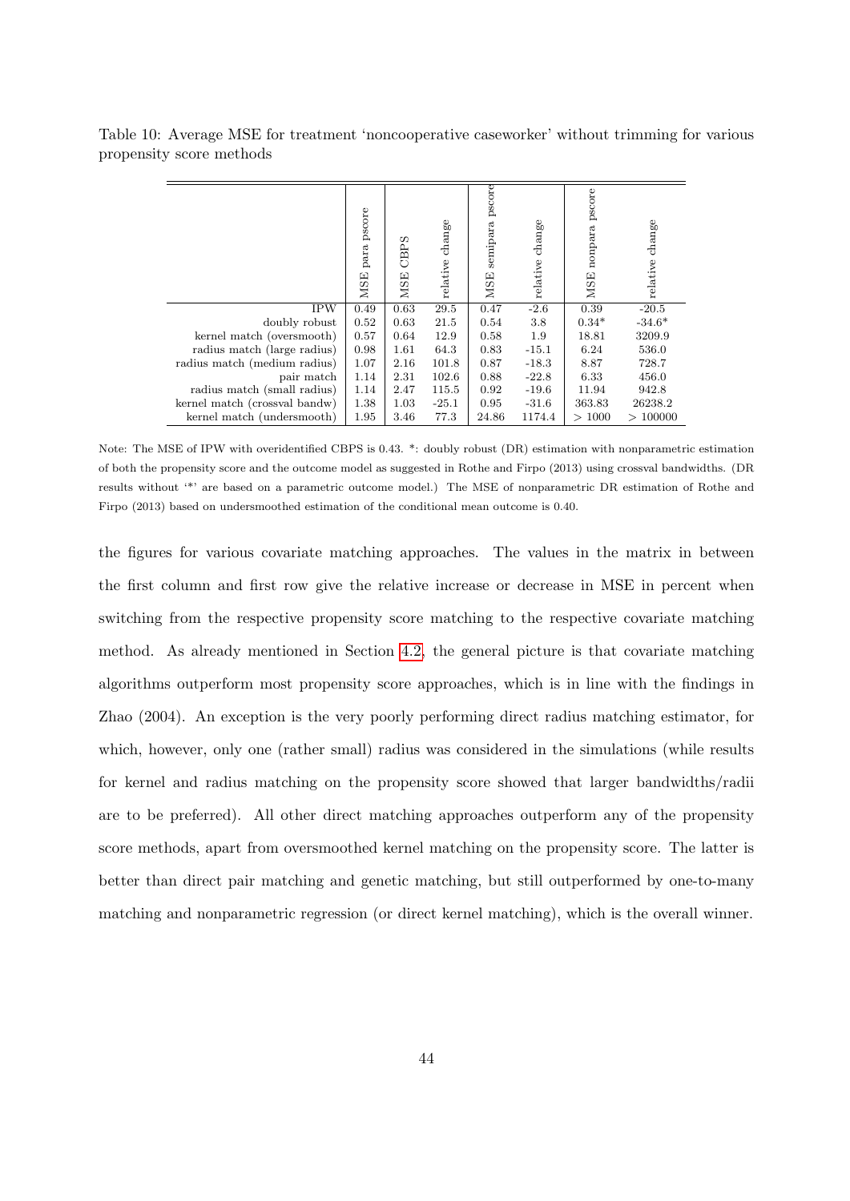Table 10: Average MSE for treatment 'noncooperative caseworker' without trimming for various propensity score methods

| | MSE para pscore | MSE CBPS | relative change | MSE semipara pscore | relative change | MSE nonpara pscore | relative change |
|---|---|---|---|---|---|---|---|
| IPW | 0.49 | 0.63 | 29.5 | 0.47 | -2.6 | 0.39 | -20.5 |
| doubly robust | 0.52 | 0.63 | 21.5 | 0.54 | 3.8 | 0.34* | -34.6* |
| kernel match (oversmooth) | 0.57 | 0.64 | 12.9 | 0.58 | 1.9 | 18.81 | 3209.9 |
| radius match (large radius) | 0.98 | 1.61 | 64.3 | 0.83 | -15.1 | 6.24 | 536.0 |
| radius match (medium radius) | 1.07 | 2.16 | 101.8 | 0.87 | -18.3 | 8.87 | 728.7 |
| pair match | 1.14 | 2.31 | 102.6 | 0.88 | -22.8 | 6.33 | 456.0 |
| radius match (small radius) | 1.14 | 2.47 | 115.5 | 0.92 | -19.6 | 11.94 | 942.8 |
| kernel match (crossval bandw) | 1.38 | 1.03 | -25.1 | 0.95 | -31.6 | 363.83 | 26238.2 |
| kernel match (undersmooth) | 1.95 | 3.46 | 77.3 | 24.86 | 1174.4 | > 1000 | > 100000 |

Note: The MSE of IPW with overidentified CBPS is 0.43. *: doubly robust (DR) estimation with nonparametric estimation of both the propensity score and the outcome model as suggested in Rothe and Firpo (2013) using crossval bandwidths. (DR results without '*' are based on a parametric outcome model.) The MSE of nonparametric DR estimation of Rothe and Firpo (2013) based on undersmoothed estimation of the conditional mean outcome is 0.40.

the figures for various covariate matching approaches. The values in the matrix in between the first column and first row give the relative increase or decrease in MSE in percent when switching from the respective propensity score matching to the respective covariate matching method. As already mentioned in Section 4.2, the general picture is that covariate matching algorithms outperform most propensity score approaches, which is in line with the findings in Zhao (2004). An exception is the very poorly performing direct radius matching estimator, for which, however, only one (rather small) radius was considered in the simulations (while results for kernel and radius matching on the propensity score showed that larger bandwidths/radii are to be preferred). All other direct matching approaches outperform any of the propensity score methods, apart from oversmoothed kernel matching on the propensity score. The latter is better than direct pair matching and genetic matching, but still outperformed by one-to-many matching and nonparametric regression (or direct kernel matching), which is the overall winner.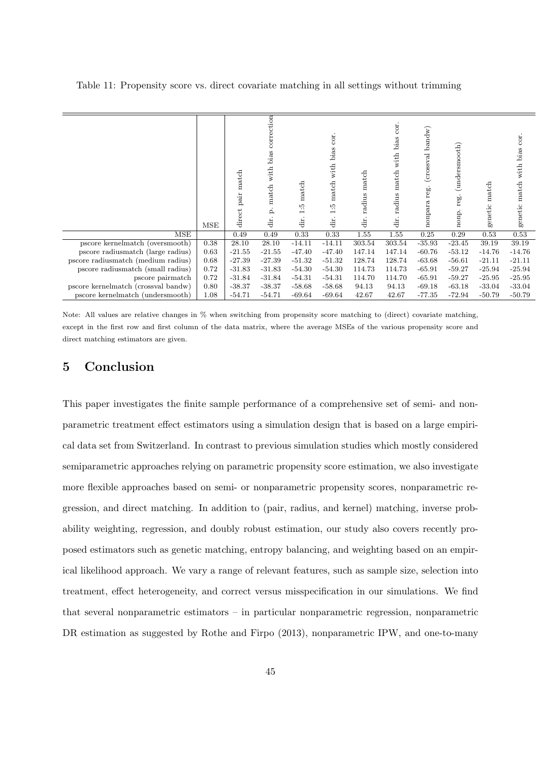Table 11: Propensity score vs. direct covariate matching in all settings without trimming

|  | MSE | direct pair match | dir. p. match with bias correction | dir. 1:5 match | dir. 1:5 match with bias cor. | dir. radius match | dir. radius match with bias cor. | nonpara reg. (crossval bandw) | nonp. reg. (undersmooth) | genetic match | genetic match with bias cor. |
|---|---|---|---|---|---|---|---|---|---|---|---|
| MSE |  | 0.49 | 0.49 | 0.33 | 0.33 | 1.55 | 1.55 | 0.25 | 0.29 | 0.53 | 0.53 |
| pscore kernelmatch (oversmooth) | 0.38 | 28.10 | 28.10 | -14.11 | -14.11 | 303.54 | 303.54 | -35.93 | -23.45 | 39.19 | 39.19 |
| pscore radiusmatch (large radius) | 0.63 | -21.55 | -21.55 | -47.40 | -47.40 | 147.14 | 147.14 | -60.76 | -53.12 | -14.76 | -14.76 |
| pscore radiusmatch (medium radius) | 0.68 | -27.39 | -27.39 | -51.32 | -51.32 | 128.74 | 128.74 | -63.68 | -56.61 | -21.11 | -21.11 |
| pscore radiusmatch (small radius) | 0.72 | -31.83 | -31.83 | -54.30 | -54.30 | 114.73 | 114.73 | -65.91 | -59.27 | -25.94 | -25.94 |
| pscore pairmatch | 0.72 | -31.84 | -31.84 | -54.31 | -54.31 | 114.70 | 114.70 | -65.91 | -59.27 | -25.95 | -25.95 |
| pscore kernelmatch (crossval bandw) | 0.80 | -38.37 | -38.37 | -58.68 | -58.68 | 94.13 | 94.13 | -69.18 | -63.18 | -33.04 | -33.04 |
| pscore kernelmatch (undersmooth) | 1.08 | -54.71 | -54.71 | -69.64 | -69.64 | 42.67 | 42.67 | -77.35 | -72.94 | -50.79 | -50.79 |

Note: All values are relative changes in % when switching from propensity score matching to (direct) covariate matching, except in the first row and first column of the data matrix, where the average MSEs of the various propensity score and direct matching estimators are given.

## 5 Conclusion

This paper investigates the finite sample performance of a comprehensive set of semi- and nonparametric treatment effect estimators using a simulation design that is based on a large empirical data set from Switzerland. In contrast to previous simulation studies which mostly considered semiparametric approaches relying on parametric propensity score estimation, we also investigate more flexible approaches based on semi- or nonparametric propensity scores, nonparametric regression, and direct matching. In addition to (pair, radius, and kernel) matching, inverse probability weighting, regression, and doubly robust estimation, our study also covers recently proposed estimators such as genetic matching, entropy balancing, and weighting based on an empirical likelihood approach. We vary a range of relevant features, such as sample size, selection into treatment, effect heterogeneity, and correct versus misspecification in our simulations. We find that several nonparametric estimators – in particular nonparametric regression, nonparametric DR estimation as suggested by Rothe and Firpo (2013), nonparametric IPW, and one-to-many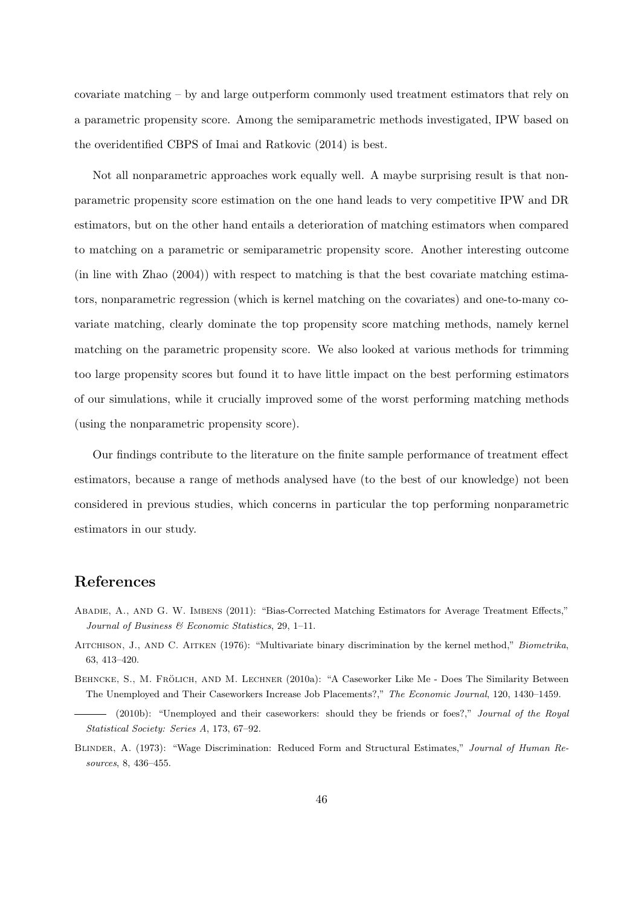covariate matching – by and large outperform commonly used treatment estimators that rely on a parametric propensity score. Among the semiparametric methods investigated, IPW based on the overidentified CBPS of Imai and Ratkovic (2014) is best.

Not all nonparametric approaches work equally well. A maybe surprising result is that nonparametric propensity score estimation on the one hand leads to very competitive IPW and DR estimators, but on the other hand entails a deterioration of matching estimators when compared to matching on a parametric or semiparametric propensity score. Another interesting outcome (in line with Zhao (2004)) with respect to matching is that the best covariate matching estimators, nonparametric regression (which is kernel matching on the covariates) and one-to-many covariate matching, clearly dominate the top propensity score matching methods, namely kernel matching on the parametric propensity score. We also looked at various methods for trimming too large propensity scores but found it to have little impact on the best performing estimators of our simulations, while it crucially improved some of the worst performing matching methods (using the nonparametric propensity score).

Our findings contribute to the literature on the finite sample performance of treatment effect estimators, because a range of methods analysed have (to the best of our knowledge) not been considered in previous studies, which concerns in particular the top performing nonparametric estimators in our study.

# References

Abadie, A., and G. W. Imbens (2011): "Bias-Corrected Matching Estimators for Average Treatment Effects," *Journal of Business & Economic Statistics*, 29, 1–11.

Aitchison, J., and C. Aitken (1976): "Multivariate binary discrimination by the kernel method," *Biometrika*, 63, 413–420.

Behncke, S., M. Frölich, and M. Lechner (2010a): "A Caseworker Like Me - Does The Similarity Between The Unemployed and Their Caseworkers Increase Job Placements?," *The Economic Journal*, 120, 1430–1459.

——— (2010b): "Unemployed and their caseworkers: should they be friends or foes?," *Journal of the Royal Statistical Society: Series A*, 173, 67–92.

Blinder, A. (1973): "Wage Discrimination: Reduced Form and Structural Estimates," *Journal of Human Resources*, 8, 436–455.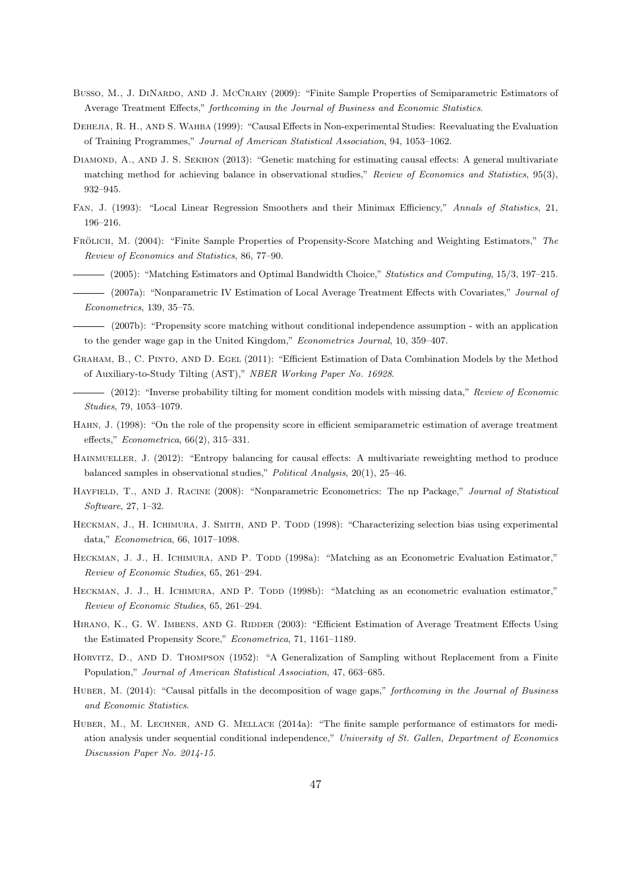Busso, M., J. DiNardo, and J. McCrary (2009): "Finite Sample Properties of Semiparametric Estimators of Average Treatment Effects," *forthcoming in the Journal of Business and Economic Statistics*.

Dehejia, R. H., and S. Wahba (1999): "Causal Effects in Non-experimental Studies: Reevaluating the Evaluation of Training Programmes," *Journal of American Statistical Association*, 94, 1053–1062.

Diamond, A., and J. S. Sekhon (2013): "Genetic matching for estimating causal effects: A general multivariate matching method for achieving balance in observational studies," *Review of Economics and Statistics*, 95(3), 932–945.

Fan, J. (1993): "Local Linear Regression Smoothers and their Minimax Efficiency," *Annals of Statistics*, 21, 196–216.

Frölich, M. (2004): "Finite Sample Properties of Propensity-Score Matching and Weighting Estimators," *The Review of Economics and Statistics*, 86, 77–90.

——— (2005): "Matching Estimators and Optimal Bandwidth Choice," *Statistics and Computing*, 15/3, 197–215.

——— (2007a): "Nonparametric IV Estimation of Local Average Treatment Effects with Covariates," *Journal of Econometrics*, 139, 35–75.

——— (2007b): "Propensity score matching without conditional independence assumption - with an application to the gender wage gap in the United Kingdom," *Econometrics Journal*, 10, 359–407.

Graham, B., C. Pinto, and D. Egel (2011): "Efficient Estimation of Data Combination Models by the Method of Auxiliary-to-Study Tilting (AST)," *NBER Working Paper No. 16928*.

——— (2012): "Inverse probability tilting for moment condition models with missing data," *Review of Economic Studies*, 79, 1053–1079.

Hahn, J. (1998): "On the role of the propensity score in efficient semiparametric estimation of average treatment effects," *Econometrica*, 66(2), 315–331.

Hainmueller, J. (2012): "Entropy balancing for causal effects: A multivariate reweighting method to produce balanced samples in observational studies," *Political Analysis*, 20(1), 25–46.

Hayfield, T., and J. Racine (2008): "Nonparametric Econometrics: The np Package," *Journal of Statistical Software*, 27, 1–32.

Heckman, J., H. Ichimura, J. Smith, and P. Todd (1998): "Characterizing selection bias using experimental data," *Econometrica*, 66, 1017–1098.

Heckman, J. J., H. Ichimura, and P. Todd (1998a): "Matching as an Econometric Evaluation Estimator," *Review of Economic Studies*, 65, 261–294.

Heckman, J. J., H. Ichimura, and P. Todd (1998b): "Matching as an econometric evaluation estimator," *Review of Economic Studies*, 65, 261–294.

Hirano, K., G. W. Imbens, and G. Ridder (2003): "Efficient Estimation of Average Treatment Effects Using the Estimated Propensity Score," *Econometrica*, 71, 1161–1189.

Horvitz, D., and D. Thompson (1952): "A Generalization of Sampling without Replacement from a Finite Population," *Journal of American Statistical Association*, 47, 663–685.

Huber, M. (2014): "Causal pitfalls in the decomposition of wage gaps," *forthcoming in the Journal of Business and Economic Statistics*.

Huber, M., M. Lechner, and G. Mellace (2014a): "The finite sample performance of estimators for mediation analysis under sequential conditional independence," *University of St. Gallen, Department of Economics Discussion Paper No. 2014-15*.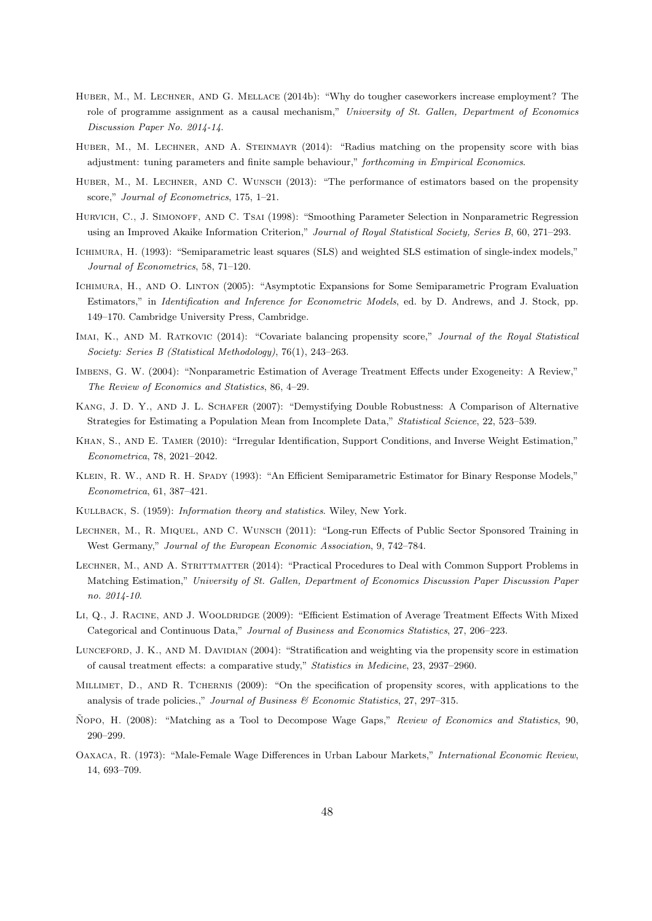Huber, M., M. Lechner, and G. Mellace (2014b): "Why do tougher caseworkers increase employment? The role of programme assignment as a causal mechanism," *University of St. Gallen, Department of Economics Discussion Paper No. 2014-14*.

Huber, M., M. Lechner, and A. Steinmayr (2014): "Radius matching on the propensity score with bias adjustment: tuning parameters and finite sample behaviour," *forthcoming in Empirical Economics*.

Huber, M., M. Lechner, and C. Wunsch (2013): "The performance of estimators based on the propensity score," *Journal of Econometrics*, 175, 1–21.

Hurvich, C., J. Simonoff, and C. Tsai (1998): "Smoothing Parameter Selection in Nonparametric Regression using an Improved Akaike Information Criterion," *Journal of Royal Statistical Society, Series B*, 60, 271–293.

Ichimura, H. (1993): "Semiparametric least squares (SLS) and weighted SLS estimation of single-index models," *Journal of Econometrics*, 58, 71–120.

Ichimura, H., and O. Linton (2005): "Asymptotic Expansions for Some Semiparametric Program Evaluation Estimators," in *Identification and Inference for Econometric Models*, ed. by D. Andrews, and J. Stock, pp. 149–170. Cambridge University Press, Cambridge.

Imai, K., and M. Ratkovic (2014): "Covariate balancing propensity score," *Journal of the Royal Statistical Society: Series B (Statistical Methodology)*, 76(1), 243–263.

Imbens, G. W. (2004): "Nonparametric Estimation of Average Treatment Effects under Exogeneity: A Review," *The Review of Economics and Statistics*, 86, 4–29.

Kang, J. D. Y., and J. L. Schafer (2007): "Demystifying Double Robustness: A Comparison of Alternative Strategies for Estimating a Population Mean from Incomplete Data," *Statistical Science*, 22, 523–539.

Khan, S., and E. Tamer (2010): "Irregular Identification, Support Conditions, and Inverse Weight Estimation," *Econometrica*, 78, 2021–2042.

Klein, R. W., and R. H. Spady (1993): "An Efficient Semiparametric Estimator for Binary Response Models," *Econometrica*, 61, 387–421.

Kullback, S. (1959): *Information theory and statistics*. Wiley, New York.

Lechner, M., R. Miquel, and C. Wunsch (2011): "Long-run Effects of Public Sector Sponsored Training in West Germany," *Journal of the European Economic Association*, 9, 742–784.

Lechner, M., and A. Strittmatter (2014): "Practical Procedures to Deal with Common Support Problems in Matching Estimation," *University of St. Gallen, Department of Economics Discussion Paper Discussion Paper no. 2014-10*.

Li, Q., J. Racine, and J. Wooldridge (2009): "Efficient Estimation of Average Treatment Effects With Mixed Categorical and Continuous Data," *Journal of Business and Economics Statistics*, 27, 206–223.

Lunceford, J. K., and M. Davidian (2004): "Stratification and weighting via the propensity score in estimation of causal treatment effects: a comparative study," *Statistics in Medicine*, 23, 2937–2960.

Millimet, D., and R. Tchernis (2009): "On the specification of propensity scores, with applications to the analysis of trade policies.," *Journal of Business & Economic Statistics*, 27, 297–315.

Ñopo, H. (2008): "Matching as a Tool to Decompose Wage Gaps," *Review of Economics and Statistics*, 90, 290–299.

Oaxaca, R. (1973): "Male-Female Wage Differences in Urban Labour Markets," *International Economic Review*, 14, 693–709.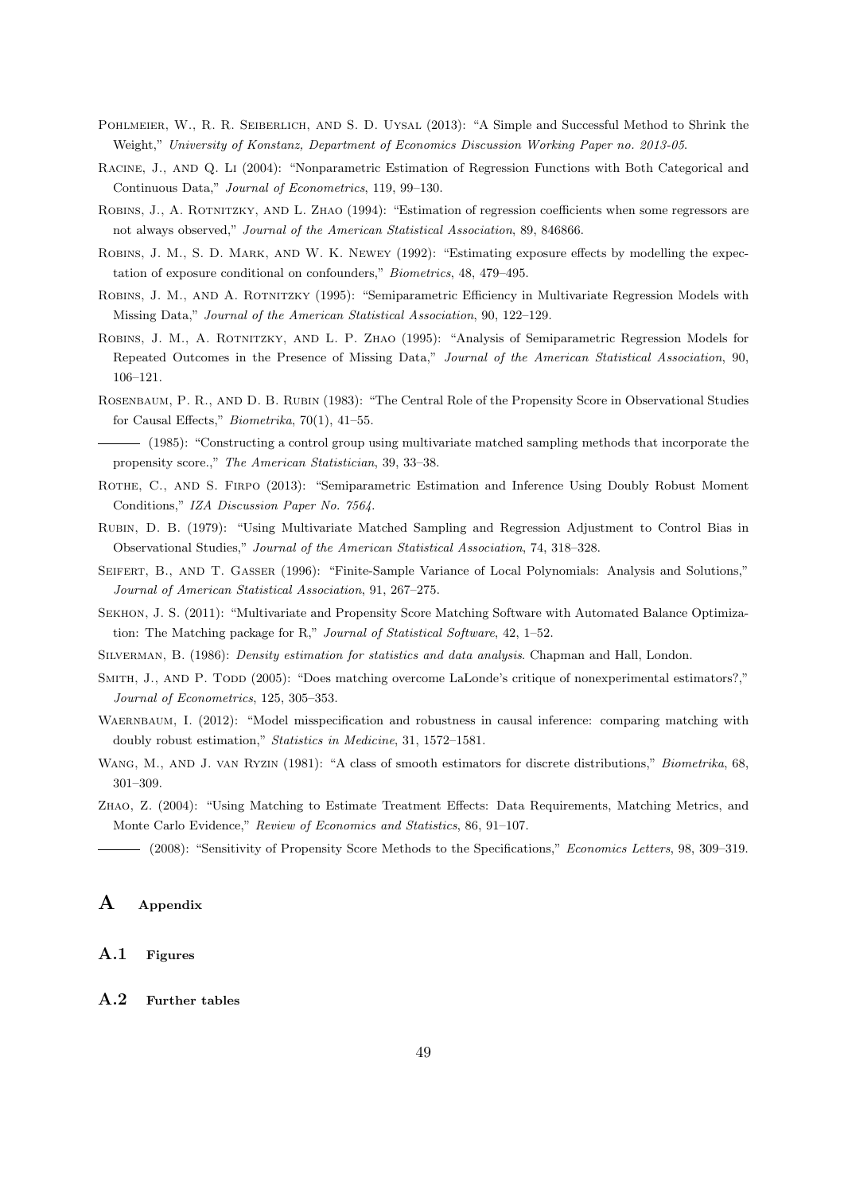Pohlmeier, W., R. R. Seiberlich, and S. D. Uysal (2013): "A Simple and Successful Method to Shrink the Weight," *University of Konstanz, Department of Economics Discussion Working Paper no. 2013-05*.

Racine, J., and Q. Li (2004): "Nonparametric Estimation of Regression Functions with Both Categorical and Continuous Data," *Journal of Econometrics*, 119, 99–130.

Robins, J., A. Rotnitzky, and L. Zhao (1994): "Estimation of regression coefficients when some regressors are not always observed," *Journal of the American Statistical Association*, 89, 846866.

Robins, J. M., S. D. Mark, and W. K. Newey (1992): "Estimating exposure effects by modelling the expectation of exposure conditional on confounders," *Biometrics*, 48, 479–495.

Robins, J. M., and A. Rotnitzky (1995): "Semiparametric Efficiency in Multivariate Regression Models with Missing Data," *Journal of the American Statistical Association*, 90, 122–129.

Robins, J. M., A. Rotnitzky, and L. P. Zhao (1995): "Analysis of Semiparametric Regression Models for Repeated Outcomes in the Presence of Missing Data," *Journal of the American Statistical Association*, 90, 106–121.

Rosenbaum, P. R., and D. B. Rubin (1983): "The Central Role of the Propensity Score in Observational Studies for Causal Effects," *Biometrika*, 70(1), 41–55.

——— (1985): "Constructing a control group using multivariate matched sampling methods that incorporate the propensity score.," *The American Statistician*, 39, 33–38.

Rothe, C., and S. Firpo (2013): "Semiparametric Estimation and Inference Using Doubly Robust Moment Conditions," *IZA Discussion Paper No. 7564*.

Rubin, D. B. (1979): "Using Multivariate Matched Sampling and Regression Adjustment to Control Bias in Observational Studies," *Journal of the American Statistical Association*, 74, 318–328.

Seifert, B., and T. Gasser (1996): "Finite-Sample Variance of Local Polynomials: Analysis and Solutions," *Journal of American Statistical Association*, 91, 267–275.

Sekhon, J. S. (2011): "Multivariate and Propensity Score Matching Software with Automated Balance Optimization: The Matching package for R," *Journal of Statistical Software*, 42, 1–52.

Silverman, B. (1986): *Density estimation for statistics and data analysis*. Chapman and Hall, London.

Smith, J., and P. Todd (2005): "Does matching overcome LaLonde's critique of nonexperimental estimators?," *Journal of Econometrics*, 125, 305–353.

Waernbaum, I. (2012): "Model misspecification and robustness in causal inference: comparing matching with doubly robust estimation," *Statistics in Medicine*, 31, 1572–1581.

Wang, M., and J. van Ryzin (1981): "A class of smooth estimators for discrete distributions," *Biometrika*, 68, 301–309.

Zhao, Z. (2004): "Using Matching to Estimate Treatment Effects: Data Requirements, Matching Metrics, and Monte Carlo Evidence," *Review of Economics and Statistics*, 86, 91–107.

——— (2008): "Sensitivity of Propensity Score Methods to the Specifications," *Economics Letters*, 98, 309–319.

# A Appendix

## A.1 Figures

## A.2 Further tables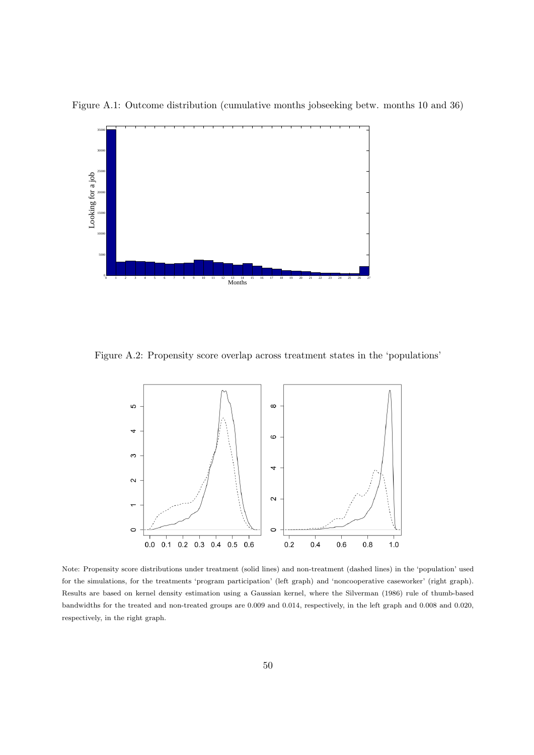Figure A.1: Outcome distribution (cumulative months jobseeking betw. months 10 and 36)

Figure A.2: Propensity score overlap across treatment states in the 'populations'

Note: Propensity score distributions under treatment (solid lines) and non-treatment (dashed lines) in the 'population' used for the simulations, for the treatments 'program participation' (left graph) and 'noncooperative caseworker' (right graph). Results are based on kernel density estimation using a Gaussian kernel, where the Silverman (1986) rule of thumb-based bandwidths for the treated and non-treated groups are 0.009 and 0.014, respectively, in the left graph and 0.008 and 0.020, respectively, in the right graph.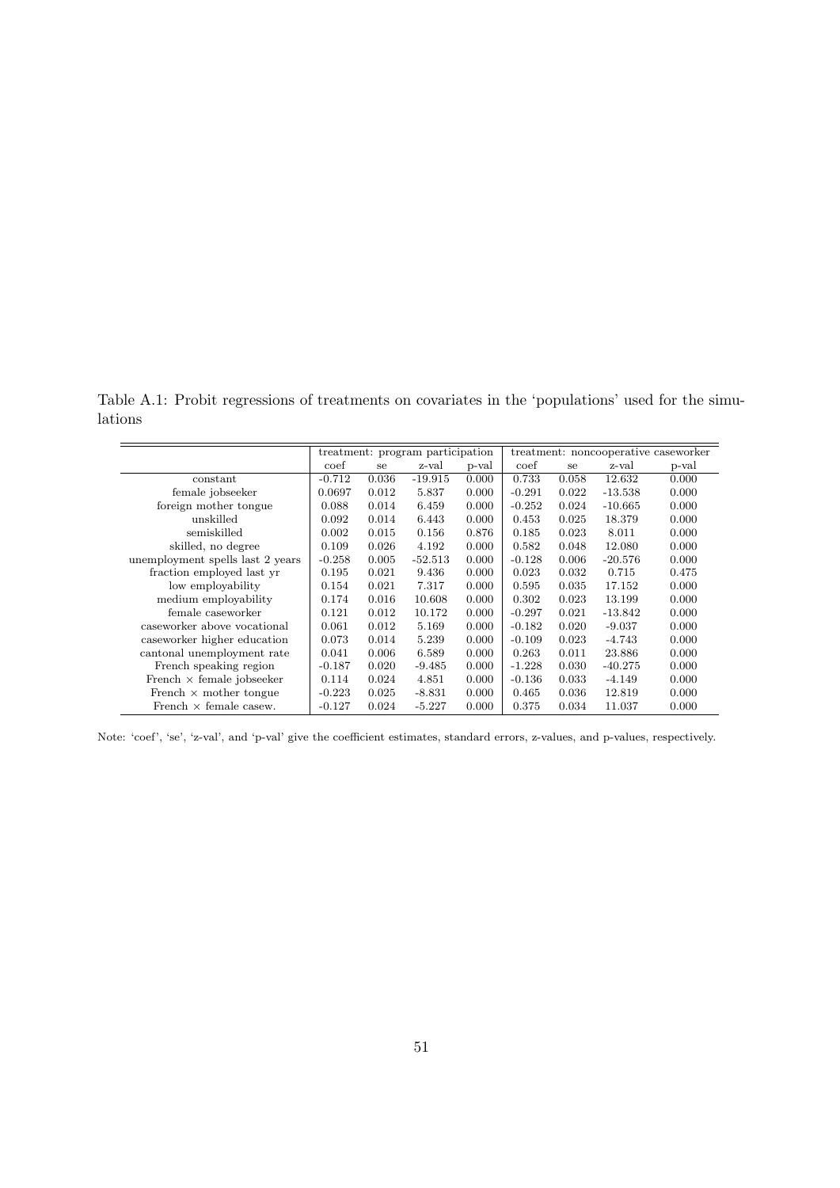Table A.1: Probit regressions of treatments on covariates in the 'populations' used for the simulations

| | treatment: program participation | | | | treatment: noncooperative caseworker | | | |
|---|---|---|---|---|---|---|---|---|
| | coef | se | z-val | p-val | coef | se | z-val | p-val |
| constant | -0.712 | 0.036 | -19.915 | 0.000 | 0.733 | 0.058 | 12.632 | 0.000 |
| female jobseeker | 0.0697 | 0.012 | 5.837 | 0.000 | -0.291 | 0.022 | -13.538 | 0.000 |
| foreign mother tongue | 0.088 | 0.014 | 6.459 | 0.000 | -0.252 | 0.024 | -10.665 | 0.000 |
| unskilled | 0.092 | 0.014 | 6.443 | 0.000 | 0.453 | 0.025 | 18.379 | 0.000 |
| semiskilled | 0.002 | 0.015 | 0.156 | 0.876 | 0.185 | 0.023 | 8.011 | 0.000 |
| skilled, no degree | 0.109 | 0.026 | 4.192 | 0.000 | 0.582 | 0.048 | 12.080 | 0.000 |
| unemployment spells last 2 years | -0.258 | 0.005 | -52.513 | 0.000 | -0.128 | 0.006 | -20.576 | 0.000 |
| fraction employed last yr | 0.195 | 0.021 | 9.436 | 0.000 | 0.023 | 0.032 | 0.715 | 0.475 |
| low employability | 0.154 | 0.021 | 7.317 | 0.000 | 0.595 | 0.035 | 17.152 | 0.000 |
| medium employability | 0.174 | 0.016 | 10.608 | 0.000 | 0.302 | 0.023 | 13.199 | 0.000 |
| female caseworker | 0.121 | 0.012 | 10.172 | 0.000 | -0.297 | 0.021 | -13.842 | 0.000 |
| caseworker above vocational | 0.061 | 0.012 | 5.169 | 0.000 | -0.182 | 0.020 | -9.037 | 0.000 |
| caseworker higher education | 0.073 | 0.014 | 5.239 | 0.000 | -0.109 | 0.023 | -4.743 | 0.000 |
| cantonal unemployment rate | 0.041 | 0.006 | 6.589 | 0.000 | 0.263 | 0.011 | 23.886 | 0.000 |
| French speaking region | -0.187 | 0.020 | -9.485 | 0.000 | -1.228 | 0.030 | -40.275 | 0.000 |
| French × female jobseeker | 0.114 | 0.024 | 4.851 | 0.000 | -0.136 | 0.033 | -4.149 | 0.000 |
| French × mother tongue | -0.223 | 0.025 | -8.831 | 0.000 | 0.465 | 0.036 | 12.819 | 0.000 |
| French × female casew. | -0.127 | 0.024 | -5.227 | 0.000 | 0.375 | 0.034 | 11.037 | 0.000 |

Note: 'coef', 'se', 'z-val', and 'p-val' give the coefficient estimates, standard errors, z-values, and p-values, respectively.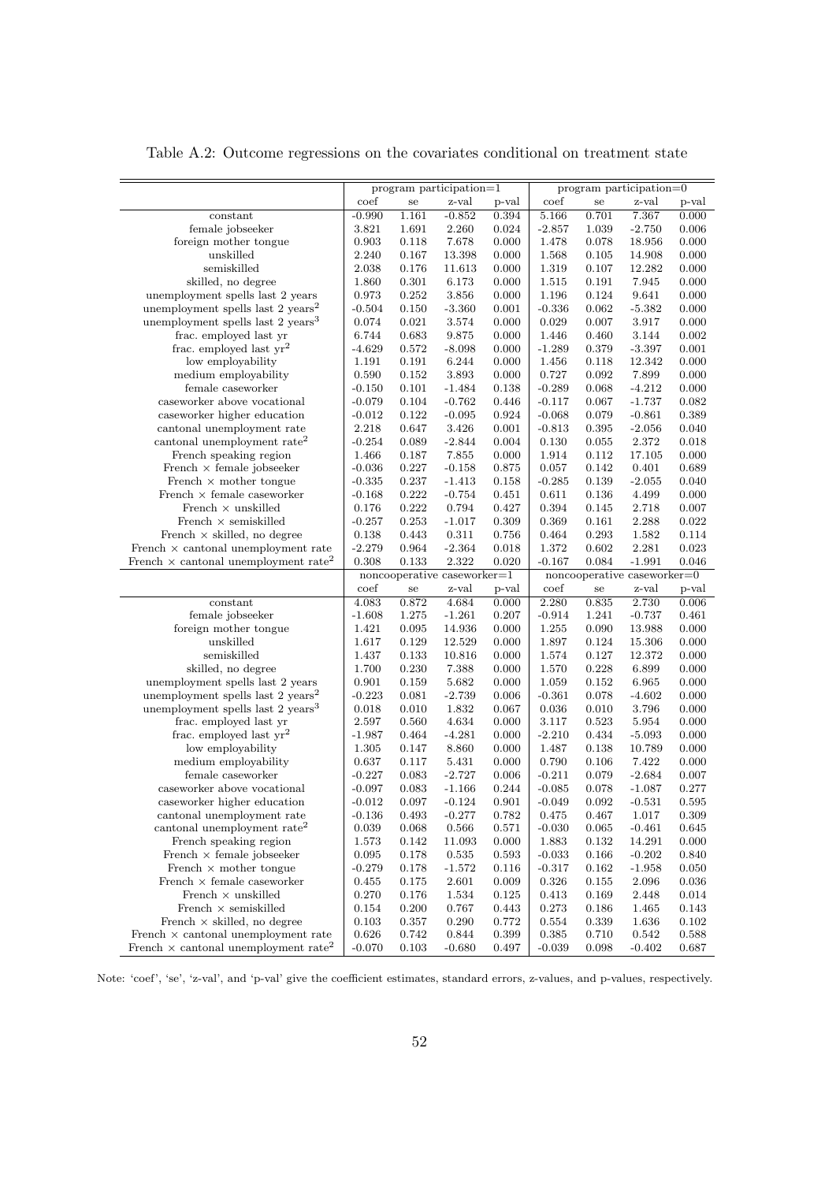Table A.2: Outcome regressions on the covariates conditional on treatment state

| | program participation=1 | | | | program participation=0 | | | |
|---|---|---|---|---|---|---|---|---|
| | coef | se | z-val | p-val | coef | se | z-val | p-val |
| constant | -0.990 | 1.161 | -0.852 | 0.394 | 5.166 | 0.701 | 7.367 | 0.000 |
| female jobseeker | 3.821 | 1.691 | 2.260 | 0.024 | -2.857 | 1.039 | -2.750 | 0.006 |
| foreign mother tongue | 0.903 | 0.118 | 7.678 | 0.000 | 1.478 | 0.078 | 18.956 | 0.000 |
| unskilled | 2.240 | 0.167 | 13.398 | 0.000 | 1.568 | 0.105 | 14.908 | 0.000 |
| semiskilled | 2.038 | 0.176 | 11.613 | 0.000 | 1.319 | 0.107 | 12.282 | 0.000 |
| skilled, no degree | 1.860 | 0.301 | 6.173 | 0.000 | 1.515 | 0.191 | 7.945 | 0.000 |
| unemployment spells last 2 years | 0.973 | 0.252 | 3.856 | 0.000 | 1.196 | 0.124 | 9.641 | 0.000 |
| unemployment spells last 2 years$^2$ | -0.504 | 0.150 | -3.360 | 0.001 | -0.336 | 0.062 | -5.382 | 0.000 |
| unemployment spells last 2 years$^3$ | 0.074 | 0.021 | 3.574 | 0.000 | 0.029 | 0.007 | 3.917 | 0.000 |
| frac. employed last yr | 6.744 | 0.683 | 9.875 | 0.000 | 1.446 | 0.460 | 3.144 | 0.002 |
| frac. employed last yr$^2$ | -4.629 | 0.572 | -8.098 | 0.000 | -1.289 | 0.379 | -3.397 | 0.001 |
| low employability | 1.191 | 0.191 | 6.244 | 0.000 | 1.456 | 0.118 | 12.342 | 0.000 |
| medium employability | 0.590 | 0.152 | 3.893 | 0.000 | 0.727 | 0.092 | 7.899 | 0.000 |
| female caseworker | -0.150 | 0.101 | -1.484 | 0.138 | -0.289 | 0.068 | -4.212 | 0.000 |
| caseworker above vocational | -0.079 | 0.104 | -0.762 | 0.446 | -0.117 | 0.067 | -1.737 | 0.082 |
| caseworker higher education | -0.012 | 0.122 | -0.095 | 0.924 | -0.068 | 0.079 | -0.861 | 0.389 |
| cantonal unemployment rate | 2.218 | 0.647 | 3.426 | 0.001 | -0.813 | 0.395 | -2.056 | 0.040 |
| cantonal unemployment rate$^2$ | -0.254 | 0.089 | -2.844 | 0.004 | 0.130 | 0.055 | 2.372 | 0.018 |
| French speaking region | 1.466 | 0.187 | 7.855 | 0.000 | 1.914 | 0.112 | 17.105 | 0.000 |
| French × female jobseeker | -0.036 | 0.227 | -0.158 | 0.875 | 0.057 | 0.142 | 0.401 | 0.689 |
| French × mother tongue | -0.335 | 0.237 | -1.413 | 0.158 | -0.285 | 0.139 | -2.055 | 0.040 |
| French × female caseworker | -0.168 | 0.222 | -0.754 | 0.451 | 0.611 | 0.136 | 4.499 | 0.000 |
| French × unskilled | 0.176 | 0.222 | 0.794 | 0.427 | 0.394 | 0.145 | 2.718 | 0.007 |
| French × semiskilled | -0.257 | 0.253 | -1.017 | 0.309 | 0.369 | 0.161 | 2.288 | 0.022 |
| French × skilled, no degree | 0.138 | 0.443 | 0.311 | 0.756 | 0.464 | 0.293 | 1.582 | 0.114 |
| French × cantonal unemployment rate | -2.279 | 0.964 | -2.364 | 0.018 | 1.372 | 0.602 | 2.281 | 0.023 |
| French × cantonal unemployment rate$^2$ | 0.308 | 0.133 | 2.322 | 0.020 | -0.167 | 0.084 | -1.991 | 0.046 |
| | noncooperative caseworker=1 | | | | noncooperative caseworker=0 | | | |
| | coef | se | z-val | p-val | coef | se | z-val | p-val |
| constant | 4.083 | 0.872 | 4.684 | 0.000 | 2.280 | 0.835 | 2.730 | 0.006 |
| female jobseeker | -1.608 | 1.275 | -1.261 | 0.207 | -0.914 | 1.241 | -0.737 | 0.461 |
| foreign mother tongue | 1.421 | 0.095 | 14.936 | 0.000 | 1.255 | 0.090 | 13.988 | 0.000 |
| unskilled | 1.617 | 0.129 | 12.529 | 0.000 | 1.897 | 0.124 | 15.306 | 0.000 |
| semiskilled | 1.437 | 0.133 | 10.816 | 0.000 | 1.574 | 0.127 | 12.372 | 0.000 |
| skilled, no degree | 1.700 | 0.230 | 7.388 | 0.000 | 1.570 | 0.228 | 6.899 | 0.000 |
| unemployment spells last 2 years | 0.901 | 0.159 | 5.682 | 0.000 | 1.059 | 0.152 | 6.965 | 0.000 |
| unemployment spells last 2 years$^2$ | -0.223 | 0.081 | -2.739 | 0.006 | -0.361 | 0.078 | -4.602 | 0.000 |
| unemployment spells last 2 years$^3$ | 0.018 | 0.010 | 1.832 | 0.067 | 0.036 | 0.010 | 3.796 | 0.000 |
| frac. employed last yr | 2.597 | 0.560 | 4.634 | 0.000 | 3.117 | 0.523 | 5.954 | 0.000 |
| frac. employed last yr$^2$ | -1.987 | 0.464 | -4.281 | 0.000 | -2.210 | 0.434 | -5.093 | 0.000 |
| low employability | 1.305 | 0.147 | 8.860 | 0.000 | 1.487 | 0.138 | 10.789 | 0.000 |
| medium employability | 0.637 | 0.117 | 5.431 | 0.000 | 0.790 | 0.106 | 7.422 | 0.000 |
| female caseworker | -0.227 | 0.083 | -2.727 | 0.006 | -0.211 | 0.079 | -2.684 | 0.007 |
| caseworker above vocational | -0.097 | 0.083 | -1.166 | 0.244 | -0.085 | 0.078 | -1.087 | 0.277 |
| caseworker higher education | -0.012 | 0.097 | -0.124 | 0.901 | -0.049 | 0.092 | -0.531 | 0.595 |
| cantonal unemployment rate | -0.136 | 0.493 | -0.277 | 0.782 | 0.475 | 0.467 | 1.017 | 0.309 |
| cantonal unemployment rate$^2$ | 0.039 | 0.068 | 0.566 | 0.571 | -0.030 | 0.065 | -0.461 | 0.645 |
| French speaking region | 1.573 | 0.142 | 11.093 | 0.000 | 1.883 | 0.132 | 14.291 | 0.000 |
| French × female jobseeker | 0.095 | 0.178 | 0.535 | 0.593 | -0.033 | 0.166 | -0.202 | 0.840 |
| French × mother tongue | -0.279 | 0.178 | -1.572 | 0.116 | -0.317 | 0.162 | -1.958 | 0.050 |
| French × female caseworker | 0.455 | 0.175 | 2.601 | 0.009 | 0.326 | 0.155 | 2.096 | 0.036 |
| French × unskilled | 0.270 | 0.176 | 1.534 | 0.125 | 0.413 | 0.169 | 2.448 | 0.014 |
| French × semiskilled | 0.154 | 0.200 | 0.767 | 0.443 | 0.273 | 0.186 | 1.465 | 0.143 |
| French × skilled, no degree | 0.103 | 0.357 | 0.290 | 0.772 | 0.554 | 0.339 | 1.636 | 0.102 |
| French × cantonal unemployment rate | 0.626 | 0.742 | 0.844 | 0.399 | 0.385 | 0.710 | 0.542 | 0.588 |
| French × cantonal unemployment rate$^2$ | -0.070 | 0.103 | -0.680 | 0.497 | -0.039 | 0.098 | -0.402 | 0.687 |

Note: 'coef', 'se', 'z-val', and 'p-val' give the coefficient estimates, standard errors, z-values, and p-values, respectively.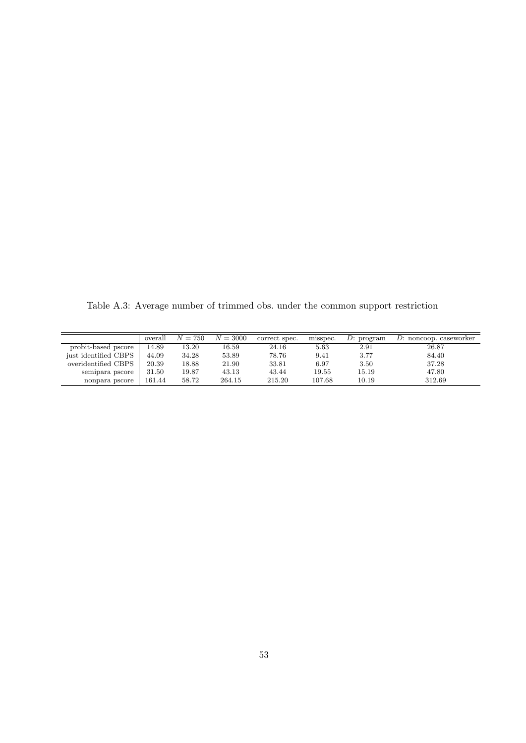Table A.3: Average number of trimmed obs. under the common support restriction

| | overall | $N = 750$ | $N = 3000$ | correct spec. | misspec. | $D$: program | $D$: noncoop. caseworker |
|---|---|---|---|---|---|---|---|
| probit-based pscore | 14.89 | 13.20 | 16.59 | 24.16 | 5.63 | 2.91 | 26.87 |
| just identified CBPS | 44.09 | 34.28 | 53.89 | 78.76 | 9.41 | 3.77 | 84.40 |
| overidentified CBPS | 20.39 | 18.88 | 21.90 | 33.81 | 6.97 | 3.50 | 37.28 |
| semipara pscore | 31.50 | 19.87 | 43.13 | 43.44 | 19.55 | 15.19 | 47.80 |
| nonpara pscore | 161.44 | 58.72 | 264.15 | 215.20 | 107.68 | 10.19 | 312.69 |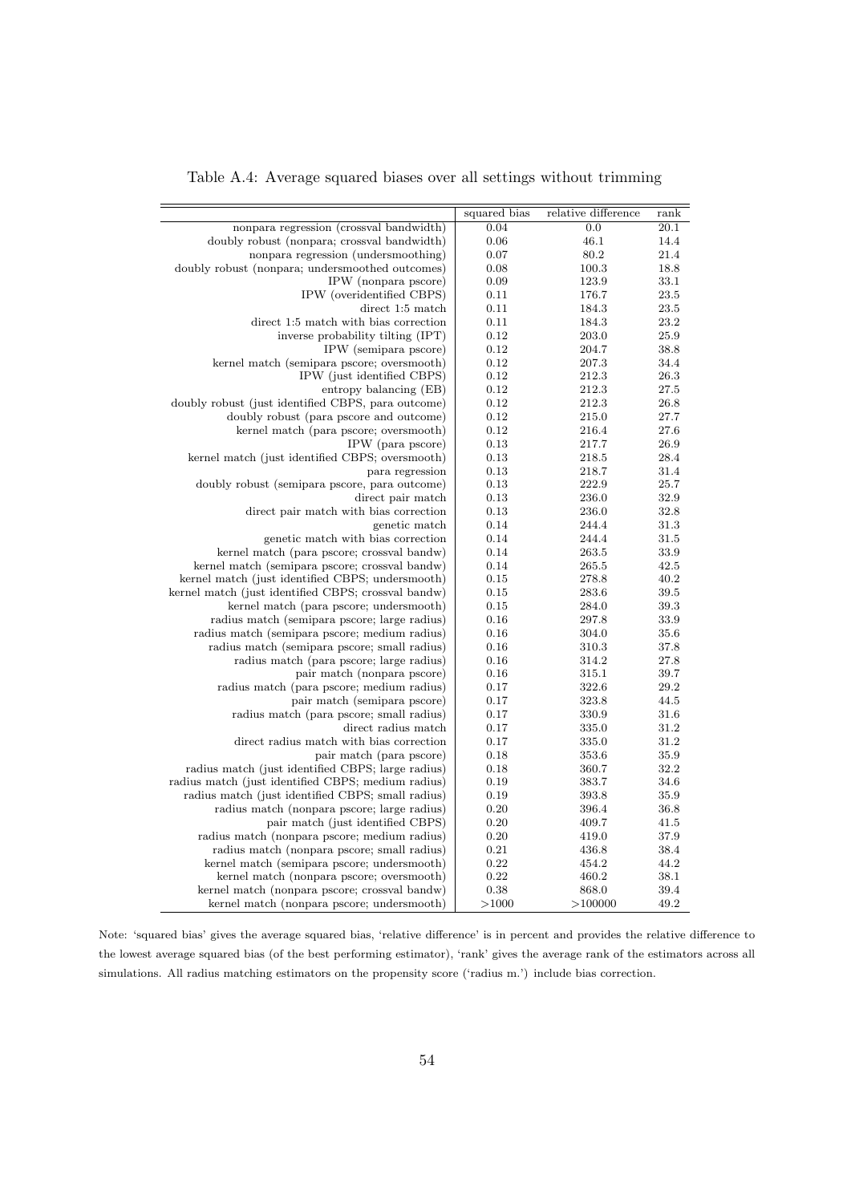Table A.4: Average squared biases over all settings without trimming

| | squared bias | relative difference | rank |
|---|---|---|---|
| nonpara regression (crossval bandwidth) | 0.04 | 0.0 | 20.1 |
| doubly robust (nonpara; crossval bandwidth) | 0.06 | 46.1 | 14.4 |
| nonpara regression (undersmoothing) | 0.07 | 80.2 | 21.4 |
| doubly robust (nonpara; undersmoothed outcomes) | 0.08 | 100.3 | 18.8 |
| IPW (nonpara pscore) | 0.09 | 123.9 | 33.1 |
| IPW (overidentified CBPS) | 0.11 | 176.7 | 23.5 |
| direct 1:5 match | 0.11 | 184.3 | 23.5 |
| direct 1:5 match with bias correction | 0.11 | 184.3 | 23.2 |
| inverse probability tilting (IPT) | 0.12 | 203.0 | 25.9 |
| IPW (semipara pscore) | 0.12 | 204.7 | 38.8 |
| kernel match (semipara pscore; oversmooth) | 0.12 | 207.3 | 34.4 |
| IPW (just identified CBPS) | 0.12 | 212.3 | 26.3 |
| entropy balancing (EB) | 0.12 | 212.3 | 27.5 |
| doubly robust (just identified CBPS, para outcome) | 0.12 | 212.3 | 26.8 |
| doubly robust (para pscore and outcome) | 0.12 | 215.0 | 27.7 |
| kernel match (para pscore; oversmooth) | 0.12 | 216.4 | 27.6 |
| IPW (para pscore) | 0.13 | 217.7 | 26.9 |
| kernel match (just identified CBPS; oversmooth) | 0.13 | 218.5 | 28.4 |
| para regression | 0.13 | 218.7 | 31.4 |
| doubly robust (semipara pscore, para outcome) | 0.13 | 222.9 | 25.7 |
| direct pair match | 0.13 | 236.0 | 32.9 |
| direct pair match with bias correction | 0.13 | 236.0 | 32.8 |
| genetic match | 0.14 | 244.4 | 31.3 |
| genetic match with bias correction | 0.14 | 244.4 | 31.5 |
| kernel match (para pscore; crossval bandw) | 0.14 | 263.5 | 33.9 |
| kernel match (semipara pscore; crossval bandw) | 0.14 | 265.5 | 42.5 |
| kernel match (just identified CBPS; undersmooth) | 0.15 | 278.8 | 40.2 |
| kernel match (just identified CBPS; crossval bandw) | 0.15 | 283.6 | 39.5 |
| kernel match (para pscore; undersmooth) | 0.15 | 284.0 | 39.3 |
| radius match (semipara pscore; large radius) | 0.16 | 297.8 | 33.9 |
| radius match (semipara pscore; medium radius) | 0.16 | 304.0 | 35.6 |
| radius match (semipara pscore; small radius) | 0.16 | 310.3 | 37.8 |
| radius match (para pscore; large radius) | 0.16 | 314.2 | 27.8 |
| pair match (nonpara pscore) | 0.16 | 315.1 | 39.7 |
| radius match (para pscore; medium radius) | 0.17 | 322.6 | 29.2 |
| pair match (semipara pscore) | 0.17 | 323.8 | 44.5 |
| radius match (para pscore; small radius) | 0.17 | 330.9 | 31.6 |
| direct radius match | 0.17 | 335.0 | 31.2 |
| direct radius match with bias correction | 0.17 | 335.0 | 31.2 |
| pair match (para pscore) | 0.18 | 353.6 | 35.9 |
| radius match (just identified CBPS; large radius) | 0.18 | 360.7 | 32.2 |
| radius match (just identified CBPS; medium radius) | 0.19 | 383.7 | 34.6 |
| radius match (just identified CBPS; small radius) | 0.19 | 393.8 | 35.9 |
| radius match (nonpara pscore; large radius) | 0.20 | 396.4 | 36.8 |
| pair match (just identified CBPS) | 0.20 | 409.7 | 41.5 |
| radius match (nonpara pscore; medium radius) | 0.20 | 419.0 | 37.9 |
| radius match (nonpara pscore; small radius) | 0.21 | 436.8 | 38.4 |
| kernel match (semipara pscore; undersmooth) | 0.22 | 454.2 | 44.2 |
| kernel match (nonpara pscore; oversmooth) | 0.22 | 460.2 | 38.1 |
| kernel match (nonpara pscore; crossval bandw) | 0.38 | 868.0 | 39.4 |
| kernel match (nonpara pscore; undersmooth) | >1000 | >100000 | 49.2 |

Note: 'squared bias' gives the average squared bias, 'relative difference' is in percent and provides the relative difference to the lowest average squared bias (of the best performing estimator), 'rank' gives the average rank of the estimators across all simulations. All radius matching estimators on the propensity score ('radius m.') include bias correction.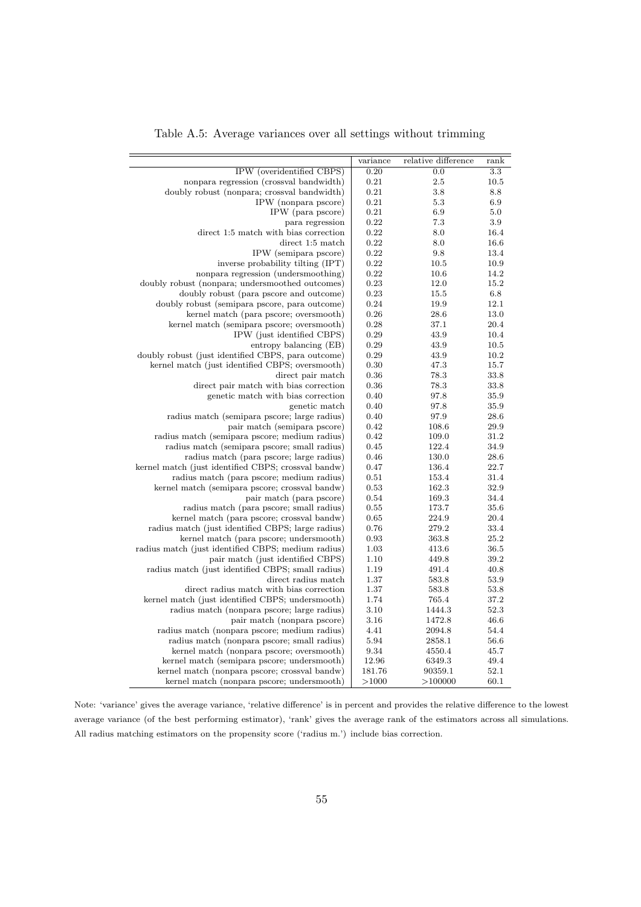Table A.5: Average variances over all settings without trimming

| | variance | relative difference | rank |
|---|---|---|---|
| IPW (overidentified CBPS) | 0.20 | 0.0 | 3.3 |
| nonpara regression (crossval bandwidth) | 0.21 | 2.5 | 10.5 |
| doubly robust (nonpara; crossval bandwidth) | 0.21 | 3.8 | 8.8 |
| IPW (nonpara pscore) | 0.21 | 5.3 | 6.9 |
| IPW (para pscore) | 0.21 | 6.9 | 5.0 |
| para regression | 0.22 | 7.3 | 3.9 |
| direct 1:5 match with bias correction | 0.22 | 8.0 | 16.4 |
| direct 1:5 match | 0.22 | 8.0 | 16.6 |
| IPW (semipara pscore) | 0.22 | 9.8 | 13.4 |
| inverse probability tilting (IPT) | 0.22 | 10.5 | 10.9 |
| nonpara regression (undersmoothing) | 0.22 | 10.6 | 14.2 |
| doubly robust (nonpara; undersmoothed outcomes) | 0.23 | 12.0 | 15.2 |
| doubly robust (para pscore and outcome) | 0.23 | 15.5 | 6.8 |
| doubly robust (semipara pscore, para outcome) | 0.24 | 19.9 | 12.1 |
| kernel match (para pscore; oversmooth) | 0.26 | 28.6 | 13.0 |
| kernel match (semipara pscore; oversmooth) | 0.28 | 37.1 | 20.4 |
| IPW (just identified CBPS) | 0.29 | 43.9 | 10.4 |
| entropy balancing (EB) | 0.29 | 43.9 | 10.5 |
| doubly robust (just identified CBPS, para outcome) | 0.29 | 43.9 | 10.2 |
| kernel match (just identified CBPS; oversmooth) | 0.30 | 47.3 | 15.7 |
| direct pair match | 0.36 | 78.3 | 33.8 |
| direct pair match with bias correction | 0.36 | 78.3 | 33.8 |
| genetic match with bias correction | 0.40 | 97.8 | 35.9 |
| genetic match | 0.40 | 97.8 | 35.9 |
| radius match (semipara pscore; large radius) | 0.40 | 97.9 | 28.6 |
| pair match (semipara pscore) | 0.42 | 108.6 | 29.9 |
| radius match (semipara pscore; medium radius) | 0.42 | 109.0 | 31.2 |
| radius match (semipara pscore; small radius) | 0.45 | 122.4 | 34.9 |
| radius match (para pscore; large radius) | 0.46 | 130.0 | 28.6 |
| kernel match (just identified CBPS; crossval bandw) | 0.47 | 136.4 | 22.7 |
| radius match (para pscore; medium radius) | 0.51 | 153.4 | 31.4 |
| kernel match (semipara pscore; crossval bandw) | 0.53 | 162.3 | 32.9 |
| pair match (para pscore) | 0.54 | 169.3 | 34.4 |
| radius match (para pscore; small radius) | 0.55 | 173.7 | 35.6 |
| kernel match (para pscore; crossval bandw) | 0.65 | 224.9 | 20.4 |
| radius match (just identified CBPS; large radius) | 0.76 | 279.2 | 33.4 |
| kernel match (para pscore; undersmooth) | 0.93 | 363.8 | 25.2 |
| radius match (just identified CBPS; medium radius) | 1.03 | 413.6 | 36.5 |
| pair match (just identified CBPS) | 1.10 | 449.8 | 39.2 |
| radius match (just identified CBPS; small radius) | 1.19 | 491.4 | 40.8 |
| direct radius match | 1.37 | 583.8 | 53.9 |
| direct radius match with bias correction | 1.37 | 583.8 | 53.8 |
| kernel match (just identified CBPS; undersmooth) | 1.74 | 765.4 | 37.2 |
| radius match (nonpara pscore; large radius) | 3.10 | 1444.3 | 52.3 |
| pair match (nonpara pscore) | 3.16 | 1472.8 | 46.6 |
| radius match (nonpara pscore; medium radius) | 4.41 | 2094.8 | 54.4 |
| radius match (nonpara pscore; small radius) | 5.94 | 2858.1 | 56.6 |
| kernel match (nonpara pscore; oversmooth) | 9.34 | 4550.4 | 45.7 |
| kernel match (semipara pscore; undersmooth) | 12.96 | 6349.3 | 49.4 |
| kernel match (nonpara pscore; crossval bandw) | 181.76 | 90359.1 | 52.1 |
| kernel match (nonpara pscore; undersmooth) | >1000 | >100000 | 60.1 |

Note: 'variance' gives the average variance, 'relative difference' is in percent and provides the relative difference to the lowest average variance (of the best performing estimator), 'rank' gives the average rank of the estimators across all simulations. All radius matching estimators on the propensity score ('radius m.') include bias correction.